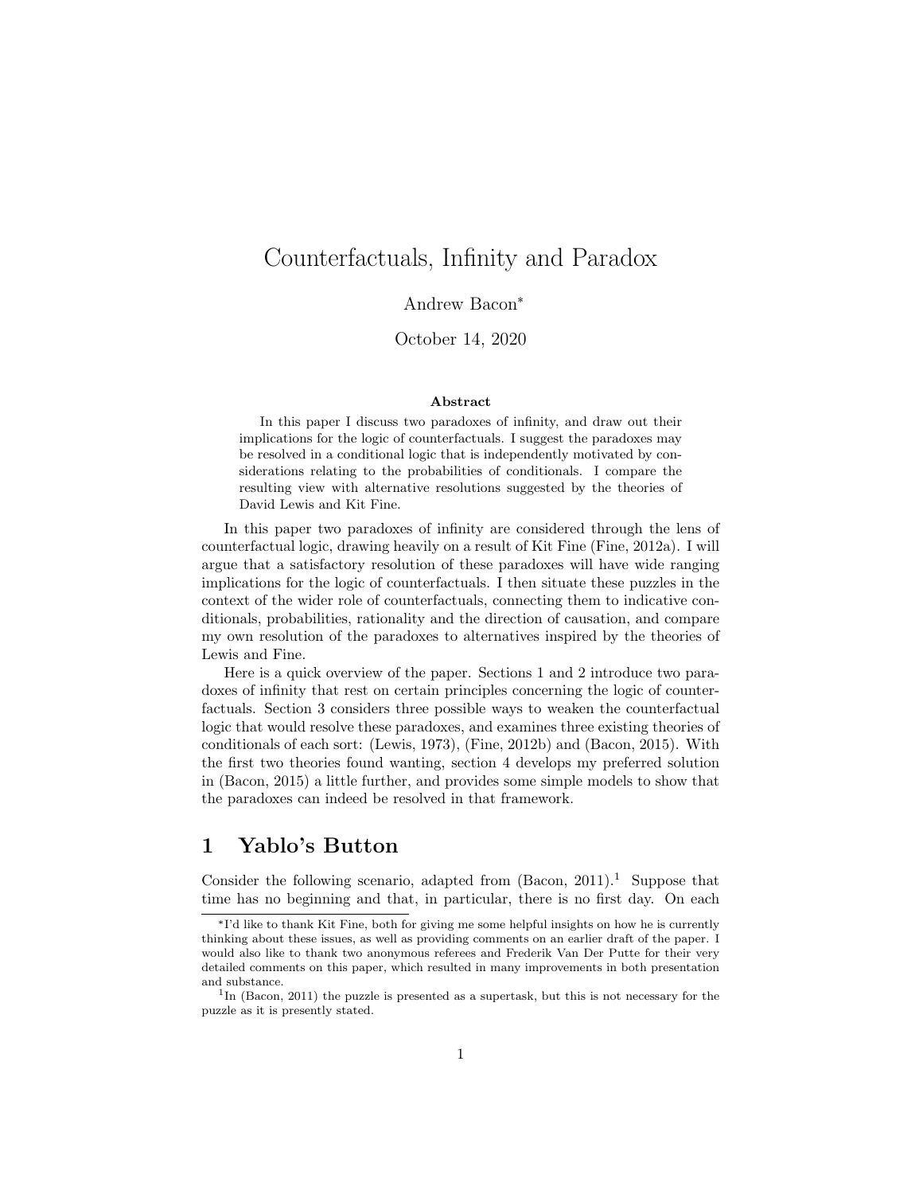# Counterfactuals, Infinity and Paradox

Andrew Bacon*

October 14, 2020

### Abstract

In this paper I discuss two paradoxes of infinity, and draw out their implications for the logic of counterfactuals. I suggest the paradoxes may be resolved in a conditional logic that is independently motivated by considerations relating to the probabilities of conditionals. I compare the resulting view with alternative resolutions suggested by the theories of David Lewis and Kit Fine.

In this paper two paradoxes of infinity are considered through the lens of counterfactual logic, drawing heavily on a result of Kit Fine (Fine, 2012a). I will argue that a satisfactory resolution of these paradoxes will have wide ranging implications for the logic of counterfactuals. I then situate these puzzles in the context of the wider role of counterfactuals, connecting them to indicative conditionals, probabilities, rationality and the direction of causation, and compare my own resolution of the paradoxes to alternatives inspired by the theories of Lewis and Fine.

Here is a quick overview of the paper. Sections 1 and 2 introduce two paradoxes of infinity that rest on certain principles concerning the logic of counterfactuals. Section 3 considers three possible ways to weaken the counterfactual logic that would resolve these paradoxes, and examines three existing theories of conditionals of each sort: (Lewis, 1973), (Fine, 2012b) and (Bacon, 2015). With the first two theories found wanting, section 4 develops my preferred solution in (Bacon, 2015) a little further, and provides some simple models to show that the paradoxes can indeed be resolved in that framework.

## 1 Yablo's Button

Consider the following scenario, adapted from (Bacon, 2011).[1] Suppose that time has no beginning and that, in particular, there is no first day. On each

---

*I'd like to thank Kit Fine, both for giving me some helpful insights on how he is currently thinking about these issues, as well as providing comments on an earlier draft of the paper. I would also like to thank two anonymous referees and Frederik Van Der Putte for their very detailed comments on this paper, which resulted in many improvements in both presentation and substance.

[1] In (Bacon, 2011) the puzzle is presented as a supertask, but this is not necessary for the puzzle as it is presently stated.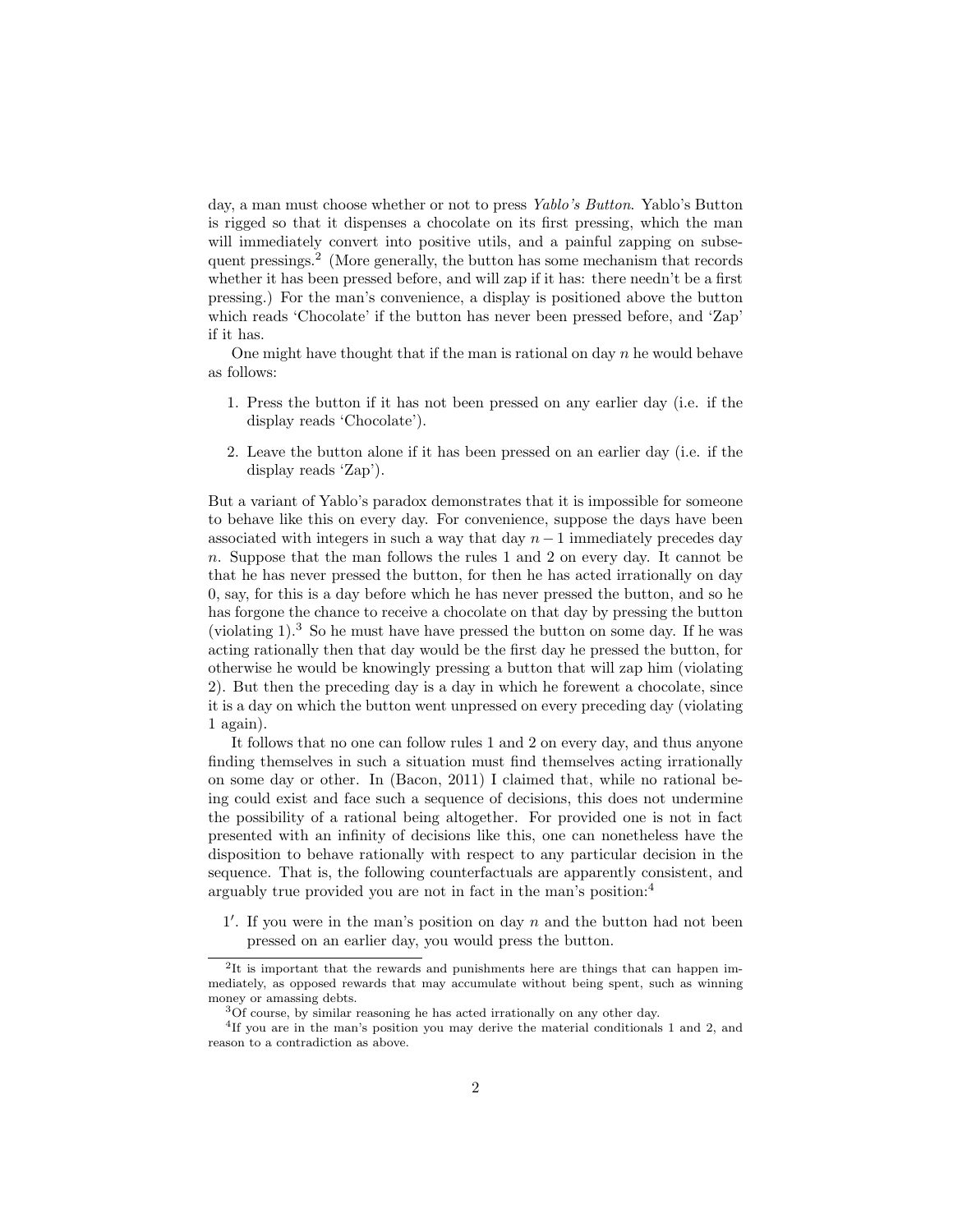day, a man must choose whether or not to press *Yablo's Button*. Yablo's Button is rigged so that it dispenses a chocolate on its first pressing, which the man will immediately convert into positive utils, and a painful zapping on subsequent pressings.[2] (More generally, the button has some mechanism that records whether it has been pressed before, and will zap if it has: there needn't be a first pressing.) For the man's convenience, a display is positioned above the button which reads 'Chocolate' if the button has never been pressed before, and 'Zap' if it has.

One might have thought that if the man is rational on day $n$ he would behave as follows:

1. Press the button if it has not been pressed on any earlier day (i.e. if the display reads 'Chocolate').
2. Leave the button alone if it has been pressed on an earlier day (i.e. if the display reads 'Zap').

But a variant of Yablo's paradox demonstrates that it is impossible for someone to behave like this on every day. For convenience, suppose the days have been associated with integers in such a way that day $n-1$ immediately precedes day $n$. Suppose that the man follows the rules 1 and 2 on every day. It cannot be that he has never pressed the button, for then he has acted irrationally on day 0, say, for this is a day before which he has never pressed the button, and so he has forgone the chance to receive a chocolate on that day by pressing the button (violating 1).[3] So he must have have pressed the button on some day. If he was acting rationally then that day would be the first day he pressed the button, for otherwise he would be knowingly pressing a button that will zap him (violating 2). But then the preceding day is a day in which he forewent a chocolate, since it is a day on which the button went unpressed on every preceding day (violating 1 again).

It follows that no one can follow rules 1 and 2 on every day, and thus anyone finding themselves in such a situation must find themselves acting irrationally on some day or other. In (Bacon, 2011) I claimed that, while no rational being could exist and face such a sequence of decisions, this does not undermine the possibility of a rational being altogether. For provided one is not in fact presented with an infinity of decisions like this, one can nonetheless have the disposition to behave rationally with respect to any particular decision in the sequence. That is, the following counterfactuals are apparently consistent, and arguably true provided you are not in fact in the man's position:[4]

1′. If you were in the man's position on day $n$ and the button had not been pressed on an earlier day, you would press the button.

---

[2] It is important that the rewards and punishments here are things that can happen immediately, as opposed rewards that may accumulate without being spent, such as winning money or amassing debts.

[3] Of course, by similar reasoning he has acted irrationally on any other day.

[4] If you are in the man's position you may derive the material conditionals 1 and 2, and reason to a contradiction as above.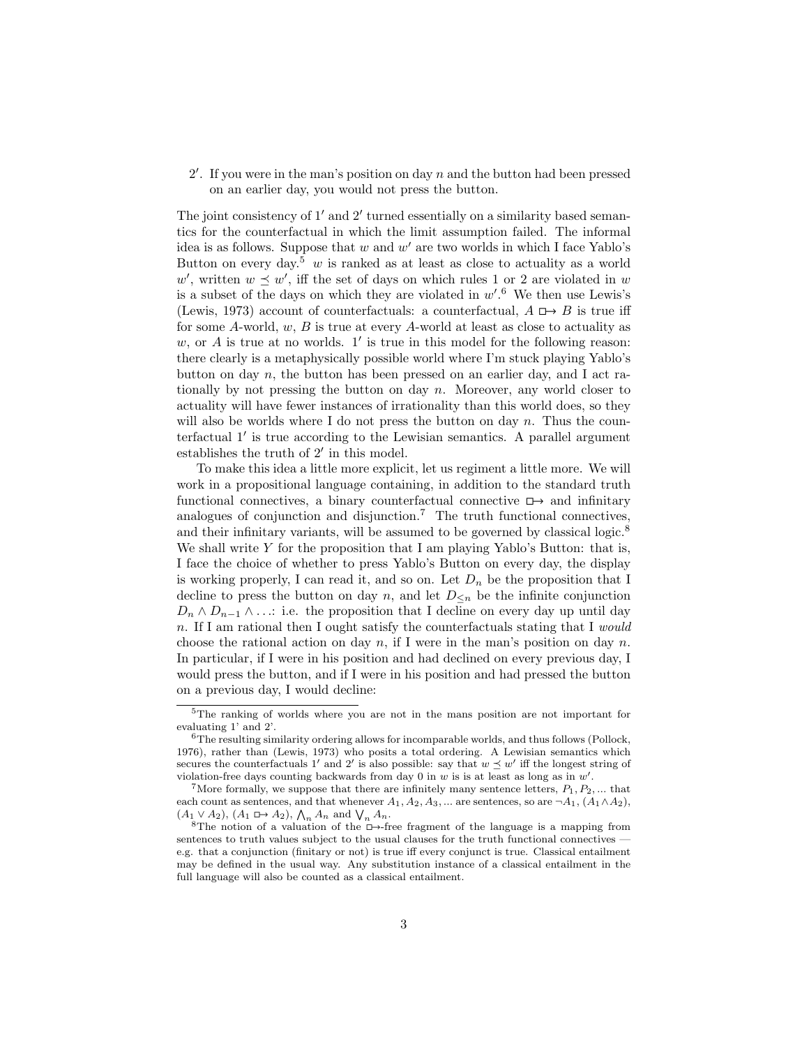2′. If you were in the man's position on day $n$ and the button had been pressed on an earlier day, you would not press the button.

The joint consistency of 1′ and 2′ turned essentially on a similarity based semantics for the counterfactual in which the limit assumption failed. The informal idea is as follows. Suppose that $w$ and $w'$ are two worlds in which I face Yablo's Button on every day.[5] $w$ is ranked as at least as close to actuality as a world $w'$, written $w \preceq w'$, iff the set of days on which rules 1 or 2 are violated in $w$ is a subset of the days on which they are violated in $w'$.[6] We then use Lewis's (Lewis, 1973) account of counterfactuals: a counterfactual, $A \boxright B$ is true iff for some $A$-world, $w$, $B$ is true at every $A$-world at least as close to actuality as $w$, or $A$ is true at no worlds. 1′ is true in this model for the following reason: there clearly is a metaphysically possible world where I'm stuck playing Yablo's button on day $n$, the button has been pressed on an earlier day, and I act rationally by not pressing the button on day $n$. Moreover, any world closer to actuality will have fewer instances of irrationality than this world does, so they will also be worlds where I do not press the button on day $n$. Thus the counterfactual 1′ is true according to the Lewisian semantics. A parallel argument establishes the truth of 2′ in this model.

To make this idea a little more explicit, let us regiment a little more. We will work in a propositional language containing, in addition to the standard truth functional connectives, a binary counterfactual connective $\boxright$ and infinitary analogues of conjunction and disjunction.[7] The truth functional connectives, and their infinitary variants, will be assumed to be governed by classical logic.[8] We shall write $Y$ for the proposition that I am playing Yablo's Button: that is, I face the choice of whether to press Yablo's Button on every day, the display is working properly, I can read it, and so on. Let $D_n$ be the proposition that I decline to press the button on day $n$, and let $D_{\leq n}$ be the infinite conjunction $D_n \wedge D_{n-1} \wedge \ldots$: i.e. the proposition that I decline on every day up until day $n$. If I am rational then I ought satisfy the counterfactuals stating that I *would* choose the rational action on day $n$, if I were in the man's position on day $n$. In particular, if I were in his position and had declined on every previous day, I would press the button, and if I were in his position and had pressed the button on a previous day, I would decline:

[5] The ranking of worlds where you are not in the mans position are not important for evaluating 1' and 2'.

[6] The resulting similarity ordering allows for incomparable worlds, and thus follows (Pollock, 1976), rather than (Lewis, 1973) who posits a total ordering. A Lewisian semantics which secures the counterfactuals 1′ and 2′ is also possible: say that $w \preceq w'$ iff the longest string of violation-free days counting backwards from day 0 in $w$ is is at least as long as in $w'$.

[7] More formally, we suppose that there are infinitely many sentence letters, $P_1, P_2, \ldots$ that each count as sentences, and that whenever $A_1, A_2, A_3, \ldots$ are sentences, so are $\neg A_1$, $(A_1 \wedge A_2)$, $(A_1 \vee A_2)$, $(A_1 \boxright A_2)$, $\bigwedge_n A_n$ and $\bigvee_n A_n$.

[8] The notion of a valuation of the $\boxright$-free fragment of the language is a mapping from sentences to truth values subject to the usual clauses for the truth functional connectives — e.g. that a conjunction (finitary or not) is true iff every conjunct is true. Classical entailment may be defined in the usual way. Any substitution instance of a classical entailment in the full language will also be counted as a classical entailment.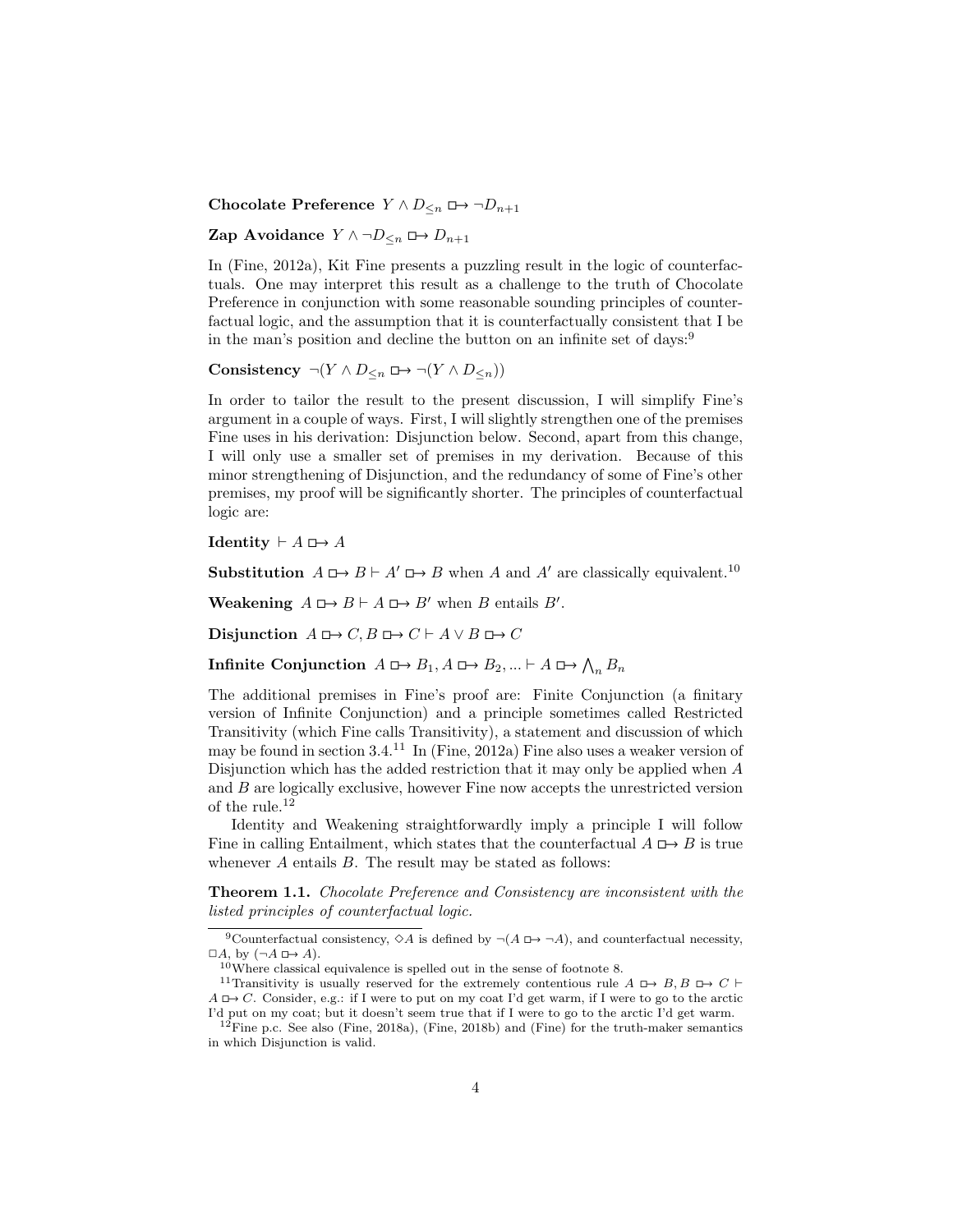**Chocolate Preference** $Y \wedge D_{\leq n} \boxright \neg D_{n+1}$

**Zap Avoidance** $Y \wedge \neg D_{\leq n} \boxright D_{n+1}$

In (Fine, 2012a), Kit Fine presents a puzzling result in the logic of counterfactuals. One may interpret this result as a challenge to the truth of Chocolate Preference in conjunction with some reasonable sounding principles of counterfactual logic, and the assumption that it is counterfactually consistent that I be in the man's position and decline the button on an infinite set of days:[9]

**Consistency** $\neg(Y \wedge D_{\leq n} \boxright \neg(Y \wedge D_{\leq n}))$

In order to tailor the result to the present discussion, I will simplify Fine's argument in a couple of ways. First, I will slightly strengthen one of the premises Fine uses in his derivation: Disjunction below. Second, apart from this change, I will only use a smaller set of premises in my derivation. Because of this minor strengthening of Disjunction, and the redundancy of some of Fine's other premises, my proof will be significantly shorter. The principles of counterfactual logic are:

**Identity** $\vdash A \boxright A$

**Substitution** $A \boxright B \vdash A' \boxright B$ when $A$ and $A'$ are classically equivalent.[10]

**Weakening** $A \boxright B \vdash A \boxright B'$ when $B$ entails $B'$.

**Disjunction** $A \boxright C, B \boxright C \vdash A \vee B \boxright C$

**Infinite Conjunction** $A \boxright B_1, A \boxright B_2, ... \vdash A \boxright \bigwedge_n B_n$

The additional premises in Fine's proof are: Finite Conjunction (a finitary version of Infinite Conjunction) and a principle sometimes called Restricted Transitivity (which Fine calls Transitivity), a statement and discussion of which may be found in section 3.4.[11] In (Fine, 2012a) Fine also uses a weaker version of Disjunction which has the added restriction that it may only be applied when $A$ and $B$ are logically exclusive, however Fine now accepts the unrestricted version of the rule.[12]

Identity and Weakening straightforwardly imply a principle I will follow Fine in calling Entailment, which states that the counterfactual $A \boxright B$ is true whenever $A$ entails $B$. The result may be stated as follows:

**Theorem 1.1.** *Chocolate Preference and Consistency are inconsistent with the listed principles of counterfactual logic.*

---

[9] Counterfactual consistency, $\Diamond A$ is defined by $\neg(A \boxright \neg A)$, and counterfactual necessity, $\Box A$, by $(\neg A \boxright A)$.

[10] Where classical equivalence is spelled out in the sense of footnote 8.

[11] Transitivity is usually reserved for the extremely contentious rule $A \boxright B, B \boxright C \vdash A \boxright C$. Consider, e.g.: if I were to put on my coat I'd get warm, if I were to go to the arctic I'd put on my coat; but it doesn't seem true that if I were to go to the arctic I'd get warm.

[12] Fine p.c. See also (Fine, 2018a), (Fine, 2018b) and (Fine) for the truth-maker semantics in which Disjunction is valid.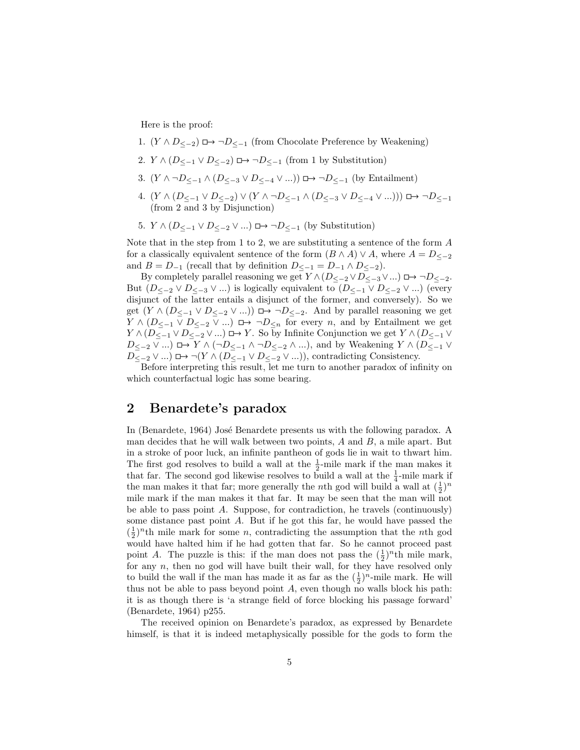Here is the proof:

1. $(Y \wedge D_{\leq -2}) \mathrel{\Box\!\!\rightarrow} \neg D_{\leq -1}$ (from Chocolate Preference by Weakening)
2. $Y \wedge (D_{\leq -1} \vee D_{\leq -2}) \mathrel{\Box\!\!\rightarrow} \neg D_{\leq -1}$ (from 1 by Substitution)
3. $(Y \wedge \neg D_{\leq -1} \wedge (D_{\leq -3} \vee D_{\leq -4} \vee ...)) \mathrel{\Box\!\!\rightarrow} \neg D_{\leq -1}$ (by Entailment)
4. $(Y \wedge (D_{\leq -1} \vee D_{\leq -2}) \vee (Y \wedge \neg D_{\leq -1} \wedge (D_{\leq -3} \vee D_{\leq -4} \vee ...))) \mathrel{\Box\!\!\rightarrow} \neg D_{\leq -1}$ (from 2 and 3 by Disjunction)
5. $Y \wedge (D_{\leq -1} \vee D_{\leq -2} \vee ...) \mathrel{\Box\!\!\rightarrow} \neg D_{\leq -1}$ (by Substitution)

Note that in the step from 1 to 2, we are substituting a sentence of the form $A$ for a classically equivalent sentence of the form $(B \wedge A) \vee A$, where $A = D_{\leq -2}$ and $B = D_{-1}$ (recall that by definition $D_{\leq -1} = D_{-1} \wedge D_{\leq -2}$).

By completely parallel reasoning we get $Y \wedge (D_{\leq -2} \vee D_{\leq -3} \vee ...) \mathrel{\Box\!\!\rightarrow} \neg D_{\leq -2}$. But $(D_{\leq -2} \vee D_{\leq -3} \vee ...)$ is logically equivalent to $(D_{\leq -1} \vee D_{\leq -2} \vee ...)$ (every disjunct of the latter entails a disjunct of the former, and conversely). So we get $(Y \wedge (D_{\leq -1} \vee D_{\leq -2} \vee ...)) \mathrel{\Box\!\!\rightarrow} \neg D_{\leq -2}$. And by parallel reasoning we get $Y \wedge (D_{\leq -1} \vee D_{\leq -2} \vee ...) \mathrel{\Box\!\!\rightarrow} \neg D_{\leq n}$ for every $n$, and by Entailment we get $Y \wedge (D_{\leq -1} \vee D_{\leq -2} \vee ...) \mathrel{\Box\!\!\rightarrow} Y$. So by Infinite Conjunction we get $Y \wedge (D_{\leq -1} \vee D_{\leq -2} \vee ...) \mathrel{\Box\!\!\rightarrow} Y \wedge (\neg D_{\leq -1} \wedge \neg D_{\leq -2} \wedge ...)$, and by Weakening $Y \wedge (D_{\leq -1} \vee D_{\leq -2} \vee ...) \mathrel{\Box\!\!\rightarrow} \neg(Y \wedge (D_{\leq -1} \vee D_{\leq -2} \vee ...))$, contradicting Consistency.

Before interpreting this result, let me turn to another paradox of infinity on which counterfactual logic has some bearing.

## 2 Benardete's paradox

In (Benardete, 1964) José Benardete presents us with the following paradox. A man decides that he will walk between two points, $A$ and $B$, a mile apart. But in a stroke of poor luck, an infinite pantheon of gods lie in wait to thwart him. The first god resolves to build a wall at the $\frac{1}{2}$-mile mark if the man makes it that far. The second god likewise resolves to build a wall at the $\frac{1}{4}$-mile mark if the man makes it that far; more generally the $n$th god will build a wall at $(\frac{1}{2})^n$ mile mark if the man makes it that far. It may be seen that the man will not be able to pass point $A$. Suppose, for contradiction, he travels (continuously) some distance past point $A$. But if he got this far, he would have passed the $(\frac{1}{2})^n$th mile mark for some $n$, contradicting the assumption that the $n$th god would have halted him if he had gotten that far. So he cannot proceed past point $A$. The puzzle is this: if the man does not pass the $(\frac{1}{2})^n$th mile mark, for any $n$, then no god will have built their wall, for they have resolved only to build the wall if the man has made it as far as the $(\frac{1}{2})^n$-mile mark. He will thus not be able to pass beyond point $A$, even though no walls block his path: it is as though there is 'a strange field of force blocking his passage forward' (Benardete, 1964) p255.

The received opinion on Benardete's paradox, as expressed by Benardete himself, is that it is indeed metaphysically possible for the gods to form the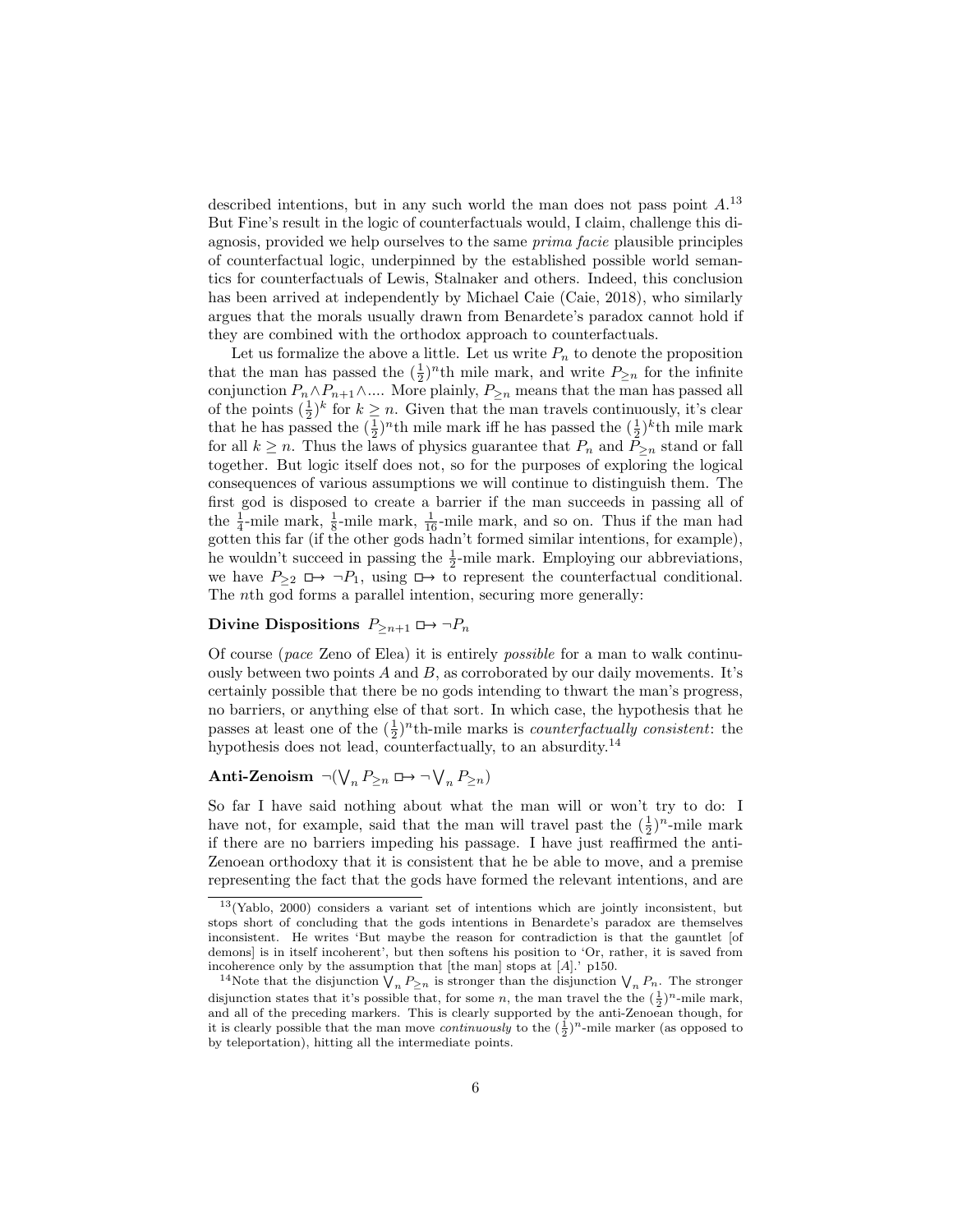described intentions, but in any such world the man does not pass point $A$.[13] But Fine's result in the logic of counterfactuals would, I claim, challenge this diagnosis, provided we help ourselves to the same *prima facie* plausible principles of counterfactual logic, underpinned by the established possible world semantics for counterfactuals of Lewis, Stalnaker and others. Indeed, this conclusion has been arrived at independently by Michael Caie (Caie, 2018), who similarly argues that the morals usually drawn from Benardete's paradox cannot hold if they are combined with the orthodox approach to counterfactuals.

Let us formalize the above a little. Let us write $P_n$ to denote the proposition that the man has passed the $(\frac{1}{2})^n$th mile mark, and write $P_{\geq n}$ for the infinite conjunction $P_n \wedge P_{n+1} \wedge ....$ More plainly, $P_{\geq n}$ means that the man has passed all of the points $(\frac{1}{2})^k$ for $k \geq n$. Given that the man travels continuously, it's clear that he has passed the $(\frac{1}{2})^n$th mile mark iff he has passed the $(\frac{1}{2})^k$th mile mark for all $k \geq n$. Thus the laws of physics guarantee that $P_n$ and $P_{\geq n}$ stand or fall together. But logic itself does not, so for the purposes of exploring the logical consequences of various assumptions we will continue to distinguish them. The first god is disposed to create a barrier if the man succeeds in passing all of the $\frac{1}{4}$-mile mark, $\frac{1}{8}$-mile mark, $\frac{1}{16}$-mile mark, and so on. Thus if the man had gotten this far (if the other gods hadn't formed similar intentions, for example), he wouldn't succeed in passing the $\frac{1}{2}$-mile mark. Employing our abbreviations, we have $P_{\geq 2} \mathrel{\Box\!\!\to} \neg P_1$, using $\mathrel{\Box\!\!\to}$ to represent the counterfactual conditional. The $n$th god forms a parallel intention, securing more generally:

**Divine Dispositions** $P_{\geq n+1} \mathrel{\Box\!\!\to} \neg P_n$

Of course (*pace* Zeno of Elea) it is entirely *possible* for a man to walk continuously between two points $A$ and $B$, as corroborated by our daily movements. It's certainly possible that there be no gods intending to thwart the man's progress, no barriers, or anything else of that sort. In which case, the hypothesis that he passes at least one of the $(\frac{1}{2})^n$th-mile marks is *counterfactually consistent*: the hypothesis does not lead, counterfactually, to an absurdity.[14]

**Anti-Zenoism** $\neg(\bigvee_n P_{\geq n} \mathrel{\Box\!\!\to} \neg \bigvee_n P_{\geq n})$

So far I have said nothing about what the man will or won't try to do: I have not, for example, said that the man will travel past the $(\frac{1}{2})^n$-mile mark if there are no barriers impeding his passage. I have just reaffirmed the anti-Zenoean orthodoxy that it is consistent that he be able to move, and a premise representing the fact that the gods have formed the relevant intentions, and are

---

[13] (Yablo, 2000) considers a variant set of intentions which are jointly inconsistent, but stops short of concluding that the gods intentions in Benardete's paradox are themselves inconsistent. He writes 'But maybe the reason for contradiction is that the gauntlet [of demons] is in itself incoherent', but then softens his position to 'Or, rather, it is saved from incoherence only by the assumption that [the man] stops at [$A$].' p150.

[14] Note that the disjunction $\bigvee_n P_{\geq n}$ is stronger than the disjunction $\bigvee_n P_n$. The stronger disjunction states that it's possible that, for some $n$, the man travel the the $(\frac{1}{2})^n$-mile mark, and all of the preceding markers. This is clearly supported by the anti-Zenoean though, for it is clearly possible that the man move *continuously* to the $(\frac{1}{2})^n$-mile marker (as opposed to by teleportation), hitting all the intermediate points.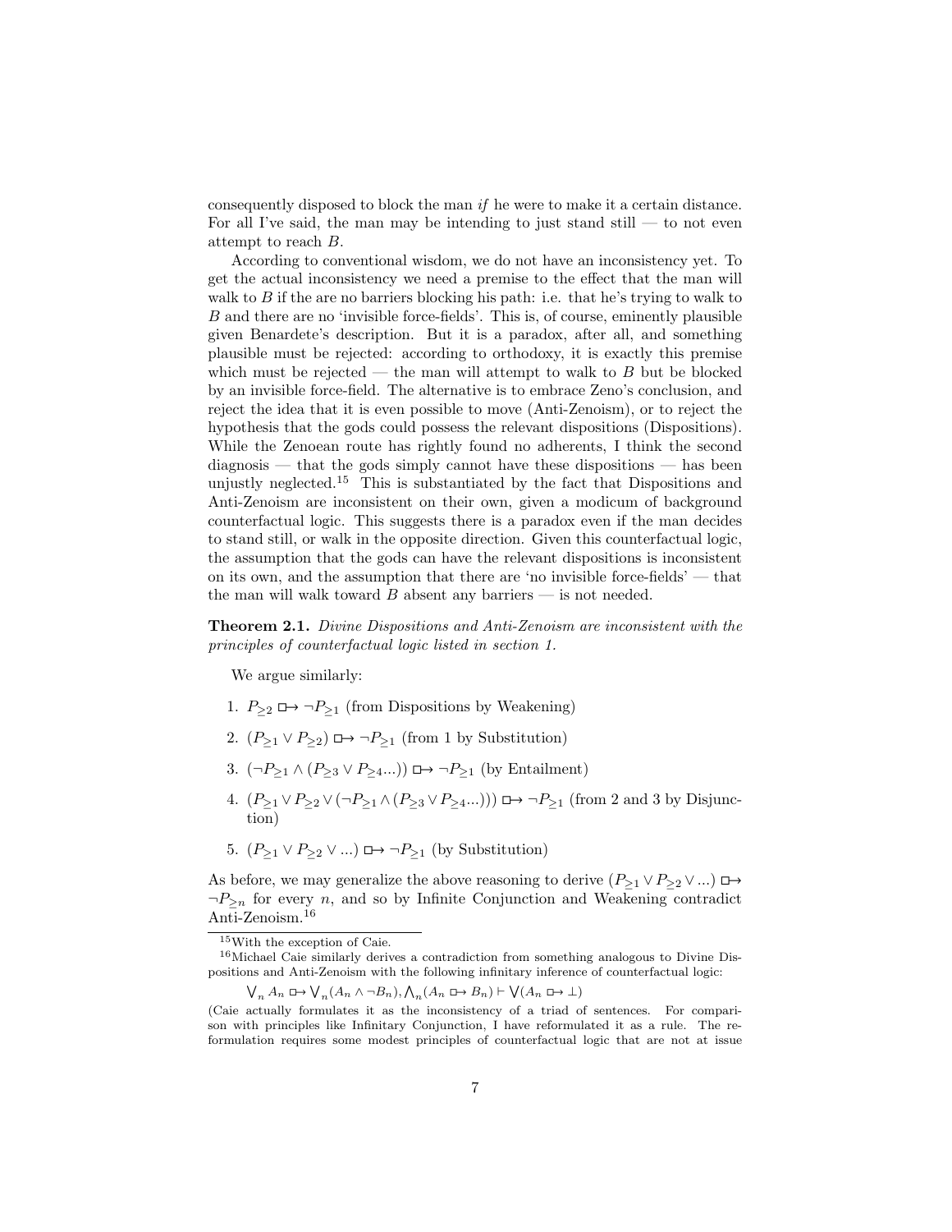consequently disposed to block the man *if* he were to make it a certain distance. For all I've said, the man may be intending to just stand still — to not even attempt to reach $B$.

According to conventional wisdom, we do not have an inconsistency yet. To get the actual inconsistency we need a premise to the effect that the man will walk to $B$ if the are no barriers blocking his path: i.e. that he's trying to walk to $B$ and there are no 'invisible force-fields'. This is, of course, eminently plausible given Benardete's description. But it is a paradox, after all, and something plausible must be rejected: according to orthodoxy, it is exactly this premise which must be rejected — the man will attempt to walk to $B$ but be blocked by an invisible force-field. The alternative is to embrace Zeno's conclusion, and reject the idea that it is even possible to move (Anti-Zenoism), or to reject the hypothesis that the gods could possess the relevant dispositions (Dispositions). While the Zenoean route has rightly found no adherents, I think the second diagnosis — that the gods simply cannot have these dispositions — has been unjustly neglected.[15] This is substantiated by the fact that Dispositions and Anti-Zenoism are inconsistent on their own, given a modicum of background counterfactual logic. This suggests there is a paradox even if the man decides to stand still, or walk in the opposite direction. Given this counterfactual logic, the assumption that the gods can have the relevant dispositions is inconsistent on its own, and the assumption that there are 'no invisible force-fields' — that the man will walk toward $B$ absent any barriers — is not needed.

**Theorem 2.1.** *Divine Dispositions and Anti-Zenoism are inconsistent with the principles of counterfactual logic listed in section 1.*

We argue similarly:

1. $P_{\geq 2} \boxright \neg P_{\geq 1}$ (from Dispositions by Weakening)
2. $(P_{\geq 1} \vee P_{\geq 2}) \boxright \neg P_{\geq 1}$ (from 1 by Substitution)
3. $(\neg P_{\geq 1} \wedge (P_{\geq 3} \vee P_{\geq 4} ...)) \boxright \neg P_{\geq 1}$ (by Entailment)
4. $(P_{\geq 1} \vee P_{\geq 2} \vee (\neg P_{\geq 1} \wedge (P_{\geq 3} \vee P_{\geq 4} ...))) \boxright \neg P_{\geq 1}$ (from 2 and 3 by Disjunction)
5. $(P_{\geq 1} \vee P_{\geq 2} \vee ...) \boxright \neg P_{\geq 1}$ (by Substitution)

As before, we may generalize the above reasoning to derive $(P_{\geq 1} \vee P_{\geq 2} \vee ...) \boxright \neg P_{\geq n}$ for every $n$, and so by Infinite Conjunction and Weakening contradict Anti-Zenoism.[16]

[15] With the exception of Caie.

[16] Michael Caie similarly derives a contradiction from something analogous to Divine Dispositions and Anti-Zenoism with the following infinitary inference of counterfactual logic:

$$\bigvee_n A_n \boxright \bigvee_n (A_n \wedge \neg B_n), \bigwedge_n (A_n \boxright B_n) \vdash \bigvee (A_n \boxright \bot)$$

(Caie actually formulates it as the inconsistency of a triad of sentences. For comparison with principles like Infinitary Conjunction, I have reformulated it as a rule. The reformulation requires some modest principles of counterfactual logic that are not at issue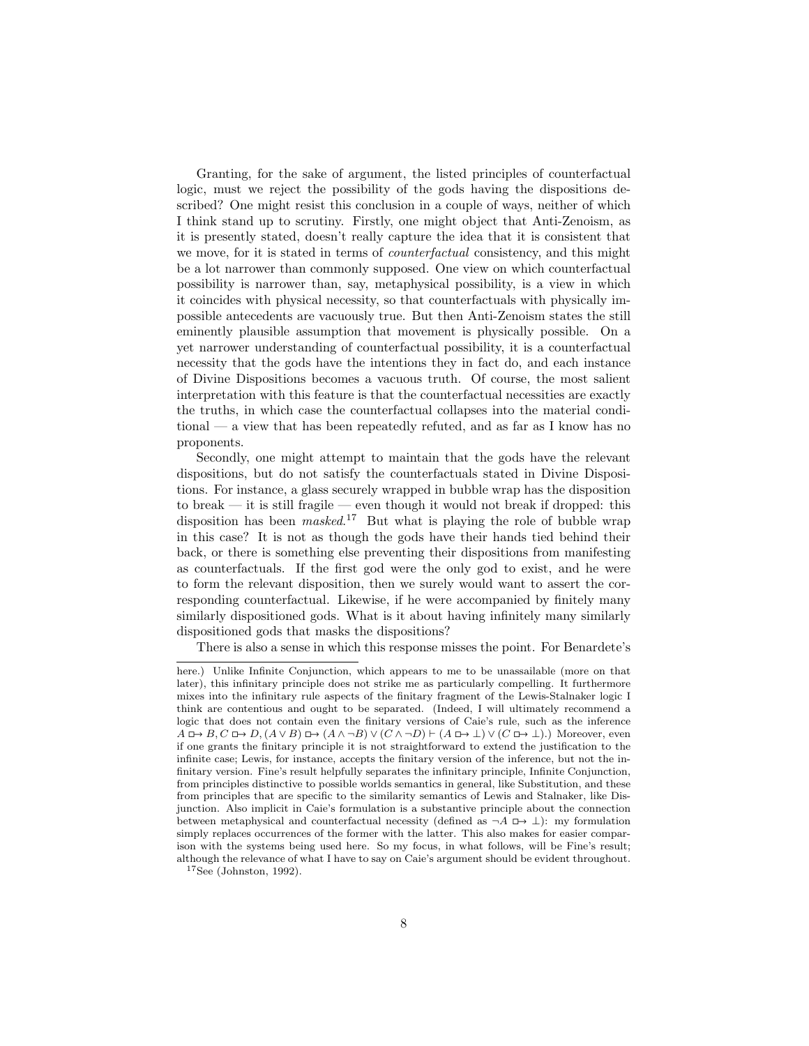Granting, for the sake of argument, the listed principles of counterfactual logic, must we reject the possibility of the gods having the dispositions described? One might resist this conclusion in a couple of ways, neither of which I think stand up to scrutiny. Firstly, one might object that Anti-Zenoism, as it is presently stated, doesn't really capture the idea that it is consistent that we move, for it is stated in terms of *counterfactual* consistency, and this might be a lot narrower than commonly supposed. One view on which counterfactual possibility is narrower than, say, metaphysical possibility, is a view in which it coincides with physical necessity, so that counterfactuals with physically impossible antecedents are vacuously true. But then Anti-Zenoism states the still eminently plausible assumption that movement is physically possible. On a yet narrower understanding of counterfactual possibility, it is a counterfactual necessity that the gods have the intentions they in fact do, and each instance of Divine Dispositions becomes a vacuous truth. Of course, the most salient interpretation with this feature is that the counterfactual necessities are exactly the truths, in which case the counterfactual collapses into the material conditional — a view that has been repeatedly refuted, and as far as I know has no proponents.

Secondly, one might attempt to maintain that the gods have the relevant dispositions, but do not satisfy the counterfactuals stated in Divine Dispositions. For instance, a glass securely wrapped in bubble wrap has the disposition to break — it is still fragile — even though it would not break if dropped: this disposition has been *masked*.[17] But what is playing the role of bubble wrap in this case? It is not as though the gods have their hands tied behind their back, or there is something else preventing their dispositions from manifesting as counterfactuals. If the first god were the only god to exist, and he were to form the relevant disposition, then we surely would want to assert the corresponding counterfactual. Likewise, if he were accompanied by finitely many similarly dispositioned gods. What is it about having infinitely many similarly dispositioned gods that masks the dispositions?

There is also a sense in which this response misses the point. For Benardete's

---

here.) Unlike Infinite Conjunction, which appears to me to be unassailable (more on that later), this infinitary principle does not strike me as particularly compelling. It furthermore mixes into the infinitary rule aspects of the finitary fragment of the Lewis-Stalnaker logic I think are contentious and ought to be separated. (Indeed, I will ultimately recommend a logic that does not contain even the finitary versions of Caie's rule, such as the inference $A \boxright B, C \boxright D, (A \vee B) \boxright (A \wedge \neg B) \vee (C \wedge \neg D) \vdash (A \boxright \bot) \vee (C \boxright \bot)$.) Moreover, even if one grants the finitary principle it is not straightforward to extend the justification to the infinite case; Lewis, for instance, accepts the finitary version of the inference, but not the infinitary version. Fine's result helpfully separates the infinitary principle, Infinite Conjunction, from principles distinctive to possible worlds semantics in general, like Substitution, and these from principles that are specific to the similarity semantics of Lewis and Stalnaker, like Disjunction. Also implicit in Caie's formulation is a substantive principle about the connection between metaphysical and counterfactual necessity (defined as $\neg A \boxright \bot$): my formulation simply replaces occurrences of the former with the latter. This also makes for easier comparison with the systems being used here. So my focus, in what follows, will be Fine's result; although the relevance of what I have to say on Caie's argument should be evident throughout.

[17] See (Johnston, 1992).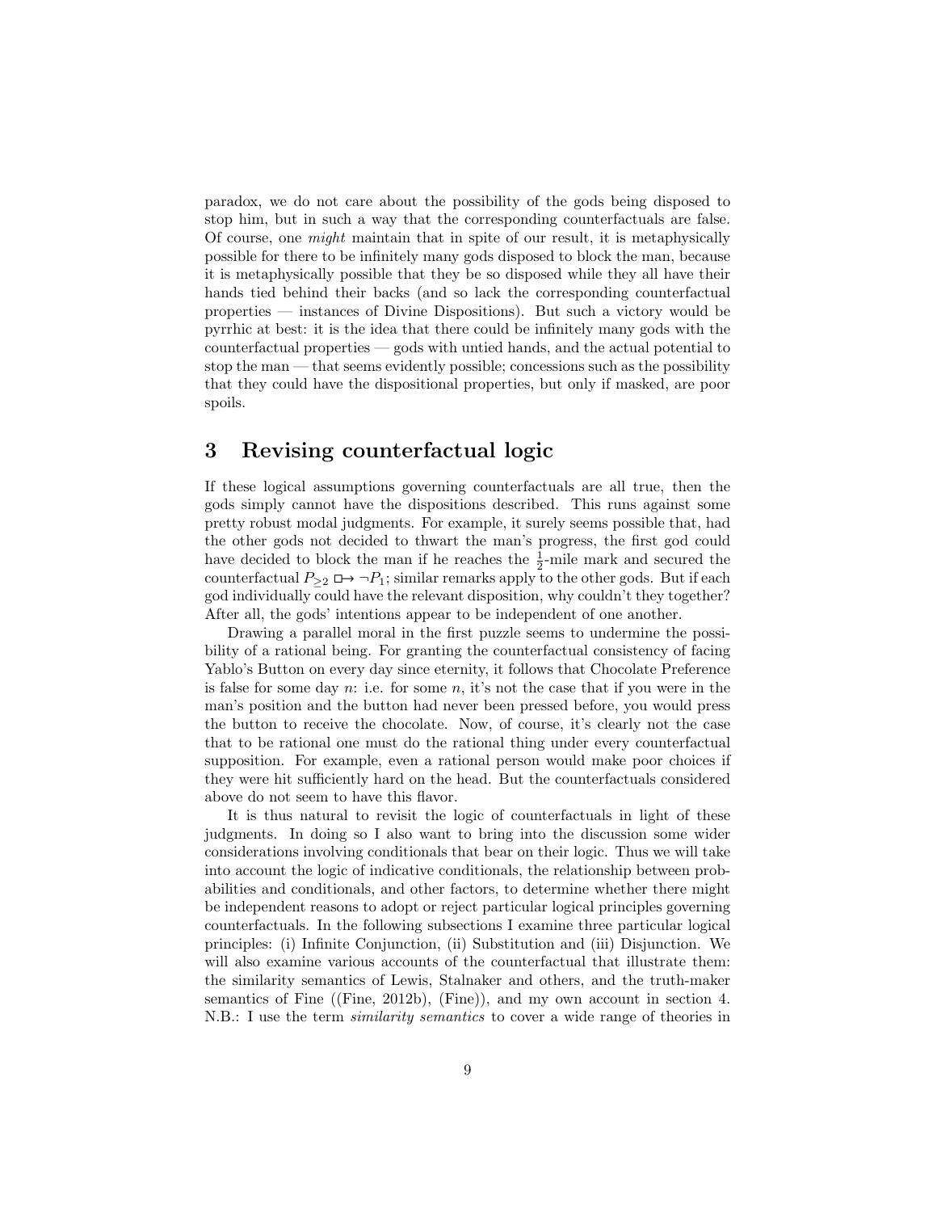paradox, we do not care about the possibility of the gods being disposed to stop him, but in such a way that the corresponding counterfactuals are false. Of course, one *might* maintain that in spite of our result, it is metaphysically possible for there to be infinitely many gods disposed to block the man, because it is metaphysically possible that they be so disposed while they all have their hands tied behind their backs (and so lack the corresponding counterfactual properties — instances of Divine Dispositions). But such a victory would be pyrrhic at best: it is the idea that there could be infinitely many gods with the counterfactual properties — gods with untied hands, and the actual potential to stop the man — that seems evidently possible; concessions such as the possibility that they could have the dispositional properties, but only if masked, are poor spoils.

# 3 Revising counterfactual logic

If these logical assumptions governing counterfactuals are all true, then the gods simply cannot have the dispositions described. This runs against some pretty robust modal judgments. For example, it surely seems possible that, had the other gods not decided to thwart the man's progress, the first god could have decided to block the man if he reaches the $\frac{1}{2}$-mile mark and secured the counterfactual $P_{\geq 2} \boxright \neg P_1$; similar remarks apply to the other gods. But if each god individually could have the relevant disposition, why couldn't they together? After all, the gods' intentions appear to be independent of one another.

Drawing a parallel moral in the first puzzle seems to undermine the possibility of a rational being. For granting the counterfactual consistency of facing Yablo's Button on every day since eternity, it follows that Chocolate Preference is false for some day $n$: i.e. for some $n$, it's not the case that if you were in the man's position and the button had never been pressed before, you would press the button to receive the chocolate. Now, of course, it's clearly not the case that to be rational one must do the rational thing under every counterfactual supposition. For example, even a rational person would make poor choices if they were hit sufficiently hard on the head. But the counterfactuals considered above do not seem to have this flavor.

It is thus natural to revisit the logic of counterfactuals in light of these judgments. In doing so I also want to bring into the discussion some wider considerations involving conditionals that bear on their logic. Thus we will take into account the logic of indicative conditionals, the relationship between probabilities and conditionals, and other factors, to determine whether there might be independent reasons to adopt or reject particular logical principles governing counterfactuals. In the following subsections I examine three particular logical principles: (i) Infinite Conjunction, (ii) Substitution and (iii) Disjunction. We will also examine various accounts of the counterfactual that illustrate them: the similarity semantics of Lewis, Stalnaker and others, and the truth-maker semantics of Fine ((Fine, 2012b), (Fine)), and my own account in section 4. N.B.: I use the term *similarity semantics* to cover a wide range of theories in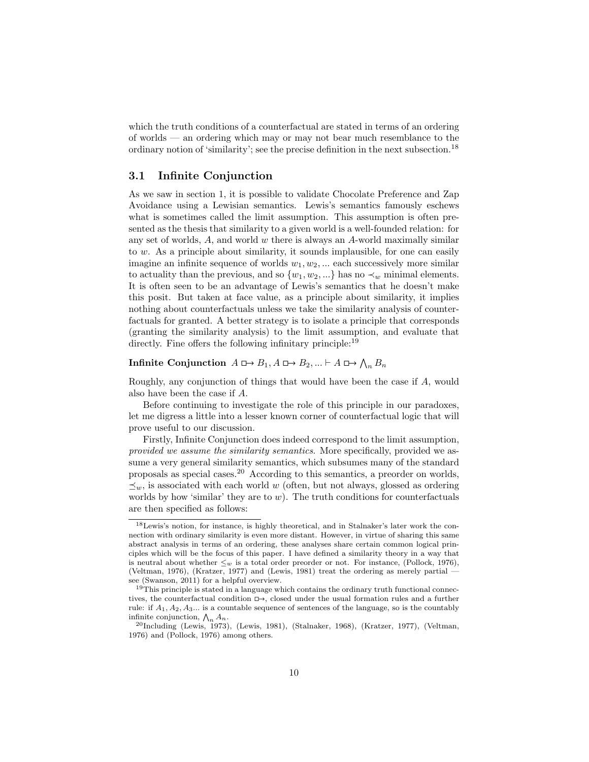which the truth conditions of a counterfactual are stated in terms of an ordering of worlds — an ordering which may or may not bear much resemblance to the ordinary notion of 'similarity'; see the precise definition in the next subsection.[18]

### 3.1 Infinite Conjunction

As we saw in section 1, it is possible to validate Chocolate Preference and Zap Avoidance using a Lewisian semantics. Lewis's semantics famously eschews what is sometimes called the limit assumption. This assumption is often presented as the thesis that similarity to a given world is a well-founded relation: for any set of worlds, $A$, and world $w$ there is always an $A$-world maximally similar to $w$. As a principle about similarity, it sounds implausible, for one can easily imagine an infinite sequence of worlds $w_1, w_2, ...$ each successively more similar to actuality than the previous, and so $\{w_1, w_2, ...\}$ has no $\prec_w$ minimal elements. It is often seen to be an advantage of Lewis's semantics that he doesn't make this posit. But taken at face value, as a principle about similarity, it implies nothing about counterfactuals unless we take the similarity analysis of counterfactuals for granted. A better strategy is to isolate a principle that corresponds (granting the similarity analysis) to the limit assumption, and evaluate that directly. Fine offers the following infinitary principle:[19]

**Infinite Conjunction** $A \mathrel{\Box\!\!\rightarrow} B_1, A \mathrel{\Box\!\!\rightarrow} B_2, ... \vdash A \mathrel{\Box\!\!\rightarrow} \bigwedge_n B_n$

Roughly, any conjunction of things that would have been the case if $A$, would also have been the case if $A$.

Before continuing to investigate the role of this principle in our paradoxes, let me digress a little into a lesser known corner of counterfactual logic that will prove useful to our discussion.

Firstly, Infinite Conjunction does indeed correspond to the limit assumption, *provided we assume the similarity semantics*. More specifically, provided we assume a very general similarity semantics, which subsumes many of the standard proposals as special cases.[20] According to this semantics, a preorder on worlds, $\preceq_w$, is associated with each world $w$ (often, but not always, glossed as ordering worlds by how 'similar' they are to $w$). The truth conditions for counterfactuals are then specified as follows:

---

[18] Lewis's notion, for instance, is highly theoretical, and in Stalnaker's later work the connection with ordinary similarity is even more distant. However, in virtue of sharing this same abstract analysis in terms of an ordering, these analyses share certain common logical principles which will be the focus of this paper. I have defined a similarity theory in a way that is neutral about whether $\leq_w$ is a total order preorder or not. For instance, (Pollock, 1976), (Veltman, 1976), (Kratzer, 1977) and (Lewis, 1981) treat the ordering as merely partial — see (Swanson, 2011) for a helpful overview.

[19] This principle is stated in a language which contains the ordinary truth functional connectives, the counterfactual condition $\mathrel{\Box\!\!\rightarrow}$, closed under the usual formation rules and a further rule: if $A_1, A_2, A_3...$ is a countable sequence of sentences of the language, so is the countably infinite conjunction, $\bigwedge_n A_n$.

[20] Including (Lewis, 1973), (Lewis, 1981), (Stalnaker, 1968), (Kratzer, 1977), (Veltman, 1976) and (Pollock, 1976) among others.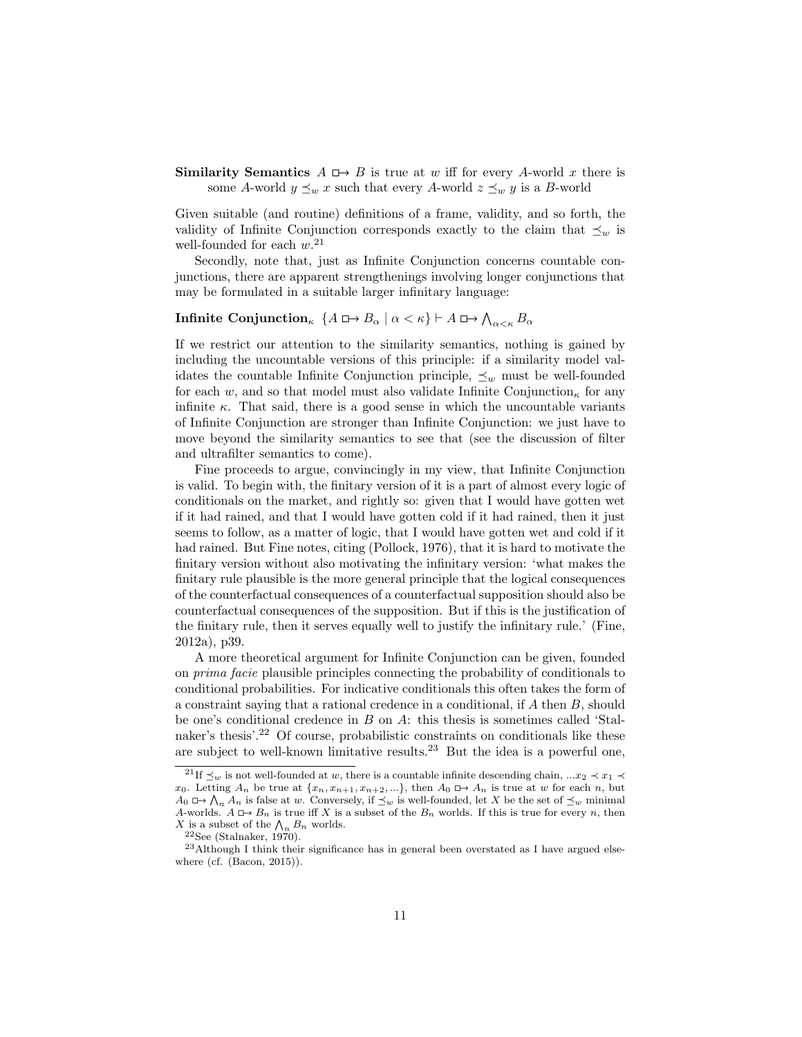**Similarity Semantics** $A \mathrel{\Box\!\!\rightarrow} B$ is true at $w$ iff for every $A$-world $x$ there is some $A$-world $y \preceq_w x$ such that every $A$-world $z \preceq_w y$ is a $B$-world

Given suitable (and routine) definitions of a frame, validity, and so forth, the validity of Infinite Conjunction corresponds exactly to the claim that $\preceq_w$ is well-founded for each $w$.[21]

Secondly, note that, just as Infinite Conjunction concerns countable conjunctions, there are apparent strengthenings involving longer conjunctions that may be formulated in a suitable larger infinitary language:

**Infinite Conjunction**$_\kappa$ $\{A \mathrel{\Box\!\!\rightarrow} B_\alpha \mid \alpha < \kappa\} \vdash A \mathrel{\Box\!\!\rightarrow} \bigwedge_{\alpha<\kappa} B_\alpha$

If we restrict our attention to the similarity semantics, nothing is gained by including the uncountable versions of this principle: if a similarity model validates the countable Infinite Conjunction principle, $\preceq_w$ must be well-founded for each $w$, and so that model must also validate Infinite Conjunction$_\kappa$ for any infinite $\kappa$. That said, there is a good sense in which the uncountable variants of Infinite Conjunction are stronger than Infinite Conjunction: we just have to move beyond the similarity semantics to see that (see the discussion of filter and ultrafilter semantics to come).

Fine proceeds to argue, convincingly in my view, that Infinite Conjunction is valid. To begin with, the finitary version of it is a part of almost every logic of conditionals on the market, and rightly so: given that I would have gotten wet if it had rained, and that I would have gotten cold if it had rained, then it just seems to follow, as a matter of logic, that I would have gotten wet and cold if it had rained. But Fine notes, citing (Pollock, 1976), that it is hard to motivate the finitary version without also motivating the infinitary version: 'what makes the finitary rule plausible is the more general principle that the logical consequences of the counterfactual consequences of a counterfactual supposition should also be counterfactual consequences of the supposition. But if this is the justification of the finitary rule, then it serves equally well to justify the infinitary rule.' (Fine, 2012a), p39.

A more theoretical argument for Infinite Conjunction can be given, founded on *prima facie* plausible principles connecting the probability of conditionals to conditional probabilities. For indicative conditionals this often takes the form of a constraint saying that a rational credence in a conditional, if $A$ then $B$, should be one's conditional credence in $B$ on $A$: this thesis is sometimes called 'Stalnaker's thesis'.[22] Of course, probabilistic constraints on conditionals like these are subject to well-known limitative results.[23] But the idea is a powerful one,

---

[21] If $\preceq_w$ is not well-founded at $w$, there is a countable infinite descending chain, $...x_2 \prec x_1 \prec x_0$. Letting $A_n$ be true at $\{x_n, x_{n+1}, x_{n+2}, ...\}$, then $A_0 \mathrel{\Box\!\!\rightarrow} A_n$ is true at $w$ for each $n$, but $A_0 \mathrel{\Box\!\!\rightarrow} \bigwedge_n A_n$ is false at $w$. Conversely, if $\preceq_w$ is well-founded, let $X$ be the set of $\preceq_w$ minimal $A$-worlds. $A \mathrel{\Box\!\!\rightarrow} B_n$ is true iff $X$ is a subset of the $B_n$ worlds. If this is true for every $n$, then $X$ is a subset of the $\bigwedge_n B_n$ worlds.

[22] See (Stalnaker, 1970).

[23] Although I think their significance has in general been overstated as I have argued elsewhere (cf. (Bacon, 2015)).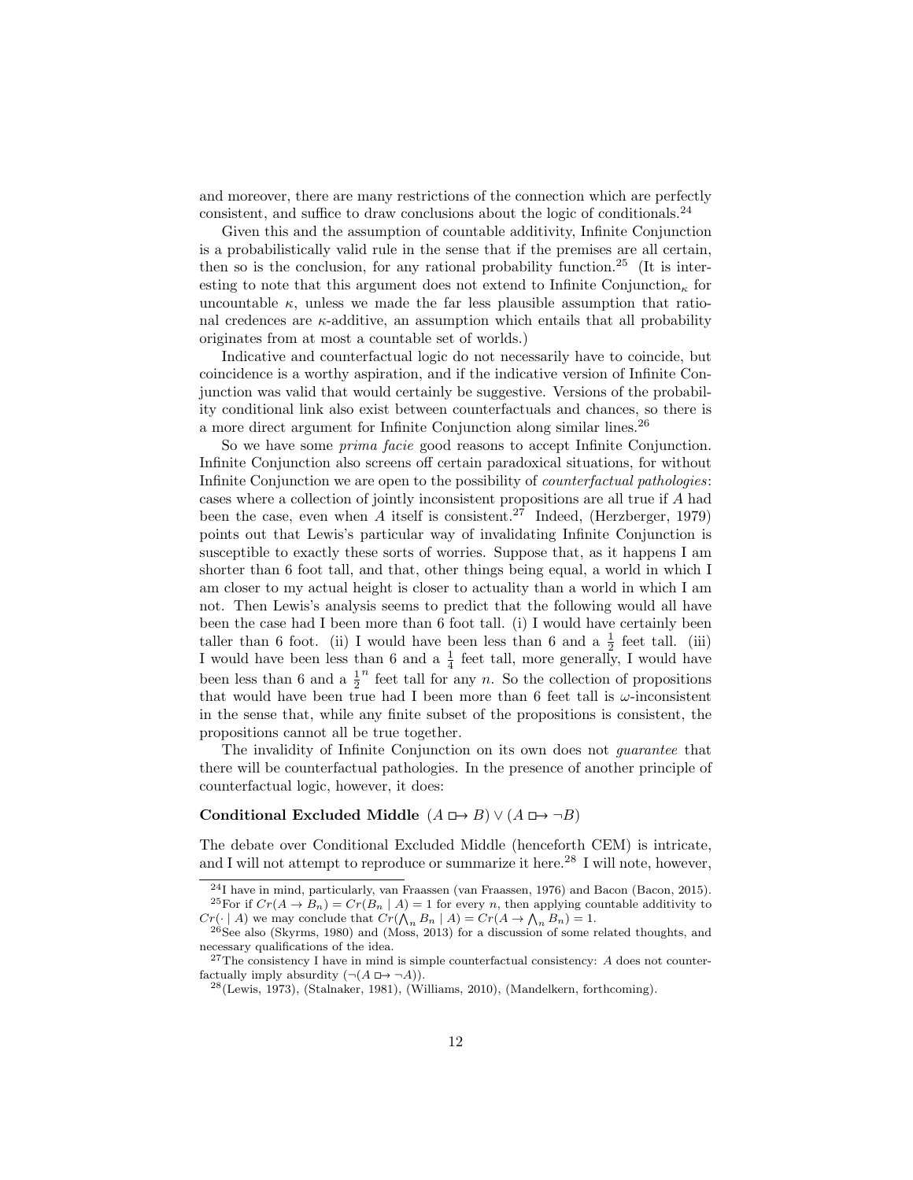and moreover, there are many restrictions of the connection which are perfectly consistent, and suffice to draw conclusions about the logic of conditionals.[24]

Given this and the assumption of countable additivity, Infinite Conjunction is a probabilistically valid rule in the sense that if the premises are all certain, then so is the conclusion, for any rational probability function.[25] (It is interesting to note that this argument does not extend to Infinite Conjunction$_\kappa$ for uncountable $\kappa$, unless we made the far less plausible assumption that rational credences are $\kappa$-additive, an assumption which entails that all probability originates from at most a countable set of worlds.)

Indicative and counterfactual logic do not necessarily have to coincide, but coincidence is a worthy aspiration, and if the indicative version of Infinite Conjunction was valid that would certainly be suggestive. Versions of the probability conditional link also exist between counterfactuals and chances, so there is a more direct argument for Infinite Conjunction along similar lines.[26]

So we have some *prima facie* good reasons to accept Infinite Conjunction. Infinite Conjunction also screens off certain paradoxical situations, for without Infinite Conjunction we are open to the possibility of *counterfactual pathologies*: cases where a collection of jointly inconsistent propositions are all true if $A$ had been the case, even when $A$ itself is consistent.[27] Indeed, (Herzberger, 1979) points out that Lewis's particular way of invalidating Infinite Conjunction is susceptible to exactly these sorts of worries. Suppose that, as it happens I am shorter than 6 foot tall, and that, other things being equal, a world in which I am closer to my actual height is closer to actuality than a world in which I am not. Then Lewis's analysis seems to predict that the following would all have been the case had I been more than 6 foot tall. (i) I would have certainly been taller than 6 foot. (ii) I would have been less than 6 and a $\frac{1}{2}$ feet tall. (iii) I would have been less than 6 and a $\frac{1}{4}$ feet tall, more generally, I would have been less than 6 and a $\frac{1}{2}^n$ feet tall for any $n$. So the collection of propositions that would have been true had I been more than 6 feet tall is $\omega$-inconsistent in the sense that, while any finite subset of the propositions is consistent, the propositions cannot all be true together.

The invalidity of Infinite Conjunction on its own does not *guarantee* that there will be counterfactual pathologies. In the presence of another principle of counterfactual logic, however, it does:

**Conditional Excluded Middle** $(A \mathrel{\Box\!\!\rightarrow} B) \vee (A \mathrel{\Box\!\!\rightarrow} \neg B)$

The debate over Conditional Excluded Middle (henceforth CEM) is intricate, and I will not attempt to reproduce or summarize it here.[28] I will note, however,

[24]I have in mind, particularly, van Fraassen (van Fraassen, 1976) and Bacon (Bacon, 2015).

[25]For if $Cr(A \rightarrow B_n) = Cr(B_n \mid A) = 1$ for every $n$, then applying countable additivity to $Cr(\cdot \mid A)$ we may conclude that $Cr(\bigwedge_n B_n \mid A) = Cr(A \rightarrow \bigwedge_n B_n) = 1$.

[26]See also (Skyrms, 1980) and (Moss, 2013) for a discussion of some related thoughts, and necessary qualifications of the idea.

[27]The consistency I have in mind is simple counterfactual consistency: $A$ does not counterfactually imply absurdity $(\neg(A \mathrel{\Box\!\!\rightarrow} \neg A))$.

[28](Lewis, 1973), (Stalnaker, 1981), (Williams, 2010), (Mandelkern, forthcoming).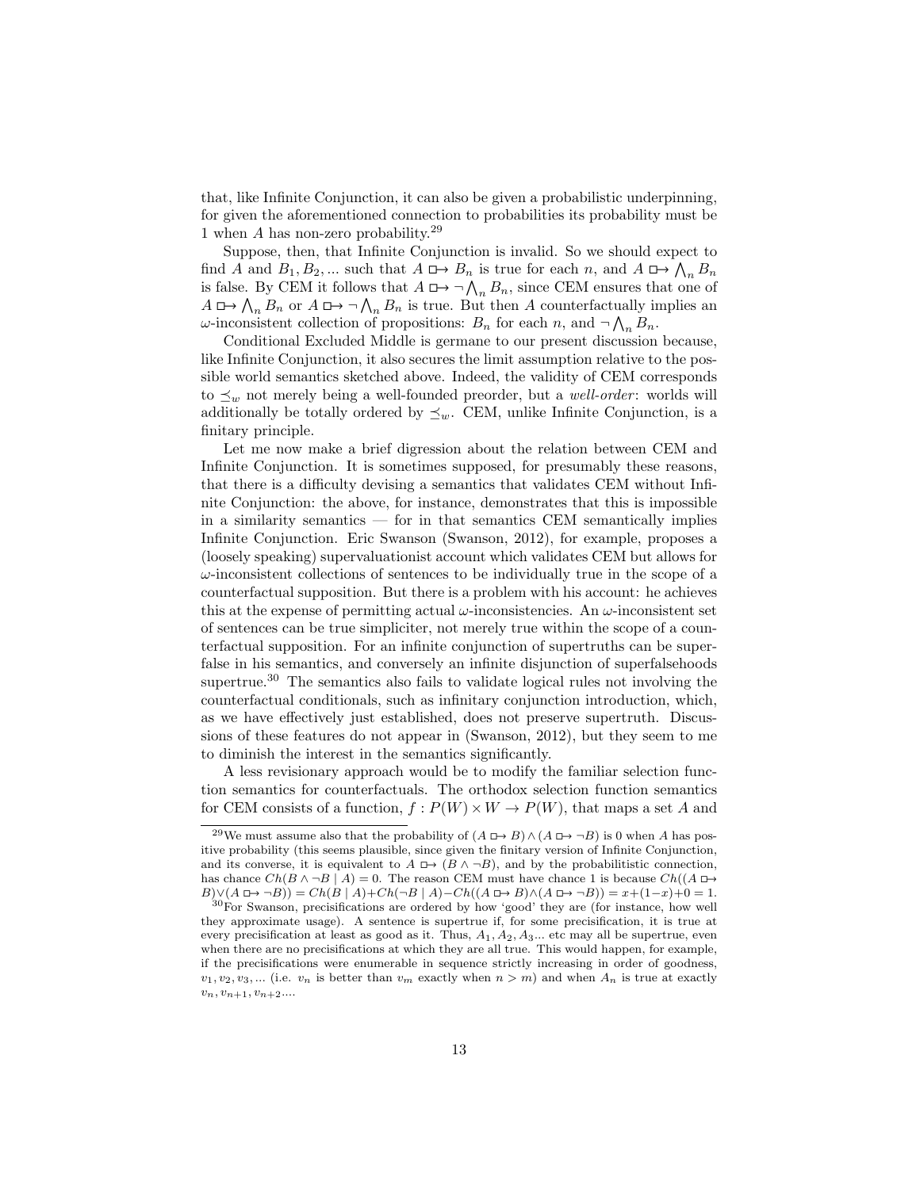that, like Infinite Conjunction, it can also be given a probabilistic underpinning, for given the aforementioned connection to probabilities its probability must be 1 when $A$ has non-zero probability.[29]

Suppose, then, that Infinite Conjunction is invalid. So we should expect to find $A$ and $B_1, B_2, ...$ such that $A \boxright B_n$ is true for each $n$, and $A \boxright \bigwedge_n B_n$ is false. By CEM it follows that $A \boxright \neg \bigwedge_n B_n$, since CEM ensures that one of $A \boxright \bigwedge_n B_n$ or $A \boxright \neg \bigwedge_n B_n$ is true. But then $A$ counterfactually implies an $\omega$-inconsistent collection of propositions: $B_n$ for each $n$, and $\neg \bigwedge_n B_n$.

Conditional Excluded Middle is germane to our present discussion because, like Infinite Conjunction, it also secures the limit assumption relative to the possible world semantics sketched above. Indeed, the validity of CEM corresponds to $\preceq_w$ not merely being a well-founded preorder, but a *well-order*: worlds will additionally be totally ordered by $\preceq_w$. CEM, unlike Infinite Conjunction, is a finitary principle.

Let me now make a brief digression about the relation between CEM and Infinite Conjunction. It is sometimes supposed, for presumably these reasons, that there is a difficulty devising a semantics that validates CEM without Infinite Conjunction: the above, for instance, demonstrates that this is impossible in a similarity semantics — for in that semantics CEM semantically implies Infinite Conjunction. Eric Swanson (Swanson, 2012), for example, proposes a (loosely speaking) supervaluationist account which validates CEM but allows for $\omega$-inconsistent collections of sentences to be individually true in the scope of a counterfactual supposition. But there is a problem with his account: he achieves this at the expense of permitting actual $\omega$-inconsistencies. An $\omega$-inconsistent set of sentences can be true simpliciter, not merely true within the scope of a counterfactual supposition. For an infinite conjunction of supertruths can be superfalse in his semantics, and conversely an infinite disjunction of superfalsehoods supertrue.[30] The semantics also fails to validate logical rules not involving the counterfactual conditionals, such as infinitary conjunction introduction, which, as we have effectively just established, does not preserve supertruth. Discussions of these features do not appear in (Swanson, 2012), but they seem to me to diminish the interest in the semantics significantly.

A less revisionary approach would be to modify the familiar selection function semantics for counterfactuals. The orthodox selection function semantics for CEM consists of a function, $f : P(W) \times W \to P(W)$, that maps a set $A$ and

---

[29] We must assume also that the probability of $(A \boxright B) \wedge (A \boxright \neg B)$ is 0 when $A$ has positive probability (this seems plausible, since given the finitary version of Infinite Conjunction, and its converse, it is equivalent to $A \boxright (B \wedge \neg B)$, and by the probabilitistic connection, has chance $Ch(B \wedge \neg B \mid A) = 0$. The reason CEM must have chance 1 is because $Ch((A \boxright B) \vee (A \boxright \neg B)) = Ch(B \mid A) + Ch(\neg B \mid A) - Ch((A \boxright B) \wedge (A \boxright \neg B)) = x + (1-x) + 0 = 1$.

[30] For Swanson, precisifications are ordered by how 'good' they are (for instance, how well they approximate usage). A sentence is supertrue if, for some precisification, it is true at every precisification at least as good as it. Thus, $A_1, A_2, A_3...$ etc may all be supertrue, even when there are no precisifications at which they are all true. This would happen, for example, if the precisifications were enumerable in sequence strictly increasing in order of goodness, $v_1, v_2, v_3, ...$ (i.e. $v_n$ is better than $v_m$ exactly when $n > m$) and when $A_n$ is true at exactly $v_n, v_{n+1}, v_{n+2}....$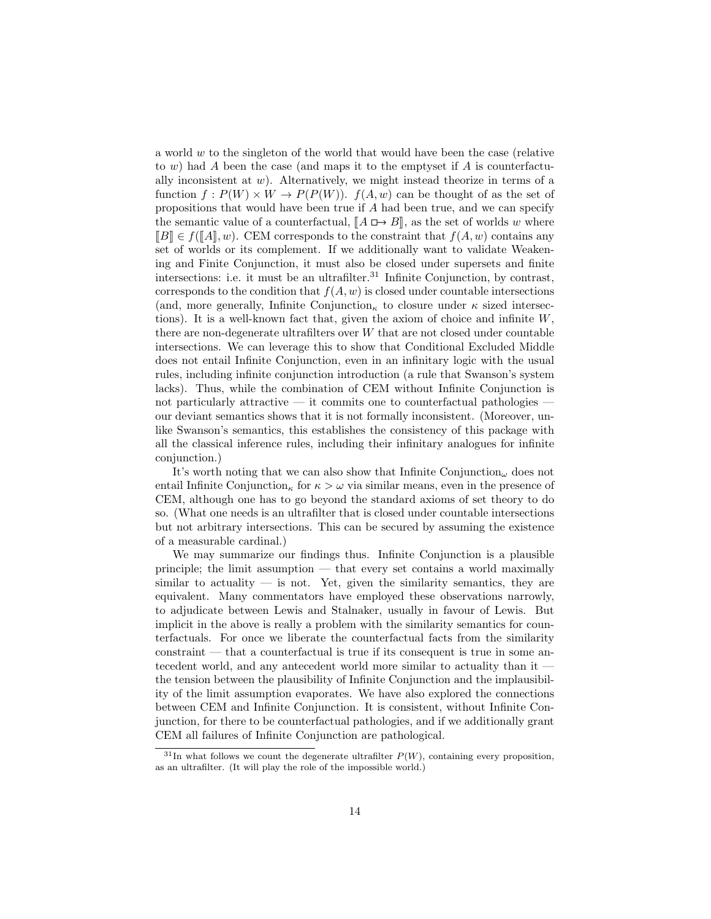a world $w$ to the singleton of the world that would have been the case (relative to $w$) had $A$ been the case (and maps it to the emptyset if $A$ is counterfactually inconsistent at $w$). Alternatively, we might instead theorize in terms of a function $f : P(W) \times W \to P(P(W))$. $f(A, w)$ can be thought of as the set of propositions that would have been true if $A$ had been true, and we can specify the semantic value of a counterfactual, $[\![A \mathrel{\Box\!\!\rightarrow} B]\!]$, as the set of worlds $w$ where $[\![B]\!] \in f([\![A]\!], w)$. CEM corresponds to the constraint that $f(A, w)$ contains any set of worlds or its complement. If we additionally want to validate Weakening and Finite Conjunction, it must also be closed under supersets and finite intersections: i.e. it must be an ultrafilter.[31] Infinite Conjunction, by contrast, corresponds to the condition that $f(A, w)$ is closed under countable intersections (and, more generally, Infinite Conjunction$_\kappa$ to closure under $\kappa$ sized intersections). It is a well-known fact that, given the axiom of choice and infinite $W$, there are non-degenerate ultrafilters over $W$ that are not closed under countable intersections. We can leverage this to show that Conditional Excluded Middle does not entail Infinite Conjunction, even in an infinitary logic with the usual rules, including infinite conjunction introduction (a rule that Swanson's system lacks). Thus, while the combination of CEM without Infinite Conjunction is not particularly attractive — it commits one to counterfactual pathologies — our deviant semantics shows that it is not formally inconsistent. (Moreover, unlike Swanson's semantics, this establishes the consistency of this package with all the classical inference rules, including their infinitary analogues for infinite conjunction.)

It's worth noting that we can also show that Infinite Conjunction$_\omega$ does not entail Infinite Conjunction$_\kappa$ for $\kappa > \omega$ via similar means, even in the presence of CEM, although one has to go beyond the standard axioms of set theory to do so. (What one needs is an ultrafilter that is closed under countable intersections but not arbitrary intersections. This can be secured by assuming the existence of a measurable cardinal.)

We may summarize our findings thus. Infinite Conjunction is a plausible principle; the limit assumption — that every set contains a world maximally similar to actuality — is not. Yet, given the similarity semantics, they are equivalent. Many commentators have employed these observations narrowly, to adjudicate between Lewis and Stalnaker, usually in favour of Lewis. But implicit in the above is really a problem with the similarity semantics for counterfactuals. For once we liberate the counterfactual facts from the similarity constraint — that a counterfactual is true if its consequent is true in some antecedent world, and any antecedent world more similar to actuality than it — the tension between the plausibility of Infinite Conjunction and the implausibility of the limit assumption evaporates. We have also explored the connections between CEM and Infinite Conjunction. It is consistent, without Infinite Conjunction, for there to be counterfactual pathologies, and if we additionally grant CEM all failures of Infinite Conjunction are pathological.

[31] In what follows we count the degenerate ultrafilter $P(W)$, containing every proposition, as an ultrafilter. (It will play the role of the impossible world.)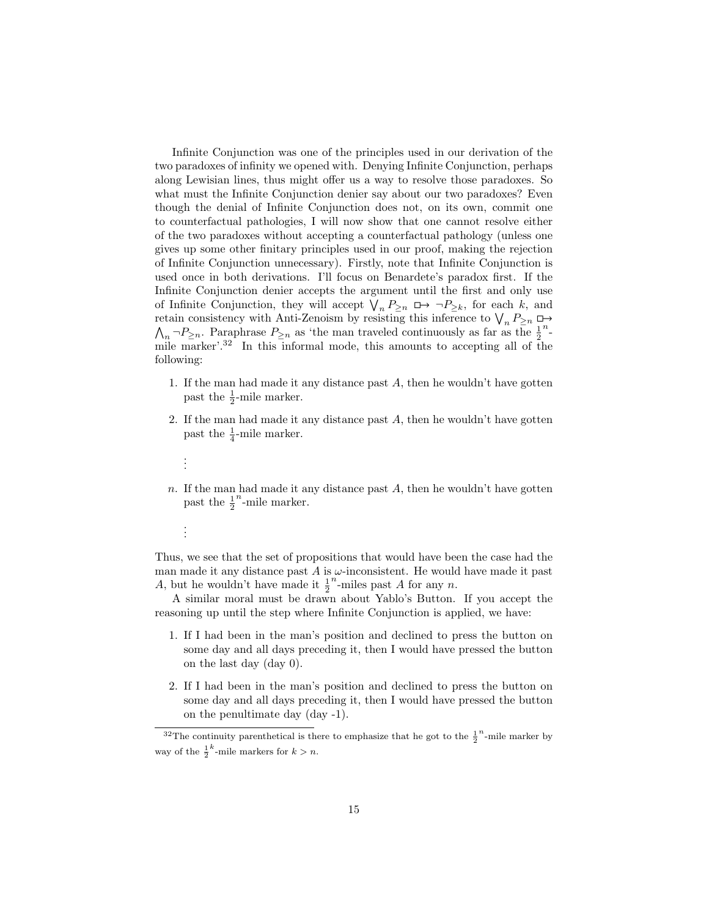Infinite Conjunction was one of the principles used in our derivation of the two paradoxes of infinity we opened with. Denying Infinite Conjunction, perhaps along Lewisian lines, thus might offer us a way to resolve those paradoxes. So what must the Infinite Conjunction denier say about our two paradoxes? Even though the denial of Infinite Conjunction does not, on its own, commit one to counterfactual pathologies, I will now show that one cannot resolve either of the two paradoxes without accepting a counterfactual pathology (unless one gives up some other finitary principles used in our proof, making the rejection of Infinite Conjunction unnecessary). Firstly, note that Infinite Conjunction is used once in both derivations. I'll focus on Benardete's paradox first. If the Infinite Conjunction denier accepts the argument until the first and only use of Infinite Conjunction, they will accept $\bigvee_n P_{\geq n} \mathrel{\Box\!\!\rightarrow} \neg P_{\geq k}$, for each $k$, and retain consistency with Anti-Zenoism by resisting this inference to $\bigvee_n P_{\geq n} \mathrel{\Box\!\!\rightarrow} \bigwedge_n \neg P_{\geq n}$. Paraphrase $P_{\geq n}$ as 'the man traveled continuously as far as the $\frac{1}{2}^n$-mile marker'.[32] In this informal mode, this amounts to accepting all of the following:

1. If the man had made it any distance past $A$, then he wouldn't have gotten past the $\frac{1}{2}$-mile marker.
2. If the man had made it any distance past $A$, then he wouldn't have gotten past the $\frac{1}{4}$-mile marker.

   ⋮

$n$. If the man had made it any distance past $A$, then he wouldn't have gotten past the $\frac{1}{2}^n$-mile marker.

   ⋮

Thus, we see that the set of propositions that would have been the case had the man made it any distance past $A$ is $\omega$-inconsistent. He would have made it past $A$, but he wouldn't have made it $\frac{1}{2}^n$-miles past $A$ for any $n$.

A similar moral must be drawn about Yablo's Button. If you accept the reasoning up until the step where Infinite Conjunction is applied, we have:

1. If I had been in the man's position and declined to press the button on some day and all days preceding it, then I would have pressed the button on the last day (day 0).
2. If I had been in the man's position and declined to press the button on some day and all days preceding it, then I would have pressed the button on the penultimate day (day -1).

[32] The continuity parenthetical is there to emphasize that he got to the $\frac{1}{2}^n$-mile marker by way of the $\frac{1}{2}^k$-mile markers for $k > n$.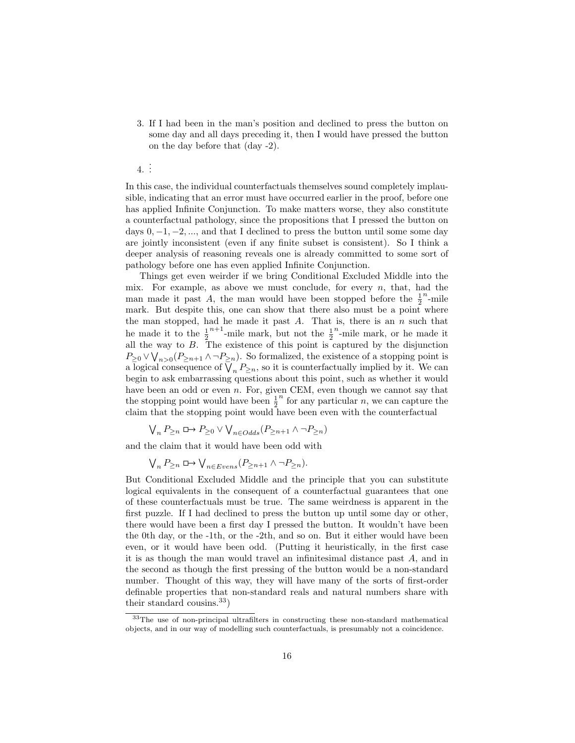3. If I had been in the man's position and declined to press the button on some day and all days preceding it, then I would have pressed the button on the day before that (day -2).

4. $\vdots$

In this case, the individual counterfactuals themselves sound completely implausible, indicating that an error must have occurred earlier in the proof, before one has applied Infinite Conjunction. To make matters worse, they also constitute a counterfactual pathology, since the propositions that I pressed the button on days $0, -1, -2, ...$, and that I declined to press the button until some some day are jointly inconsistent (even if any finite subset is consistent). So I think a deeper analysis of reasoning reveals one is already committed to some sort of pathology before one has even applied Infinite Conjunction.

Things get even weirder if we bring Conditional Excluded Middle into the mix. For example, as above we must conclude, for every $n$, that, had the man made it past $A$, the man would have been stopped before the $\frac{1}{2}^n$-mile mark. But despite this, one can show that there also must be a point where the man stopped, had he made it past $A$. That is, there is an $n$ such that he made it to the $\frac{1}{2}^{n+1}$-mile mark, but not the $\frac{1}{2}^n$-mile mark, or he made it all the way to $B$. The existence of this point is captured by the disjunction $P_{\geq 0} \vee \bigvee_{n>0}(P_{\geq n+1} \wedge \neg P_{\geq n})$. So formalized, the existence of a stopping point is a logical consequence of $\bigvee_n P_{\geq n}$, so it is counterfactually implied by it. We can begin to ask embarrassing questions about this point, such as whether it would have been an odd or even $n$. For, given CEM, even though we cannot say that the stopping point would have been $\frac{1}{2}^n$ for any particular $n$, we can capture the claim that the stopping point would have been even with the counterfactual

$$\bigvee_n P_{\geq n} \mathrel{\Box\!\!\rightarrow} P_{\geq 0} \vee \bigvee_{n \in Odds}(P_{\geq n+1} \wedge \neg P_{\geq n})$$

and the claim that it would have been odd with

$$\bigvee_n P_{\geq n} \mathrel{\Box\!\!\rightarrow} \bigvee_{n \in Evens}(P_{\geq n+1} \wedge \neg P_{\geq n}).$$

But Conditional Excluded Middle and the principle that you can substitute logical equivalents in the consequent of a counterfactual guarantees that one of these counterfactuals must be true. The same weirdness is apparent in the first puzzle. If I had declined to press the button up until some day or other, there would have been a first day I pressed the button. It wouldn't have been the 0th day, or the -1th, or the -2th, and so on. But it either would have been even, or it would have been odd. (Putting it heuristically, in the first case it is as though the man would travel an infinitesimal distance past $A$, and in the second as though the first pressing of the button would be a non-standard number. Thought of this way, they will have many of the sorts of first-order definable properties that non-standard reals and natural numbers share with their standard cousins.[33])

[33] The use of non-principal ultrafilters in constructing these non-standard mathematical objects, and in our way of modelling such counterfactuals, is presumably not a coincidence.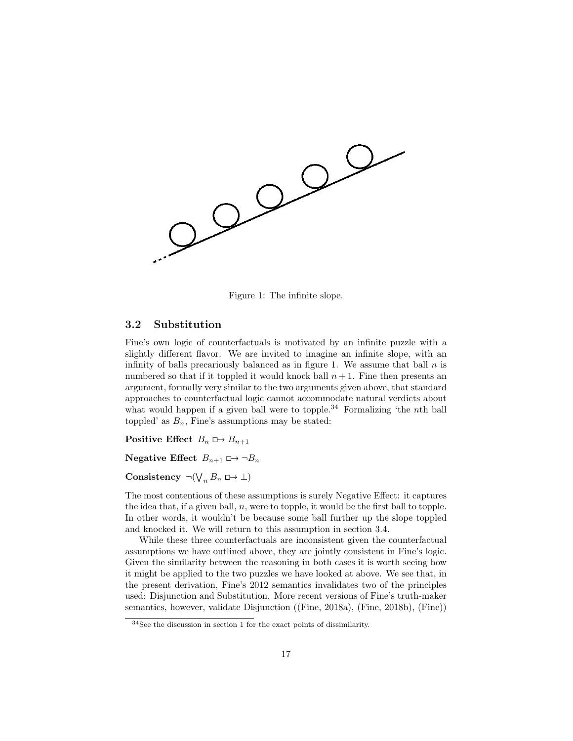Figure 1: The infinite slope.

### 3.2 Substitution

Fine's own logic of counterfactuals is motivated by an infinite puzzle with a slightly different flavor. We are invited to imagine an infinite slope, with an infinity of balls precariously balanced as in figure 1. We assume that ball $n$ is numbered so that if it toppled it would knock ball $n+1$. Fine then presents an argument, formally very similar to the two arguments given above, that standard approaches to counterfactual logic cannot accommodate natural verdicts about what would happen if a given ball were to topple.[34] Formalizing 'the $n$th ball toppled' as $B_n$, Fine's assumptions may be stated:

**Positive Effect** $B_n \mathrel{\Box\!\!\rightarrow} B_{n+1}$

**Negative Effect** $B_{n+1} \mathrel{\Box\!\!\rightarrow} \neg B_n$

**Consistency** $\neg(\bigvee_n B_n \mathrel{\Box\!\!\rightarrow} \bot)$

The most contentious of these assumptions is surely Negative Effect: it captures the idea that, if a given ball, $n$, were to topple, it would be the first ball to topple. In other words, it wouldn't be because some ball further up the slope toppled and knocked it. We will return to this assumption in section 3.4.

While these three counterfactuals are inconsistent given the counterfactual assumptions we have outlined above, they are jointly consistent in Fine's logic. Given the similarity between the reasoning in both cases it is worth seeing how it might be applied to the two puzzles we have looked at above. We see that, in the present derivation, Fine's 2012 semantics invalidates two of the principles used: Disjunction and Substitution. More recent versions of Fine's truth-maker semantics, however, validate Disjunction ((Fine, 2018a), (Fine, 2018b), (Fine))

[34] See the discussion in section 1 for the exact points of dissimilarity.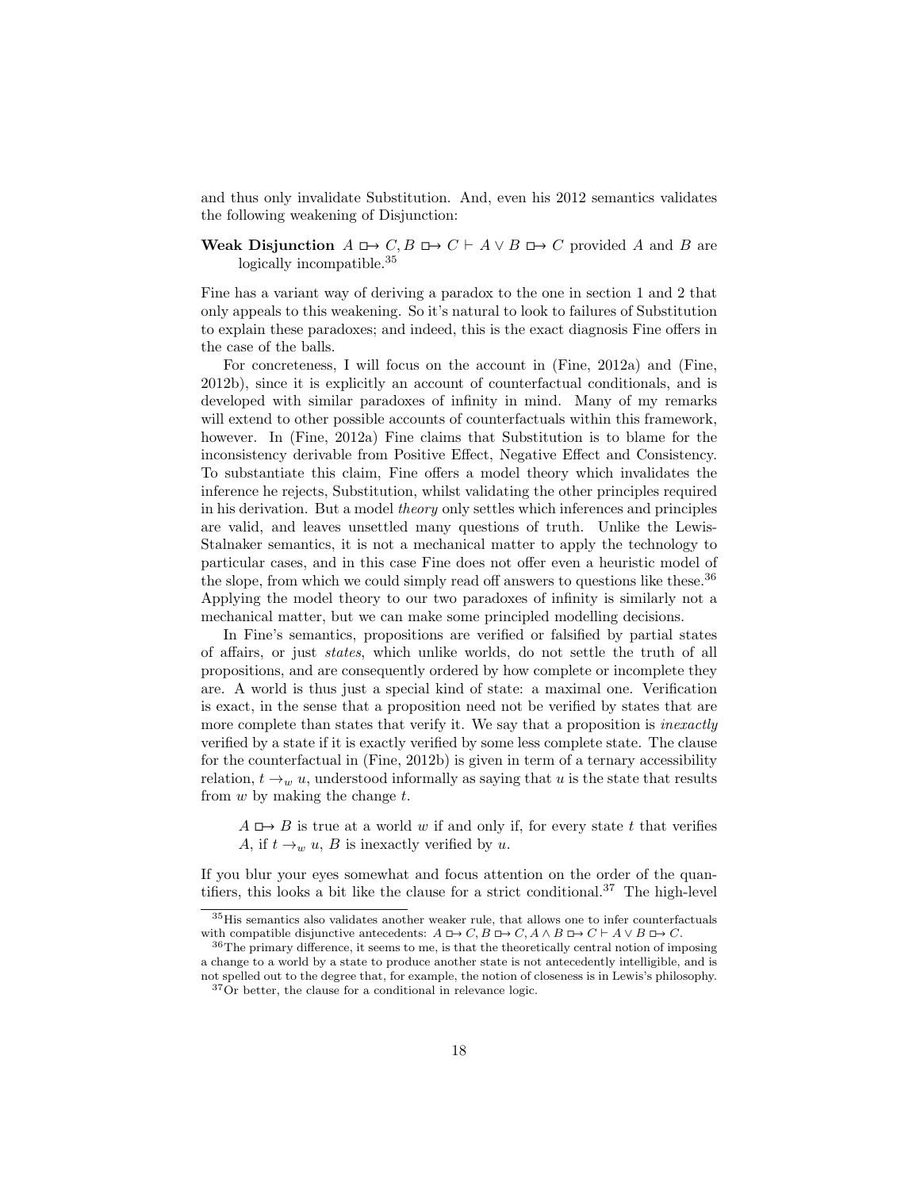and thus only invalidate Substitution. And, even his 2012 semantics validates the following weakening of Disjunction:

**Weak Disjunction** $A \,\Box\!\!\rightarrow C, B \,\Box\!\!\rightarrow C \vdash A \vee B \,\Box\!\!\rightarrow C$ provided $A$ and $B$ are logically incompatible.[35]

Fine has a variant way of deriving a paradox to the one in section 1 and 2 that only appeals to this weakening. So it's natural to look to failures of Substitution to explain these paradoxes; and indeed, this is the exact diagnosis Fine offers in the case of the balls.

For concreteness, I will focus on the account in (Fine, 2012a) and (Fine, 2012b), since it is explicitly an account of counterfactual conditionals, and is developed with similar paradoxes of infinity in mind. Many of my remarks will extend to other possible accounts of counterfactuals within this framework, however. In (Fine, 2012a) Fine claims that Substitution is to blame for the inconsistency derivable from Positive Effect, Negative Effect and Consistency. To substantiate this claim, Fine offers a model theory which invalidates the inference he rejects, Substitution, whilst validating the other principles required in his derivation. But a model *theory* only settles which inferences and principles are valid, and leaves unsettled many questions of truth. Unlike the Lewis-Stalnaker semantics, it is not a mechanical matter to apply the technology to particular cases, and in this case Fine does not offer even a heuristic model of the slope, from which we could simply read off answers to questions like these.[36] Applying the model theory to our two paradoxes of infinity is similarly not a mechanical matter, but we can make some principled modelling decisions.

In Fine's semantics, propositions are verified or falsified by partial states of affairs, or just *states*, which unlike worlds, do not settle the truth of all propositions, and are consequently ordered by how complete or incomplete they are. A world is thus just a special kind of state: a maximal one. Verification is exact, in the sense that a proposition need not be verified by states that are more complete than states that verify it. We say that a proposition is *inexactly* verified by a state if it is exactly verified by some less complete state. The clause for the counterfactual in (Fine, 2012b) is given in term of a ternary accessibility relation, $t \rightarrow_w u$, understood informally as saying that $u$ is the state that results from $w$ by making the change $t$.

> $A \,\Box\!\!\rightarrow B$ is true at a world $w$ if and only if, for every state $t$ that verifies $A$, if $t \rightarrow_w u$, $B$ is inexactly verified by $u$.

If you blur your eyes somewhat and focus attention on the order of the quantifiers, this looks a bit like the clause for a strict conditional.[37] The high-level

---

[35] His semantics also validates another weaker rule, that allows one to infer counterfactuals with compatible disjunctive antecedents: $A \,\Box\!\!\rightarrow C, B \,\Box\!\!\rightarrow C, A \wedge B \,\Box\!\!\rightarrow C \vdash A \vee B \,\Box\!\!\rightarrow C$.

[36] The primary difference, it seems to me, is that the theoretically central notion of imposing a change to a world by a state to produce another state is not antecedently intelligible, and is not spelled out to the degree that, for example, the notion of closeness is in Lewis's philosophy.

[37] Or better, the clause for a conditional in relevance logic.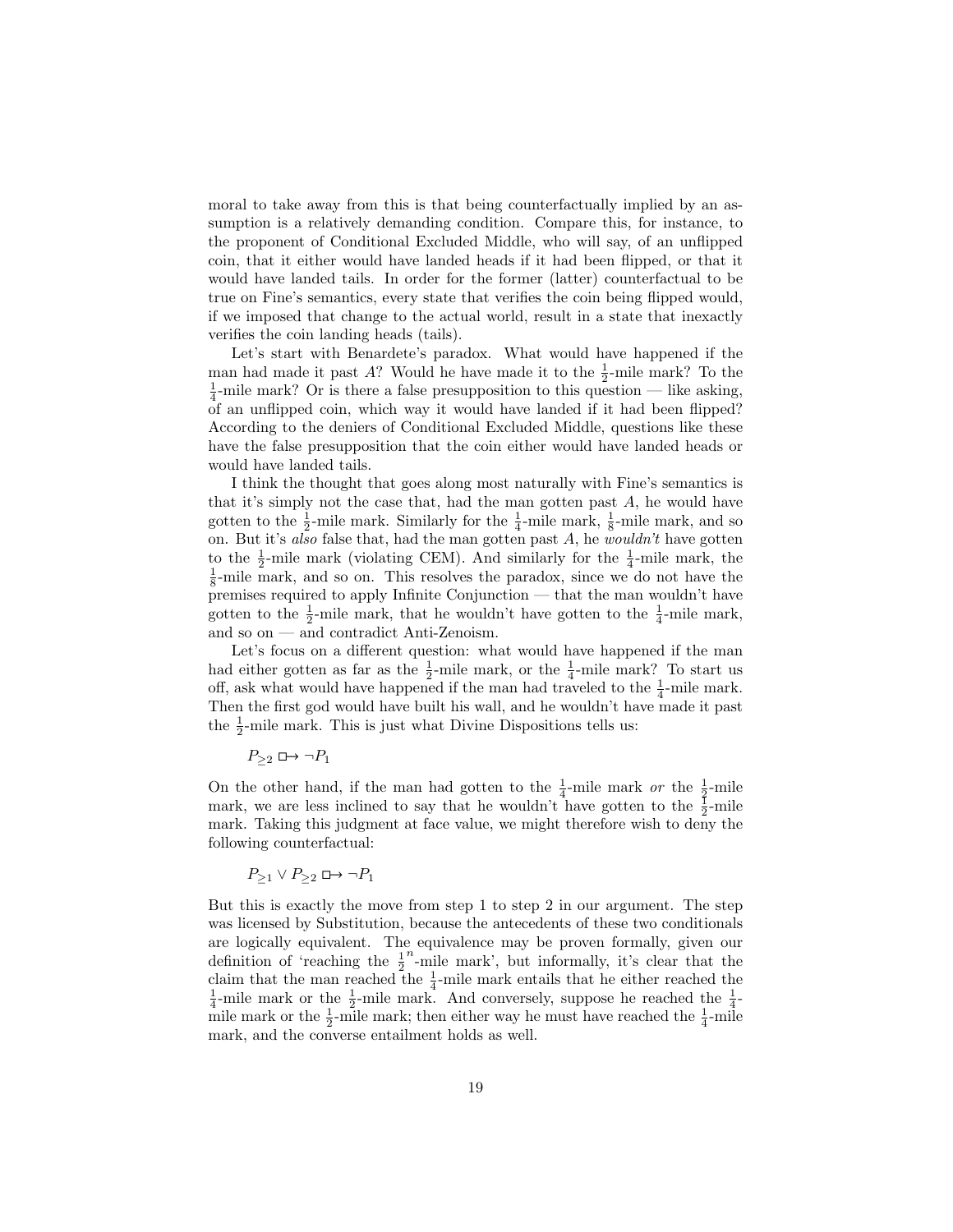moral to take away from this is that being counterfactually implied by an assumption is a relatively demanding condition. Compare this, for instance, to the proponent of Conditional Excluded Middle, who will say, of an unflipped coin, that it either would have landed heads if it had been flipped, or that it would have landed tails. In order for the former (latter) counterfactual to be true on Fine's semantics, every state that verifies the coin being flipped would, if we imposed that change to the actual world, result in a state that inexactly verifies the coin landing heads (tails).

Let's start with Benardete's paradox. What would have happened if the man had made it past $A$? Would he have made it to the $\frac{1}{2}$-mile mark? To the $\frac{1}{4}$-mile mark? Or is there a false presupposition to this question — like asking, of an unflipped coin, which way it would have landed if it had been flipped? According to the deniers of Conditional Excluded Middle, questions like these have the false presupposition that the coin either would have landed heads or would have landed tails.

I think the thought that goes along most naturally with Fine's semantics is that it's simply not the case that, had the man gotten past $A$, he would have gotten to the $\frac{1}{2}$-mile mark. Similarly for the $\frac{1}{4}$-mile mark, $\frac{1}{8}$-mile mark, and so on. But it's *also* false that, had the man gotten past $A$, he *wouldn't* have gotten to the $\frac{1}{2}$-mile mark (violating CEM). And similarly for the $\frac{1}{4}$-mile mark, the $\frac{1}{8}$-mile mark, and so on. This resolves the paradox, since we do not have the premises required to apply Infinite Conjunction — that the man wouldn't have gotten to the $\frac{1}{2}$-mile mark, that he wouldn't have gotten to the $\frac{1}{4}$-mile mark, and so on — and contradict Anti-Zenoism.

Let's focus on a different question: what would have happened if the man had either gotten as far as the $\frac{1}{2}$-mile mark, or the $\frac{1}{4}$-mile mark? To start us off, ask what would have happened if the man had traveled to the $\frac{1}{4}$-mile mark. Then the first god would have built his wall, and he wouldn't have made it past the $\frac{1}{2}$-mile mark. This is just what Divine Dispositions tells us:

$$P_{\geq 2} \mathrel{\Box\!\!\rightarrow} \neg P_1$$

On the other hand, if the man had gotten to the $\frac{1}{4}$-mile mark *or* the $\frac{1}{2}$-mile mark, we are less inclined to say that he wouldn't have gotten to the $\frac{1}{2}$-mile mark. Taking this judgment at face value, we might therefore wish to deny the following counterfactual:

$$P_{\geq 1} \vee P_{\geq 2} \mathrel{\Box\!\!\rightarrow} \neg P_1$$

But this is exactly the move from step 1 to step 2 in our argument. The step was licensed by Substitution, because the antecedents of these two conditionals are logically equivalent. The equivalence may be proven formally, given our definition of 'reaching the $\frac{1}{2}^n$-mile mark', but informally, it's clear that the claim that the man reached the $\frac{1}{4}$-mile mark entails that he either reached the $\frac{1}{4}$-mile mark or the $\frac{1}{2}$-mile mark. And conversely, suppose he reached the $\frac{1}{4}$-mile mark or the $\frac{1}{2}$-mile mark; then either way he must have reached the $\frac{1}{4}$-mile mark, and the converse entailment holds as well.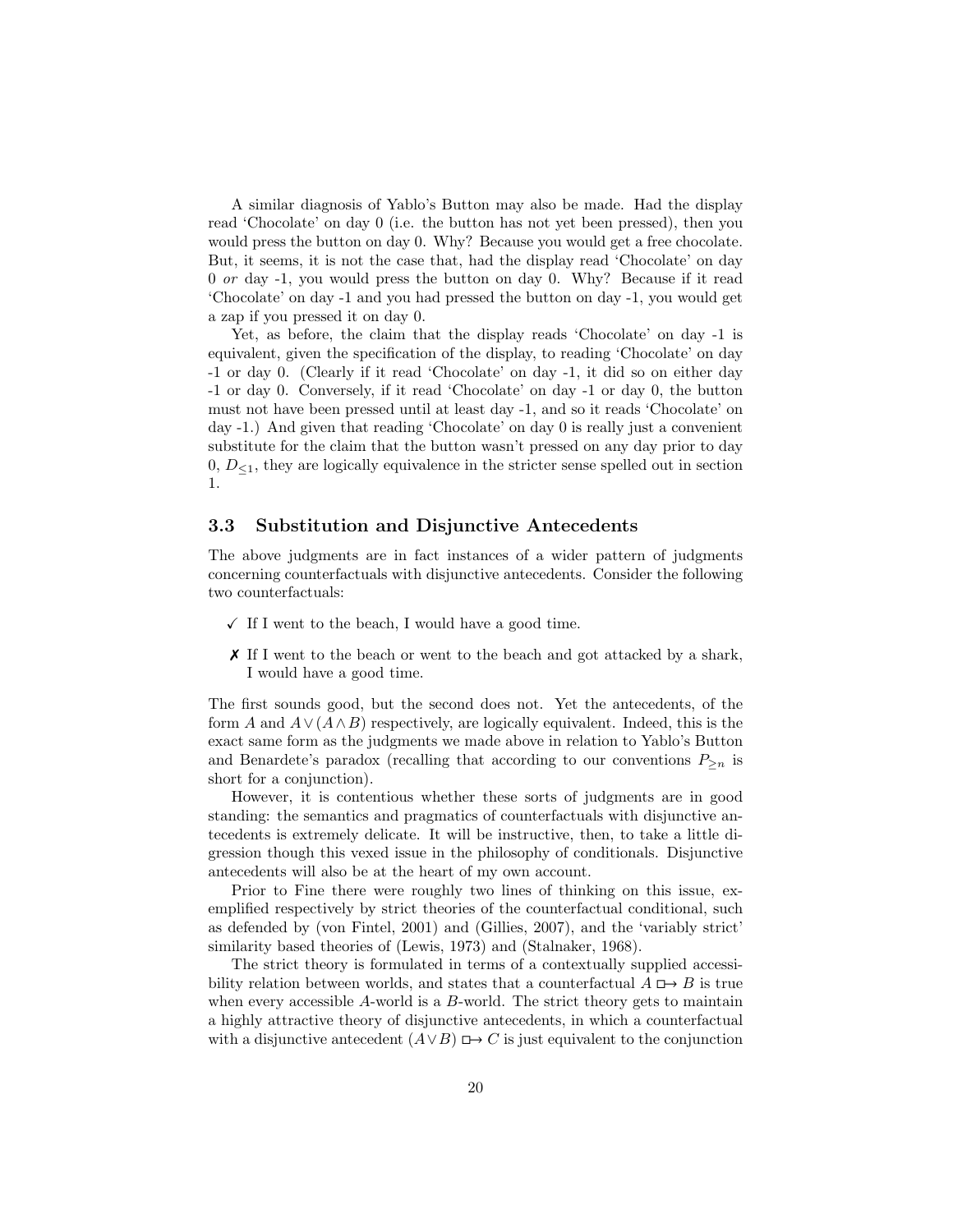A similar diagnosis of Yablo's Button may also be made. Had the display read 'Chocolate' on day 0 (i.e. the button has not yet been pressed), then you would press the button on day 0. Why? Because you would get a free chocolate. But, it seems, it is not the case that, had the display read 'Chocolate' on day 0 *or* day -1, you would press the button on day 0. Why? Because if it read 'Chocolate' on day -1 and you had pressed the button on day -1, you would get a zap if you pressed it on day 0.

Yet, as before, the claim that the display reads 'Chocolate' on day -1 is equivalent, given the specification of the display, to reading 'Chocolate' on day -1 or day 0. (Clearly if it read 'Chocolate' on day -1, it did so on either day -1 or day 0. Conversely, if it read 'Chocolate' on day -1 or day 0, the button must not have been pressed until at least day -1, and so it reads 'Chocolate' on day -1.) And given that reading 'Chocolate' on day 0 is really just a convenient substitute for the claim that the button wasn't pressed on any day prior to day 0, $D_{\leq 1}$, they are logically equivalence in the stricter sense spelled out in section 1.

### 3.3 Substitution and Disjunctive Antecedents

The above judgments are in fact instances of a wider pattern of judgments concerning counterfactuals with disjunctive antecedents. Consider the following two counterfactuals:

- ✓ If I went to the beach, I would have a good time.
- ✗ If I went to the beach or went to the beach and got attacked by a shark, I would have a good time.

The first sounds good, but the second does not. Yet the antecedents, of the form $A$ and $A \vee (A \wedge B)$ respectively, are logically equivalent. Indeed, this is the exact same form as the judgments we made above in relation to Yablo's Button and Benardete's paradox (recalling that according to our conventions $P_{\geq n}$ is short for a conjunction).

However, it is contentious whether these sorts of judgments are in good standing: the semantics and pragmatics of counterfactuals with disjunctive antecedents is extremely delicate. It will be instructive, then, to take a little digression though this vexed issue in the philosophy of conditionals. Disjunctive antecedents will also be at the heart of my own account.

Prior to Fine there were roughly two lines of thinking on this issue, exemplified respectively by strict theories of the counterfactual conditional, such as defended by (von Fintel, 2001) and (Gillies, 2007), and the 'variably strict' similarity based theories of (Lewis, 1973) and (Stalnaker, 1968).

The strict theory is formulated in terms of a contextually supplied accessibility relation between worlds, and states that a counterfactual $A \mathrel{\Box\!\!\rightarrow} B$ is true when every accessible $A$-world is a $B$-world. The strict theory gets to maintain a highly attractive theory of disjunctive antecedents, in which a counterfactual with a disjunctive antecedent $(A \vee B) \mathrel{\Box\!\!\rightarrow} C$ is just equivalent to the conjunction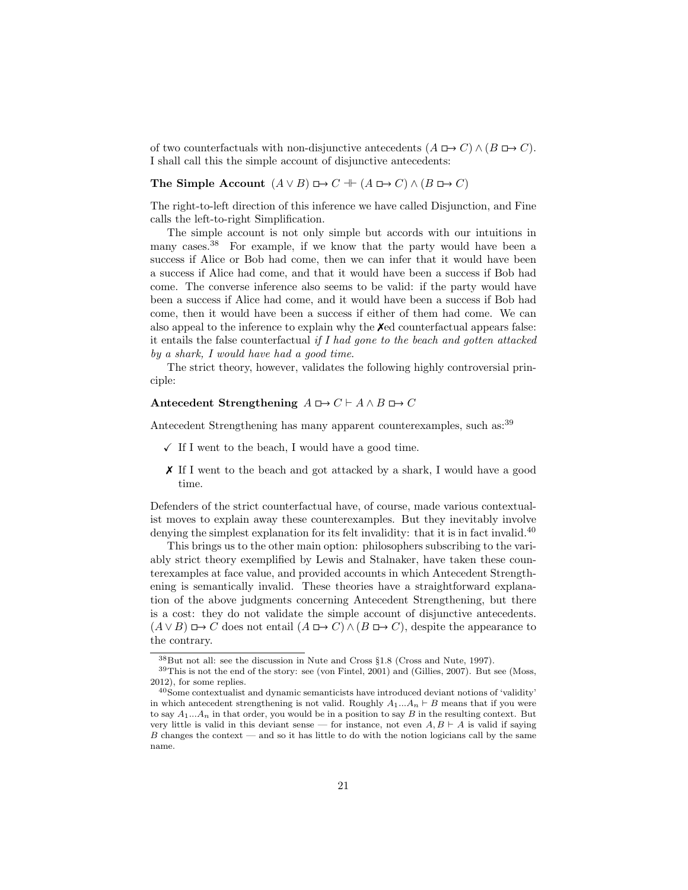of two counterfactuals with non-disjunctive antecedents $(A \mathrel{\Box\!\!\rightarrow} C) \wedge (B \mathrel{\Box\!\!\rightarrow} C)$. I shall call this the simple account of disjunctive antecedents:

**The Simple Account** $(A \vee B) \mathrel{\Box\!\!\rightarrow} C \dashv\vdash (A \mathrel{\Box\!\!\rightarrow} C) \wedge (B \mathrel{\Box\!\!\rightarrow} C)$

The right-to-left direction of this inference we have called Disjunction, and Fine calls the left-to-right Simplification.

The simple account is not only simple but accords with our intuitions in many cases.[38] For example, if we know that the party would have been a success if Alice or Bob had come, then we can infer that it would have been a success if Alice had come, and that it would have been a success if Bob had come. The converse inference also seems to be valid: if the party would have been a success if Alice had come, and it would have been a success if Bob had come, then it would have been a success if either of them had come. We can also appeal to the inference to explain why the ✗ed counterfactual appears false: it entails the false counterfactual *if I had gone to the beach and gotten attacked by a shark, I would have had a good time.*

The strict theory, however, validates the following highly controversial principle:

**Antecedent Strengthening** $A \mathrel{\Box\!\!\rightarrow} C \vdash A \wedge B \mathrel{\Box\!\!\rightarrow} C$

Antecedent Strengthening has many apparent counterexamples, such as:[39]

- ✓ If I went to the beach, I would have a good time.
- ✗ If I went to the beach and got attacked by a shark, I would have a good time.

Defenders of the strict counterfactual have, of course, made various contextualist moves to explain away these counterexamples. But they inevitably involve denying the simplest explanation for its felt invalidity: that it is in fact invalid.[40]

This brings us to the other main option: philosophers subscribing to the variably strict theory exemplified by Lewis and Stalnaker, have taken these counterexamples at face value, and provided accounts in which Antecedent Strengthening is semantically invalid. These theories have a straightforward explanation of the above judgments concerning Antecedent Strengthening, but there is a cost: they do not validate the simple account of disjunctive antecedents. $(A \vee B) \mathrel{\Box\!\!\rightarrow} C$ does not entail $(A \mathrel{\Box\!\!\rightarrow} C) \wedge (B \mathrel{\Box\!\!\rightarrow} C)$, despite the appearance to the contrary.

---

[38] But not all: see the discussion in Nute and Cross §1.8 (Cross and Nute, 1997).

[39] This is not the end of the story: see (von Fintel, 2001) and (Gillies, 2007). But see (Moss, 2012), for some replies.

[40] Some contextualist and dynamic semanticists have introduced deviant notions of 'validity' in which antecedent strengthening is not valid. Roughly $A_1 \ldots A_n \vdash B$ means that if you were to say $A_1 \ldots A_n$ in that order, you would be in a position to say $B$ in the resulting context. But very little is valid in this deviant sense — for instance, not even $A, B \vdash A$ is valid if saying $B$ changes the context — and so it has little to do with the notion logicians call by the same name.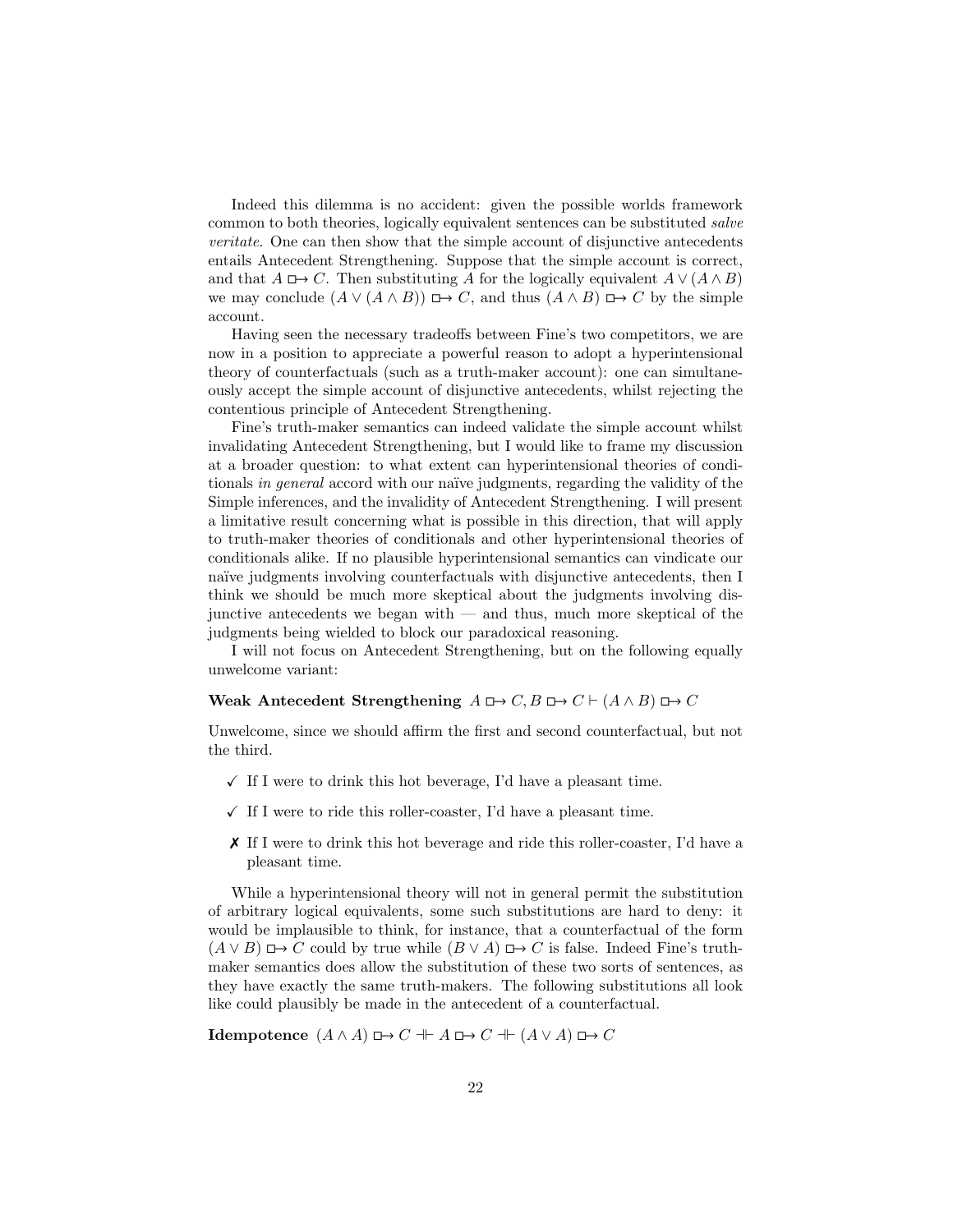Indeed this dilemma is no accident: given the possible worlds framework common to both theories, logically equivalent sentences can be substituted *salve veritate*. One can then show that the simple account of disjunctive antecedents entails Antecedent Strengthening. Suppose that the simple account is correct, and that $A \mathrel{\Box\!\!\rightarrow} C$. Then substituting $A$ for the logically equivalent $A \vee (A \wedge B)$ we may conclude $(A \vee (A \wedge B)) \mathrel{\Box\!\!\rightarrow} C$, and thus $(A \wedge B) \mathrel{\Box\!\!\rightarrow} C$ by the simple account.

Having seen the necessary tradeoffs between Fine's two competitors, we are now in a position to appreciate a powerful reason to adopt a hyperintensional theory of counterfactuals (such as a truth-maker account): one can simultaneously accept the simple account of disjunctive antecedents, whilst rejecting the contentious principle of Antecedent Strengthening.

Fine's truth-maker semantics can indeed validate the simple account whilst invalidating Antecedent Strengthening, but I would like to frame my discussion at a broader question: to what extent can hyperintensional theories of conditionals *in general* accord with our naïve judgments, regarding the validity of the Simple inferences, and the invalidity of Antecedent Strengthening. I will present a limitative result concerning what is possible in this direction, that will apply to truth-maker theories of conditionals and other hyperintensional theories of conditionals alike. If no plausible hyperintensional semantics can vindicate our naïve judgments involving counterfactuals with disjunctive antecedents, then I think we should be much more skeptical about the judgments involving disjunctive antecedents we began with — and thus, much more skeptical of the judgments being wielded to block our paradoxical reasoning.

I will not focus on Antecedent Strengthening, but on the following equally unwelcome variant:

**Weak Antecedent Strengthening** $A \mathrel{\Box\!\!\rightarrow} C, B \mathrel{\Box\!\!\rightarrow} C \vdash (A \wedge B) \mathrel{\Box\!\!\rightarrow} C$

Unwelcome, since we should affirm the first and second counterfactual, but not the third.

- ✓ If I were to drink this hot beverage, I'd have a pleasant time.
- ✓ If I were to ride this roller-coaster, I'd have a pleasant time.
- ✗ If I were to drink this hot beverage and ride this roller-coaster, I'd have a pleasant time.

While a hyperintensional theory will not in general permit the substitution of arbitrary logical equivalents, some such substitutions are hard to deny: it would be implausible to think, for instance, that a counterfactual of the form $(A \vee B) \mathrel{\Box\!\!\rightarrow} C$ could by true while $(B \vee A) \mathrel{\Box\!\!\rightarrow} C$ is false. Indeed Fine's truth-maker semantics does allow the substitution of these two sorts of sentences, as they have exactly the same truth-makers. The following substitutions all look like could plausibly be made in the antecedent of a counterfactual.

**Idempotence** $(A \wedge A) \mathrel{\Box\!\!\rightarrow} C \dashv\vdash A \mathrel{\Box\!\!\rightarrow} C \dashv\vdash (A \vee A) \mathrel{\Box\!\!\rightarrow} C$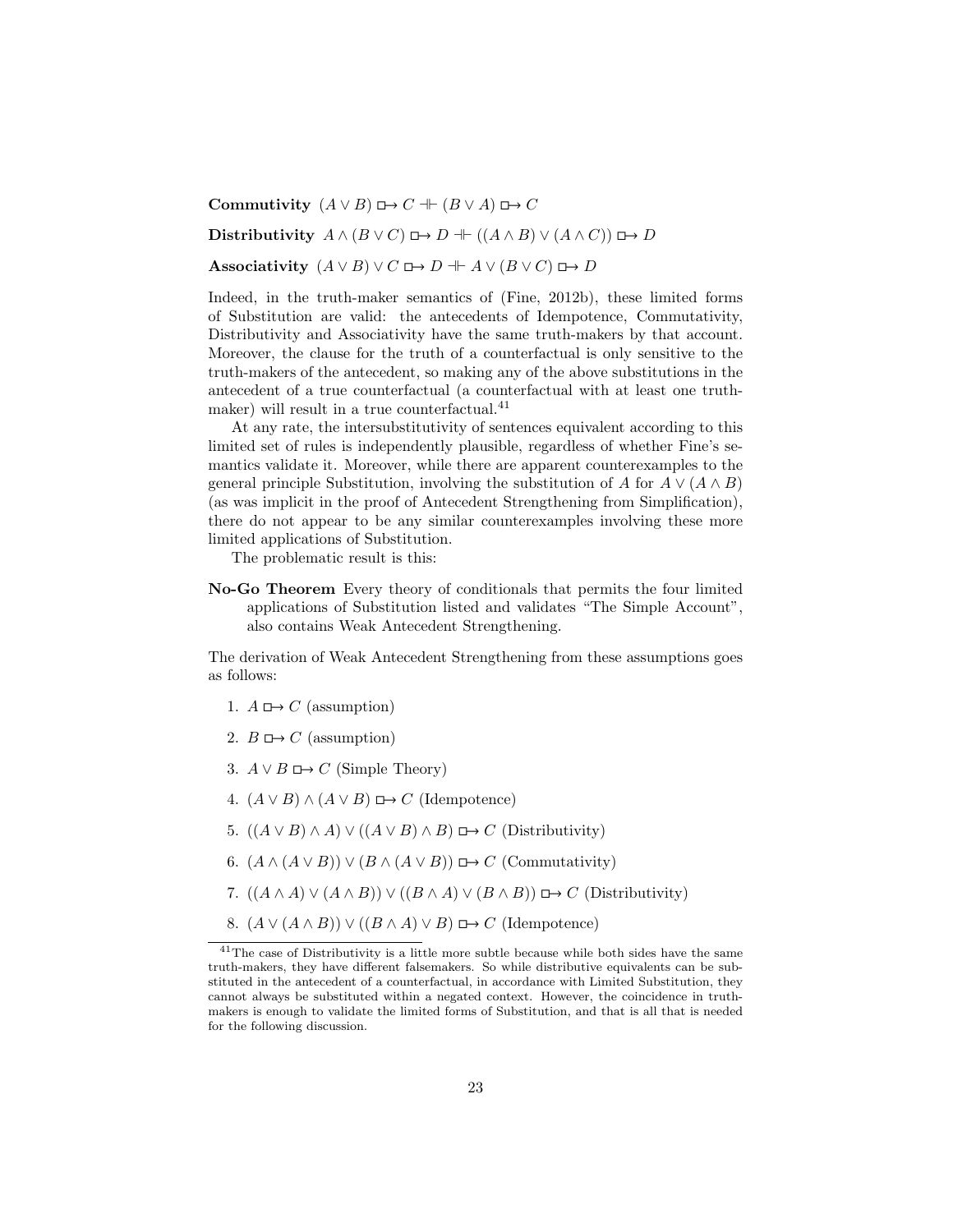**Commutivity** $(A \vee B) \boxright C \dashv\vdash (B \vee A) \boxright C$

**Distributivity** $A \wedge (B \vee C) \boxright D \dashv\vdash ((A \wedge B) \vee (A \wedge C)) \boxright D$

**Associativity** $(A \vee B) \vee C \boxright D \dashv\vdash A \vee (B \vee C) \boxright D$

Indeed, in the truth-maker semantics of (Fine, 2012b), these limited forms of Substitution are valid: the antecedents of Idempotence, Commutativity, Distributivity and Associativity have the same truth-makers by that account. Moreover, the clause for the truth of a counterfactual is only sensitive to the truth-makers of the antecedent, so making any of the above substitutions in the antecedent of a true counterfactual (a counterfactual with at least one truth-maker) will result in a true counterfactual.[41]

At any rate, the intersubstitutivity of sentences equivalent according to this limited set of rules is independently plausible, regardless of whether Fine's semantics validate it. Moreover, while there are apparent counterexamples to the general principle Substitution, involving the substitution of $A$ for $A \vee (A \wedge B)$ (as was implicit in the proof of Antecedent Strengthening from Simplification), there do not appear to be any similar counterexamples involving these more limited applications of Substitution.

The problematic result is this:

**No-Go Theorem** Every theory of conditionals that permits the four limited applications of Substitution listed and validates "The Simple Account", also contains Weak Antecedent Strengthening.

The derivation of Weak Antecedent Strengthening from these assumptions goes as follows:

1. $A \boxright C$ (assumption)
2. $B \boxright C$ (assumption)
3. $A \vee B \boxright C$ (Simple Theory)
4. $(A \vee B) \wedge (A \vee B) \boxright C$ (Idempotence)
5. $((A \vee B) \wedge A) \vee ((A \vee B) \wedge B) \boxright C$ (Distributivity)
6. $(A \wedge (A \vee B)) \vee (B \wedge (A \vee B)) \boxright C$ (Commutativity)
7. $((A \wedge A) \vee (A \wedge B)) \vee ((B \wedge A) \vee (B \wedge B)) \boxright C$ (Distributivity)
8. $(A \vee (A \wedge B)) \vee ((B \wedge A) \vee B) \boxright C$ (Idempotence)

---

[41] The case of Distributivity is a little more subtle because while both sides have the same truth-makers, they have different falsemakers. So while distributive equivalents can be substituted in the antecedent of a counterfactual, in accordance with Limited Substitution, they cannot always be substituted within a negated context. However, the coincidence in truth-makers is enough to validate the limited forms of Substitution, and that is all that is needed for the following discussion.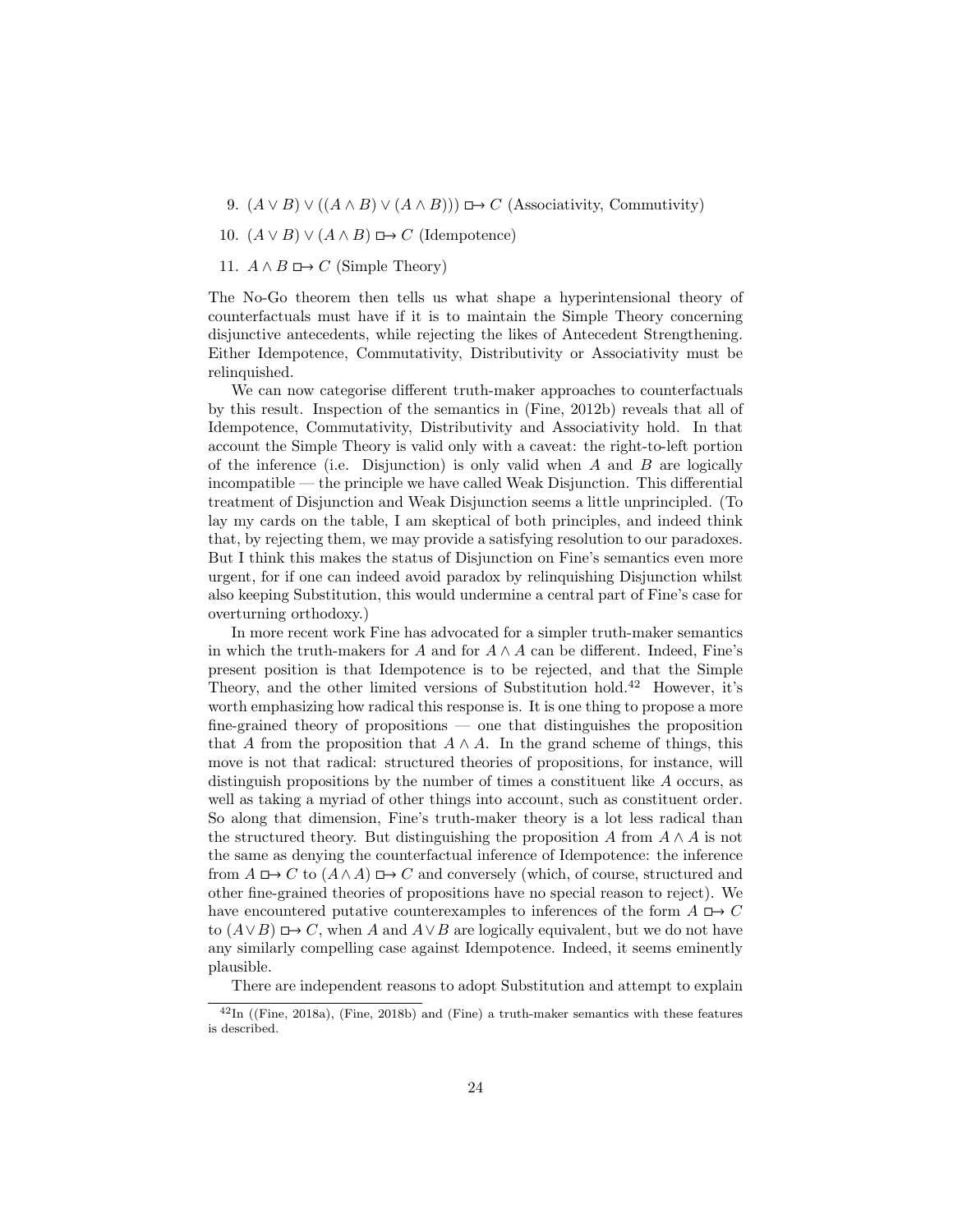9. $(A \vee B) \vee ((A \wedge B) \vee (A \wedge B))) \boxright C$ (Associativity, Commutivity)
10. $(A \vee B) \vee (A \wedge B) \boxright C$ (Idempotence)
11. $A \wedge B \boxright C$ (Simple Theory)

The No-Go theorem then tells us what shape a hyperintensional theory of counterfactuals must have if it is to maintain the Simple Theory concerning disjunctive antecedents, while rejecting the likes of Antecedent Strengthening. Either Idempotence, Commutativity, Distributivity or Associativity must be relinquished.

We can now categorise different truth-maker approaches to counterfactuals by this result. Inspection of the semantics in (Fine, 2012b) reveals that all of Idempotence, Commutativity, Distributivity and Associativity hold. In that account the Simple Theory is valid only with a caveat: the right-to-left portion of the inference (i.e. Disjunction) is only valid when $A$ and $B$ are logically incompatible — the principle we have called Weak Disjunction. This differential treatment of Disjunction and Weak Disjunction seems a little unprincipled. (To lay my cards on the table, I am skeptical of both principles, and indeed think that, by rejecting them, we may provide a satisfying resolution to our paradoxes. But I think this makes the status of Disjunction on Fine's semantics even more urgent, for if one can indeed avoid paradox by relinquishing Disjunction whilst also keeping Substitution, this would undermine a central part of Fine's case for overturning orthodoxy.)

In more recent work Fine has advocated for a simpler truth-maker semantics in which the truth-makers for $A$ and for $A \wedge A$ can be different. Indeed, Fine's present position is that Idempotence is to be rejected, and that the Simple Theory, and the other limited versions of Substitution hold.[42] However, it's worth emphasizing how radical this response is. It is one thing to propose a more fine-grained theory of propositions — one that distinguishes the proposition that $A$ from the proposition that $A \wedge A$. In the grand scheme of things, this move is not that radical: structured theories of propositions, for instance, will distinguish propositions by the number of times a constituent like $A$ occurs, as well as taking a myriad of other things into account, such as constituent order. So along that dimension, Fine's truth-maker theory is a lot less radical than the structured theory. But distinguishing the proposition $A$ from $A \wedge A$ is not the same as denying the counterfactual inference of Idempotence: the inference from $A \boxright C$ to $(A \wedge A) \boxright C$ and conversely (which, of course, structured and other fine-grained theories of propositions have no special reason to reject). We have encountered putative counterexamples to inferences of the form $A \boxright C$ to $(A \vee B) \boxright C$, when $A$ and $A \vee B$ are logically equivalent, but we do not have any similarly compelling case against Idempotence. Indeed, it seems eminently plausible.

There are independent reasons to adopt Substitution and attempt to explain

[42] In ((Fine, 2018a), (Fine, 2018b) and (Fine) a truth-maker semantics with these features is described.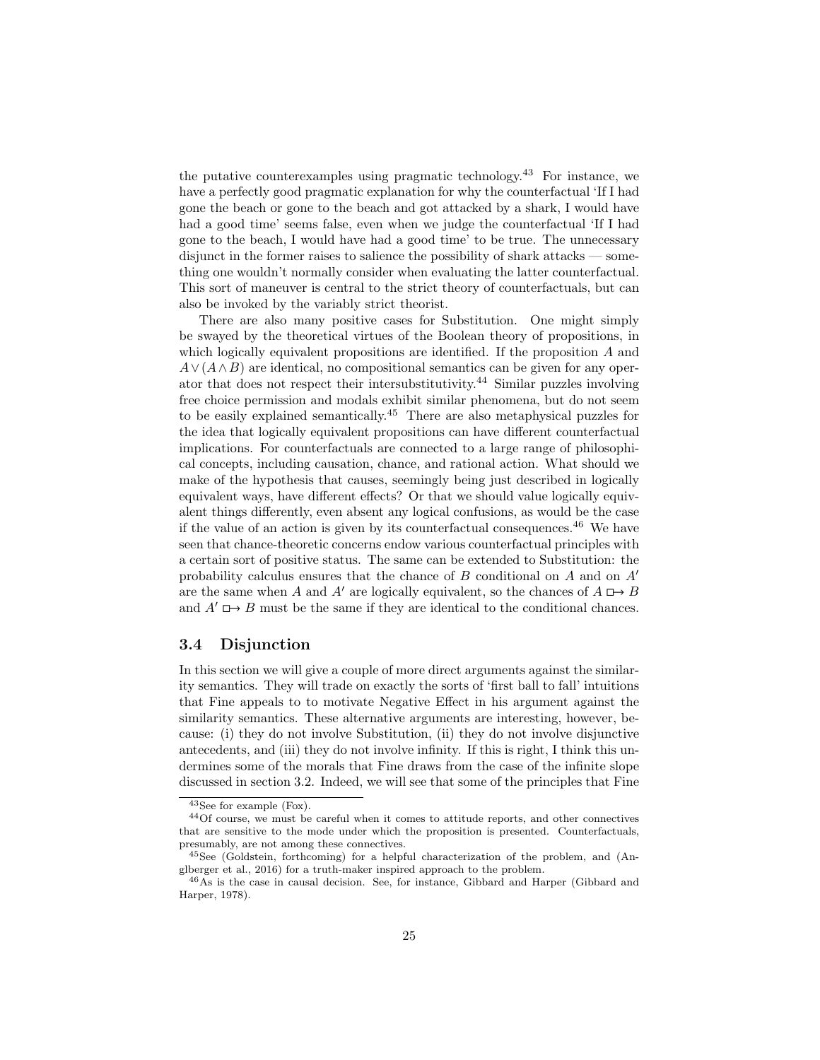the putative counterexamples using pragmatic technology.[43] For instance, we have a perfectly good pragmatic explanation for why the counterfactual 'If I had gone the beach or gone to the beach and got attacked by a shark, I would have had a good time' seems false, even when we judge the counterfactual 'If I had gone to the beach, I would have had a good time' to be true. The unnecessary disjunct in the former raises to salience the possibility of shark attacks — something one wouldn't normally consider when evaluating the latter counterfactual. This sort of maneuver is central to the strict theory of counterfactuals, but can also be invoked by the variably strict theorist.

There are also many positive cases for Substitution. One might simply be swayed by the theoretical virtues of the Boolean theory of propositions, in which logically equivalent propositions are identified. If the proposition $A$ and $A \vee (A \wedge B)$ are identical, no compositional semantics can be given for any operator that does not respect their intersubstitutivity.[44] Similar puzzles involving free choice permission and modals exhibit similar phenomena, but do not seem to be easily explained semantically.[45] There are also metaphysical puzzles for the idea that logically equivalent propositions can have different counterfactual implications. For counterfactuals are connected to a large range of philosophical concepts, including causation, chance, and rational action. What should we make of the hypothesis that causes, seemingly being just described in logically equivalent ways, have different effects? Or that we should value logically equivalent things differently, even absent any logical confusions, as would be the case if the value of an action is given by its counterfactual consequences.[46] We have seen that chance-theoretic concerns endow various counterfactual principles with a certain sort of positive status. The same can be extended to Substitution: the probability calculus ensures that the chance of $B$ conditional on $A$ and on $A'$ are the same when $A$ and $A'$ are logically equivalent, so the chances of $A \mathrel{\Box\!\!\rightarrow} B$ and $A' \mathrel{\Box\!\!\rightarrow} B$ must be the same if they are identical to the conditional chances.

### 3.4 Disjunction

In this section we will give a couple of more direct arguments against the similarity semantics. They will trade on exactly the sorts of 'first ball to fall' intuitions that Fine appeals to to motivate Negative Effect in his argument against the similarity semantics. These alternative arguments are interesting, however, because: (i) they do not involve Substitution, (ii) they do not involve disjunctive antecedents, and (iii) they do not involve infinity. If this is right, I think this undermines some of the morals that Fine draws from the case of the infinite slope discussed in section 3.2. Indeed, we will see that some of the principles that Fine

---

[43] See for example (Fox).

[44] Of course, we must be careful when it comes to attitude reports, and other connectives that are sensitive to the mode under which the proposition is presented. Counterfactuals, presumably, are not among these connectives.

[45] See (Goldstein, forthcoming) for a helpful characterization of the problem, and (Anglberger et al., 2016) for a truth-maker inspired approach to the problem.

[46] As is the case in causal decision. See, for instance, Gibbard and Harper (Gibbard and Harper, 1978).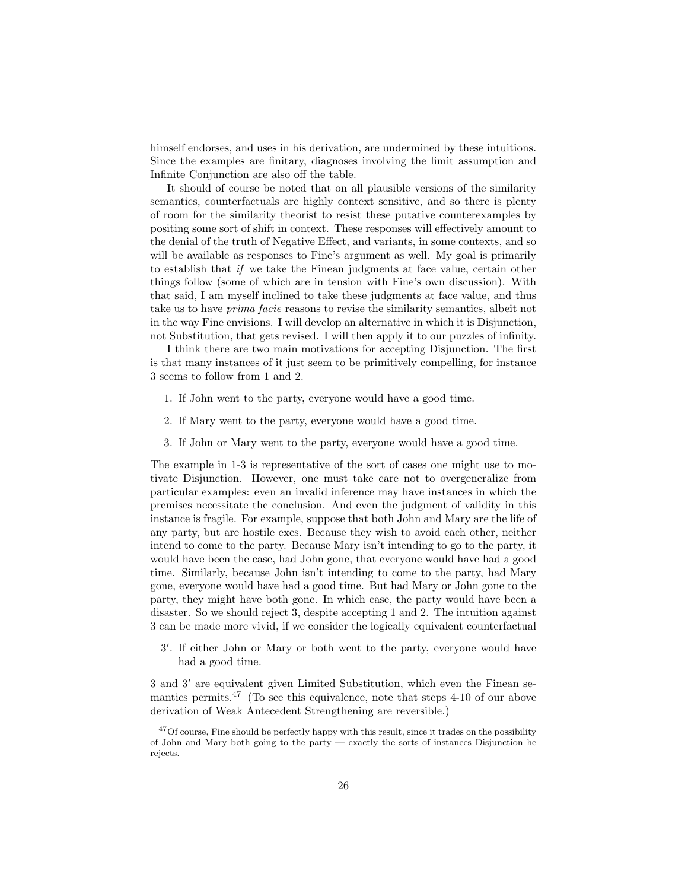himself endorses, and uses in his derivation, are undermined by these intuitions. Since the examples are finitary, diagnoses involving the limit assumption and Infinite Conjunction are also off the table.

It should of course be noted that on all plausible versions of the similarity semantics, counterfactuals are highly context sensitive, and so there is plenty of room for the similarity theorist to resist these putative counterexamples by positing some sort of shift in context. These responses will effectively amount to the denial of the truth of Negative Effect, and variants, in some contexts, and so will be available as responses to Fine's argument as well. My goal is primarily to establish that *if* we take the Finean judgments at face value, certain other things follow (some of which are in tension with Fine's own discussion). With that said, I am myself inclined to take these judgments at face value, and thus take us to have *prima facie* reasons to revise the similarity semantics, albeit not in the way Fine envisions. I will develop an alternative in which it is Disjunction, not Substitution, that gets revised. I will then apply it to our puzzles of infinity.

I think there are two main motivations for accepting Disjunction. The first is that many instances of it just seem to be primitively compelling, for instance 3 seems to follow from 1 and 2.

1. If John went to the party, everyone would have a good time.

2. If Mary went to the party, everyone would have a good time.

3. If John or Mary went to the party, everyone would have a good time.

The example in 1-3 is representative of the sort of cases one might use to motivate Disjunction. However, one must take care not to overgeneralize from particular examples: even an invalid inference may have instances in which the premises necessitate the conclusion. And even the judgment of validity in this instance is fragile. For example, suppose that both John and Mary are the life of any party, but are hostile exes. Because they wish to avoid each other, neither intend to come to the party. Because Mary isn't intending to go to the party, it would have been the case, had John gone, that everyone would have had a good time. Similarly, because John isn't intending to come to the party, had Mary gone, everyone would have had a good time. But had Mary or John gone to the party, they might have both gone. In which case, the party would have been a disaster. So we should reject 3, despite accepting 1 and 2. The intuition against 3 can be made more vivid, if we consider the logically equivalent counterfactual

3′. If either John or Mary or both went to the party, everyone would have had a good time.

3 and 3' are equivalent given Limited Substitution, which even the Finean semantics permits.[47] (To see this equivalence, note that steps 4-10 of our above derivation of Weak Antecedent Strengthening are reversible.)

[47] Of course, Fine should be perfectly happy with this result, since it trades on the possibility of John and Mary both going to the party — exactly the sorts of instances Disjunction he rejects.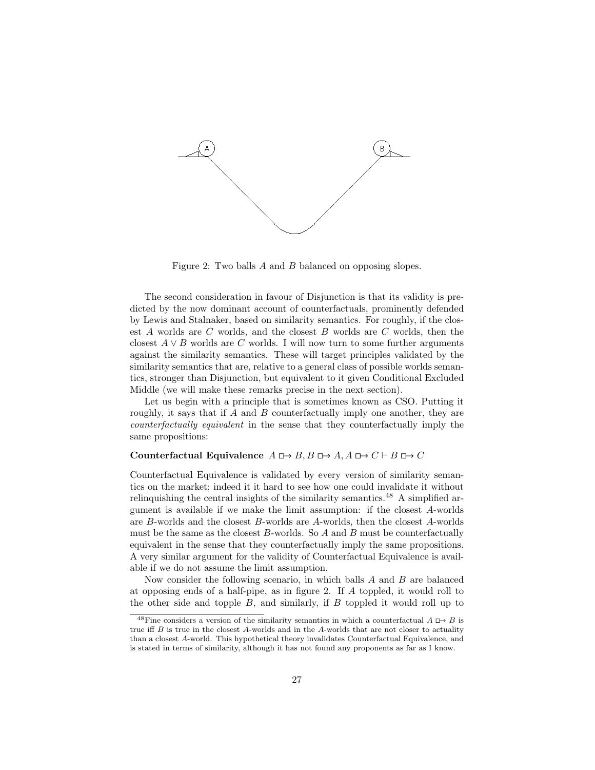Figure 2: Two balls $A$ and $B$ balanced on opposing slopes.

The second consideration in favour of Disjunction is that its validity is predicted by the now dominant account of counterfactuals, prominently defended by Lewis and Stalnaker, based on similarity semantics. For roughly, if the closest $A$ worlds are $C$ worlds, and the closest $B$ worlds are $C$ worlds, then the closest $A \vee B$ worlds are $C$ worlds. I will now turn to some further arguments against the similarity semantics. These will target principles validated by the similarity semantics that are, relative to a general class of possible worlds semantics, stronger than Disjunction, but equivalent to it given Conditional Excluded Middle (we will make these remarks precise in the next section).

Let us begin with a principle that is sometimes known as CSO. Putting it roughly, it says that if $A$ and $B$ counterfactually imply one another, they are *counterfactually equivalent* in the sense that they counterfactually imply the same propositions:

**Counterfactual Equivalence** $A \mathrel{\Box\!\!\rightarrow} B, B \mathrel{\Box\!\!\rightarrow} A, A \mathrel{\Box\!\!\rightarrow} C \vdash B \mathrel{\Box\!\!\rightarrow} C$

Counterfactual Equivalence is validated by every version of similarity semantics on the market; indeed it it hard to see how one could invalidate it without relinquishing the central insights of the similarity semantics.[48] A simplified argument is available if we make the limit assumption: if the closest $A$-worlds are $B$-worlds and the closest $B$-worlds are $A$-worlds, then the closest $A$-worlds must be the same as the closest $B$-worlds. So $A$ and $B$ must be counterfactually equivalent in the sense that they counterfactually imply the same propositions. A very similar argument for the validity of Counterfactual Equivalence is available if we do not assume the limit assumption.

Now consider the following scenario, in which balls $A$ and $B$ are balanced at opposing ends of a half-pipe, as in figure 2. If $A$ toppled, it would roll to the other side and topple $B$, and similarly, if $B$ toppled it would roll up to

[48] Fine considers a version of the similarity semantics in which a counterfactual $A \mathrel{\Box\!\!\rightarrow} B$ is true iff $B$ is true in the closest $A$-worlds and in the $A$-worlds that are not closer to actuality than a closest $A$-world. This hypothetical theory invalidates Counterfactual Equivalence, and is stated in terms of similarity, although it has not found any proponents as far as I know.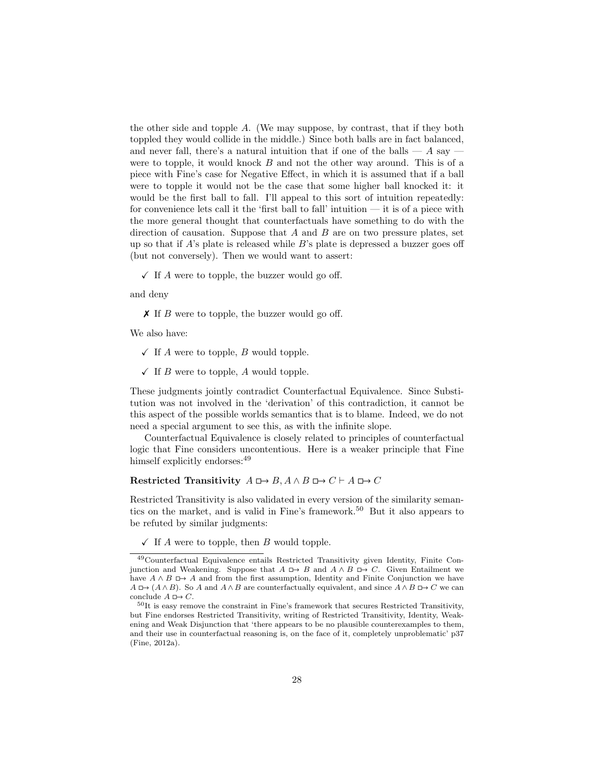the other side and topple $A$. (We may suppose, by contrast, that if they both toppled they would collide in the middle.) Since both balls are in fact balanced, and never fall, there's a natural intuition that if one of the balls — $A$ say — were to topple, it would knock $B$ and not the other way around. This is of a piece with Fine's case for Negative Effect, in which it is assumed that if a ball were to topple it would not be the case that some higher ball knocked it: it would be the first ball to fall. I'll appeal to this sort of intuition repeatedly: for convenience lets call it the 'first ball to fall' intuition — it is of a piece with the more general thought that counterfactuals have something to do with the direction of causation. Suppose that $A$ and $B$ are on two pressure plates, set up so that if $A$'s plate is released while $B$'s plate is depressed a buzzer goes off (but not conversely). Then we would want to assert:

✓ If $A$ were to topple, the buzzer would go off.

and deny

✗ If $B$ were to topple, the buzzer would go off.

We also have:

✓ If $A$ were to topple, $B$ would topple.

✓ If $B$ were to topple, $A$ would topple.

These judgments jointly contradict Counterfactual Equivalence. Since Substitution was not involved in the 'derivation' of this contradiction, it cannot be this aspect of the possible worlds semantics that is to blame. Indeed, we do not need a special argument to see this, as with the infinite slope.

Counterfactual Equivalence is closely related to principles of counterfactual logic that Fine considers uncontentious. Here is a weaker principle that Fine himself explicitly endorses:[49]

**Restricted Transitivity** $A \boxright B, A \wedge B \boxright C \vdash A \boxright C$

Restricted Transitivity is also validated in every version of the similarity semantics on the market, and is valid in Fine's framework.[50] But it also appears to be refuted by similar judgments:

✓ If $A$ were to topple, then $B$ would topple.

---

[49] Counterfactual Equivalence entails Restricted Transitivity given Identity, Finite Conjunction and Weakening. Suppose that $A \boxright B$ and $A \wedge B \boxright C$. Given Entailment we have $A \wedge B \boxright A$ and from the first assumption, Identity and Finite Conjunction we have $A \boxright (A \wedge B)$. So $A$ and $A \wedge B$ are counterfactually equivalent, and since $A \wedge B \boxright C$ we can conclude $A \boxright C$.

[50] It is easy remove the constraint in Fine's framework that secures Restricted Transitivity, but Fine endorses Restricted Transitivity, writing of Restricted Transitivity, Identity, Weakening and Weak Disjunction that 'there appears to be no plausible counterexamples to them, and their use in counterfactual reasoning is, on the face of it, completely unproblematic' p37 (Fine, 2012a).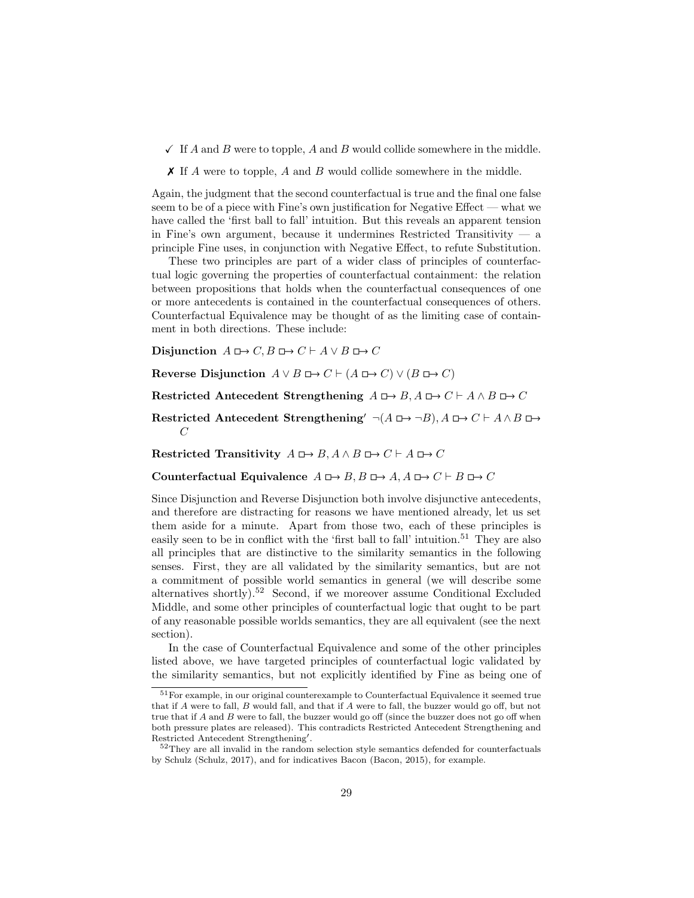- ✓ If $A$ and $B$ were to topple, $A$ and $B$ would collide somewhere in the middle.
- ✗ If $A$ were to topple, $A$ and $B$ would collide somewhere in the middle.

Again, the judgment that the second counterfactual is true and the final one false seem to be of a piece with Fine's own justification for Negative Effect — what we have called the 'first ball to fall' intuition. But this reveals an apparent tension in Fine's own argument, because it undermines Restricted Transitivity — a principle Fine uses, in conjunction with Negative Effect, to refute Substitution.

These two principles are part of a wider class of principles of counterfactual logic governing the properties of counterfactual containment: the relation between propositions that holds when the counterfactual consequences of one or more antecedents is contained in the counterfactual consequences of others. Counterfactual Equivalence may be thought of as the limiting case of containment in both directions. These include:

**Disjunction** $A \mathrel{\Box\!\!\rightarrow} C, B \mathrel{\Box\!\!\rightarrow} C \vdash A \vee B \mathrel{\Box\!\!\rightarrow} C$

**Reverse Disjunction** $A \vee B \mathrel{\Box\!\!\rightarrow} C \vdash (A \mathrel{\Box\!\!\rightarrow} C) \vee (B \mathrel{\Box\!\!\rightarrow} C)$

**Restricted Antecedent Strengthening** $A \mathrel{\Box\!\!\rightarrow} B, A \mathrel{\Box\!\!\rightarrow} C \vdash A \wedge B \mathrel{\Box\!\!\rightarrow} C$

**Restricted Antecedent Strengthening′** $\neg(A \mathrel{\Box\!\!\rightarrow} \neg B), A \mathrel{\Box\!\!\rightarrow} C \vdash A \wedge B \mathrel{\Box\!\!\rightarrow} C$

**Restricted Transitivity** $A \mathrel{\Box\!\!\rightarrow} B, A \wedge B \mathrel{\Box\!\!\rightarrow} C \vdash A \mathrel{\Box\!\!\rightarrow} C$

**Counterfactual Equivalence** $A \mathrel{\Box\!\!\rightarrow} B, B \mathrel{\Box\!\!\rightarrow} A, A \mathrel{\Box\!\!\rightarrow} C \vdash B \mathrel{\Box\!\!\rightarrow} C$

Since Disjunction and Reverse Disjunction both involve disjunctive antecedents, and therefore are distracting for reasons we have mentioned already, let us set them aside for a minute. Apart from those two, each of these principles is easily seen to be in conflict with the 'first ball to fall' intuition.[51] They are also all principles that are distinctive to the similarity semantics in the following senses. First, they are all validated by the similarity semantics, but are not a commitment of possible world semantics in general (we will describe some alternatives shortly).[52] Second, if we moreover assume Conditional Excluded Middle, and some other principles of counterfactual logic that ought to be part of any reasonable possible worlds semantics, they are all equivalent (see the next section).

In the case of Counterfactual Equivalence and some of the other principles listed above, we have targeted principles of counterfactual logic validated by the similarity semantics, but not explicitly identified by Fine as being one of

---

[51] For example, in our original counterexample to Counterfactual Equivalence it seemed true that if $A$ were to fall, $B$ would fall, and that if $A$ were to fall, the buzzer would go off, but not true that if $A$ and $B$ were to fall, the buzzer would go off (since the buzzer does not go off when both pressure plates are released). This contradicts Restricted Antecedent Strengthening and Restricted Antecedent Strengthening′.

[52] They are all invalid in the random selection style semantics defended for counterfactuals by Schulz (Schulz, 2017), and for indicatives Bacon (Bacon, 2015), for example.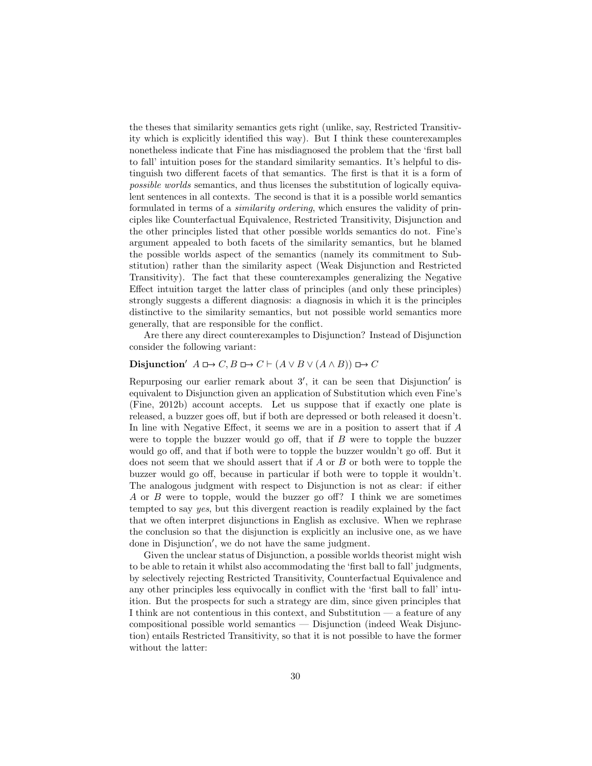the theses that similarity semantics gets right (unlike, say, Restricted Transitivity which is explicitly identified this way). But I think these counterexamples nonetheless indicate that Fine has misdiagnosed the problem that the 'first ball to fall' intuition poses for the standard similarity semantics. It's helpful to distinguish two different facets of that semantics. The first is that it is a form of *possible worlds* semantics, and thus licenses the substitution of logically equivalent sentences in all contexts. The second is that it is a possible world semantics formulated in terms of a *similarity ordering*, which ensures the validity of principles like Counterfactual Equivalence, Restricted Transitivity, Disjunction and the other principles listed that other possible worlds semantics do not. Fine's argument appealed to both facets of the similarity semantics, but he blamed the possible worlds aspect of the semantics (namely its commitment to Substitution) rather than the similarity aspect (Weak Disjunction and Restricted Transitivity). The fact that these counterexamples generalizing the Negative Effect intuition target the latter class of principles (and only these principles) strongly suggests a different diagnosis: a diagnosis in which it is the principles distinctive to the similarity semantics, but not possible world semantics more generally, that are responsible for the conflict.

Are there any direct counterexamples to Disjunction? Instead of Disjunction consider the following variant:

**Disjunction′** $A \mathrel{\Box\!\!\rightarrow} C, B \mathrel{\Box\!\!\rightarrow} C \vdash (A \vee B \vee (A \wedge B)) \mathrel{\Box\!\!\rightarrow} C$

Repurposing our earlier remark about 3′, it can be seen that Disjunction′ is equivalent to Disjunction given an application of Substitution which even Fine's (Fine, 2012b) account accepts. Let us suppose that if exactly one plate is released, a buzzer goes off, but if both are depressed or both released it doesn't. In line with Negative Effect, it seems we are in a position to assert that if $A$ were to topple the buzzer would go off, that if $B$ were to topple the buzzer would go off, and that if both were to topple the buzzer wouldn't go off. But it does not seem that we should assert that if $A$ or $B$ or both were to topple the buzzer would go off, because in particular if both were to topple it wouldn't. The analogous judgment with respect to Disjunction is not as clear: if either $A$ or $B$ were to topple, would the buzzer go off? I think we are sometimes tempted to say *yes*, but this divergent reaction is readily explained by the fact that we often interpret disjunctions in English as exclusive. When we rephrase the conclusion so that the disjunction is explicitly an inclusive one, as we have done in Disjunction′, we do not have the same judgment.

Given the unclear status of Disjunction, a possible worlds theorist might wish to be able to retain it whilst also accommodating the 'first ball to fall' judgments, by selectively rejecting Restricted Transitivity, Counterfactual Equivalence and any other principles less equivocally in conflict with the 'first ball to fall' intuition. But the prospects for such a strategy are dim, since given principles that I think are not contentious in this context, and Substitution — a feature of any compositional possible world semantics — Disjunction (indeed Weak Disjunction) entails Restricted Transitivity, so that it is not possible to have the former without the latter: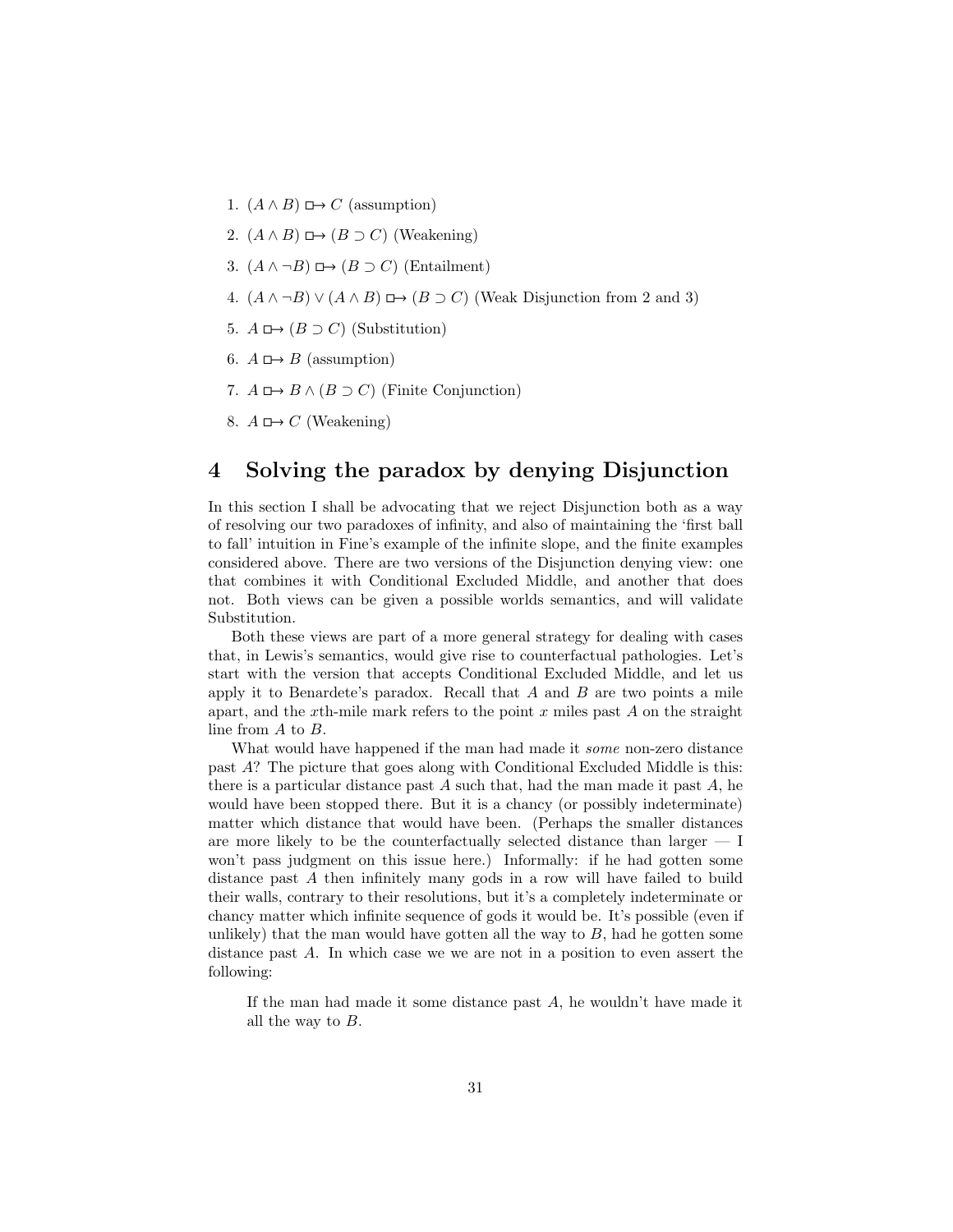1. $(A \wedge B) \,\Box\!\!\rightarrow C$ (assumption)
2. $(A \wedge B) \,\Box\!\!\rightarrow (B \supset C)$ (Weakening)
3. $(A \wedge \neg B) \,\Box\!\!\rightarrow (B \supset C)$ (Entailment)
4. $(A \wedge \neg B) \vee (A \wedge B) \,\Box\!\!\rightarrow (B \supset C)$ (Weak Disjunction from 2 and 3)
5. $A \,\Box\!\!\rightarrow (B \supset C)$ (Substitution)
6. $A \,\Box\!\!\rightarrow B$ (assumption)
7. $A \,\Box\!\!\rightarrow B \wedge (B \supset C)$ (Finite Conjunction)
8. $A \,\Box\!\!\rightarrow C$ (Weakening)

## 4 Solving the paradox by denying Disjunction

In this section I shall be advocating that we reject Disjunction both as a way of resolving our two paradoxes of infinity, and also of maintaining the 'first ball to fall' intuition in Fine's example of the infinite slope, and the finite examples considered above. There are two versions of the Disjunction denying view: one that combines it with Conditional Excluded Middle, and another that does not. Both views can be given a possible worlds semantics, and will validate Substitution.

Both these views are part of a more general strategy for dealing with cases that, in Lewis's semantics, would give rise to counterfactual pathologies. Let's start with the version that accepts Conditional Excluded Middle, and let us apply it to Benardete's paradox. Recall that $A$ and $B$ are two points a mile apart, and the $x$th-mile mark refers to the point $x$ miles past $A$ on the straight line from $A$ to $B$.

What would have happened if the man had made it *some* non-zero distance past $A$? The picture that goes along with Conditional Excluded Middle is this: there is a particular distance past $A$ such that, had the man made it past $A$, he would have been stopped there. But it is a chancy (or possibly indeterminate) matter which distance that would have been. (Perhaps the smaller distances are more likely to be the counterfactually selected distance than larger — I won't pass judgment on this issue here.) Informally: if he had gotten some distance past $A$ then infinitely many gods in a row will have failed to build their walls, contrary to their resolutions, but it's a completely indeterminate or chancy matter which infinite sequence of gods it would be. It's possible (even if unlikely) that the man would have gotten all the way to $B$, had he gotten some distance past $A$. In which case we we are not in a position to even assert the following:

> If the man had made it some distance past $A$, he wouldn't have made it all the way to $B$.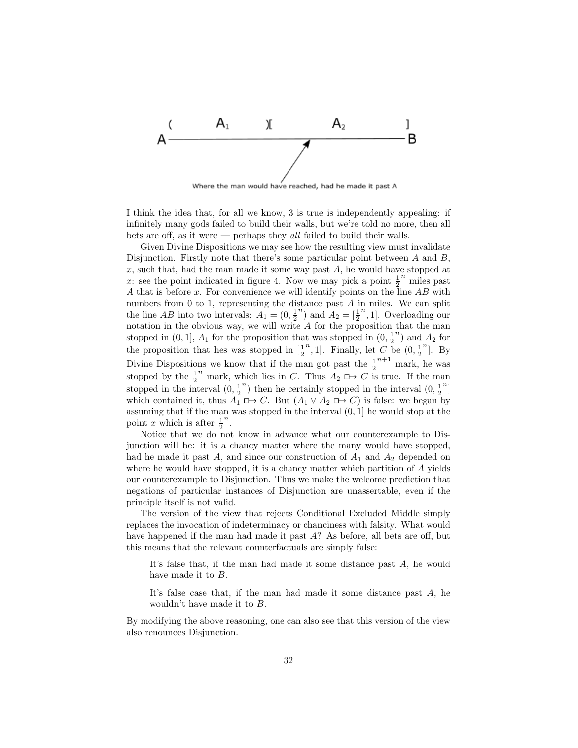I think the idea that, for all we know, 3 is true is independently appealing: if infinitely many gods failed to build their walls, but we're told no more, then all bets are off, as it were — perhaps they *all* failed to build their walls.

Given Divine Dispositions we may see how the resulting view must invalidate Disjunction. Firstly note that there's some particular point between $A$ and $B$, $x$, such that, had the man made it some way past $A$, he would have stopped at $x$: see the point indicated in figure 4. Now we may pick a point $\frac{1}{2}^n$ miles past $A$ that is before $x$. For convenience we will identify points on the line $AB$ with numbers from 0 to 1, representing the distance past $A$ in miles. We can split the line $AB$ into two intervals: $A_1 = (0, \frac{1}{2}^n)$ and $A_2 = [\frac{1}{2}^n, 1]$. Overloading our notation in the obvious way, we will write $A$ for the proposition that the man stopped in $(0, 1]$, $A_1$ for the proposition that was stopped in $(0, \frac{1}{2}^n)$ and $A_2$ for the proposition that hes was stopped in $[\frac{1}{2}^n, 1]$. Finally, let $C$ be $(0, \frac{1}{2}^n]$. By Divine Dispositions we know that if the man got past the $\frac{1}{2}^{n+1}$ mark, he was stopped by the $\frac{1}{2}^n$ mark, which lies in $C$. Thus $A_2 \,\square\!\!\rightarrow C$ is true. If the man stopped in the interval $(0, \frac{1}{2}^n)$ then he certainly stopped in the interval $(0, \frac{1}{2}^n]$ which contained it, thus $A_1 \,\square\!\!\rightarrow C$. But $(A_1 \vee A_2 \,\square\!\!\rightarrow C)$ is false: we began by assuming that if the man was stopped in the interval $(0, 1]$ he would stop at the point $x$ which is after $\frac{1}{2}^n$.

Notice that we do not know in advance what our counterexample to Disjunction will be: it is a chancy matter where the many would have stopped, had he made it past $A$, and since our construction of $A_1$ and $A_2$ depended on where he would have stopped, it is a chancy matter which partition of $A$ yields our counterexample to Disjunction. Thus we make the welcome prediction that negations of particular instances of Disjunction are unassertable, even if the principle itself is not valid.

The version of the view that rejects Conditional Excluded Middle simply replaces the invocation of indeterminacy or chanciness with falsity. What would have happened if the man had made it past $A$? As before, all bets are off, but this means that the relevant counterfactuals are simply false:

> It's false that, if the man had made it some distance past $A$, he would have made it to $B$.

> It's false case that, if the man had made it some distance past $A$, he wouldn't have made it to $B$.

By modifying the above reasoning, one can also see that this version of the view also renounces Disjunction.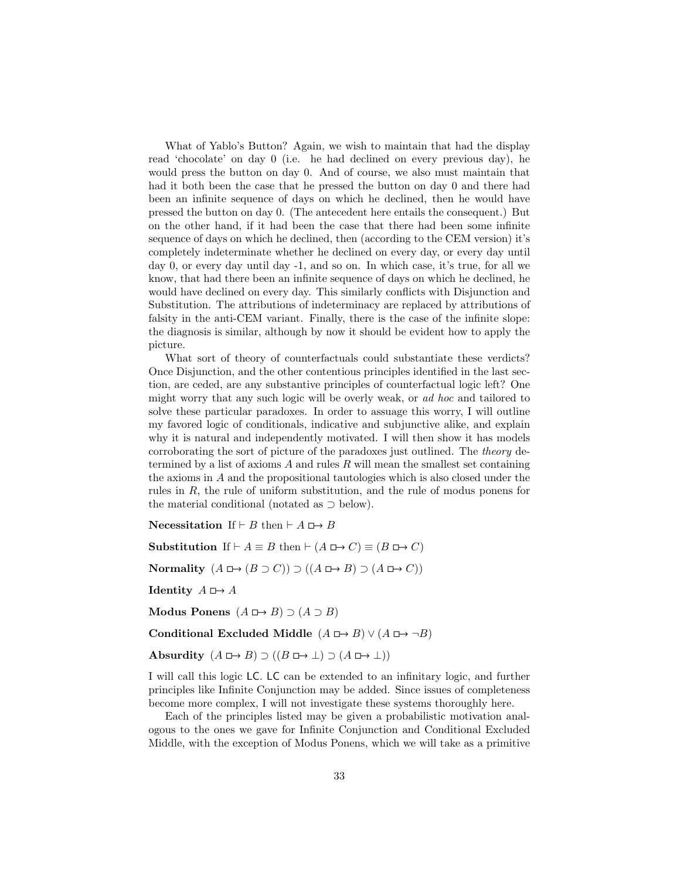What of Yablo's Button? Again, we wish to maintain that had the display read 'chocolate' on day 0 (i.e. he had declined on every previous day), he would press the button on day 0. And of course, we also must maintain that had it both been the case that he pressed the button on day 0 and there had been an infinite sequence of days on which he declined, then he would have pressed the button on day 0. (The antecedent here entails the consequent.) But on the other hand, if it had been the case that there had been some infinite sequence of days on which he declined, then (according to the CEM version) it's completely indeterminate whether he declined on every day, or every day until day 0, or every day until day -1, and so on. In which case, it's true, for all we know, that had there been an infinite sequence of days on which he declined, he would have declined on every day. This similarly conflicts with Disjunction and Substitution. The attributions of indeterminacy are replaced by attributions of falsity in the anti-CEM variant. Finally, there is the case of the infinite slope: the diagnosis is similar, although by now it should be evident how to apply the picture.

What sort of theory of counterfactuals could substantiate these verdicts? Once Disjunction, and the other contentious principles identified in the last section, are ceded, are any substantive principles of counterfactual logic left? One might worry that any such logic will be overly weak, or *ad hoc* and tailored to solve these particular paradoxes. In order to assuage this worry, I will outline my favored logic of conditionals, indicative and subjunctive alike, and explain why it is natural and independently motivated. I will then show it has models corroborating the sort of picture of the paradoxes just outlined. The *theory* determined by a list of axioms $A$ and rules $R$ will mean the smallest set containing the axioms in $A$ and the propositional tautologies which is also closed under the rules in $R$, the rule of uniform substitution, and the rule of modus ponens for the material conditional (notated as $\supset$ below).

**Necessitation** If $\vdash B$ then $\vdash A \,\Box\!\!\rightarrow B$

**Substitution** If $\vdash A \equiv B$ then $\vdash (A \,\Box\!\!\rightarrow C) \equiv (B \,\Box\!\!\rightarrow C)$

**Normality** $(A \,\Box\!\!\rightarrow (B \supset C)) \supset ((A \,\Box\!\!\rightarrow B) \supset (A \,\Box\!\!\rightarrow C))$

**Identity** $A \,\Box\!\!\rightarrow A$

**Modus Ponens** $(A \,\Box\!\!\rightarrow B) \supset (A \supset B)$

**Conditional Excluded Middle** $(A \,\Box\!\!\rightarrow B) \vee (A \,\Box\!\!\rightarrow \neg B)$

**Absurdity** $(A \,\Box\!\!\rightarrow B) \supset ((B \,\Box\!\!\rightarrow \bot) \supset (A \,\Box\!\!\rightarrow \bot))$

I will call this logic LC. LC can be extended to an infinitary logic, and further principles like Infinite Conjunction may be added. Since issues of completeness become more complex, I will not investigate these systems thoroughly here.

Each of the principles listed may be given a probabilistic motivation analogous to the ones we gave for Infinite Conjunction and Conditional Excluded Middle, with the exception of Modus Ponens, which we will take as a primitive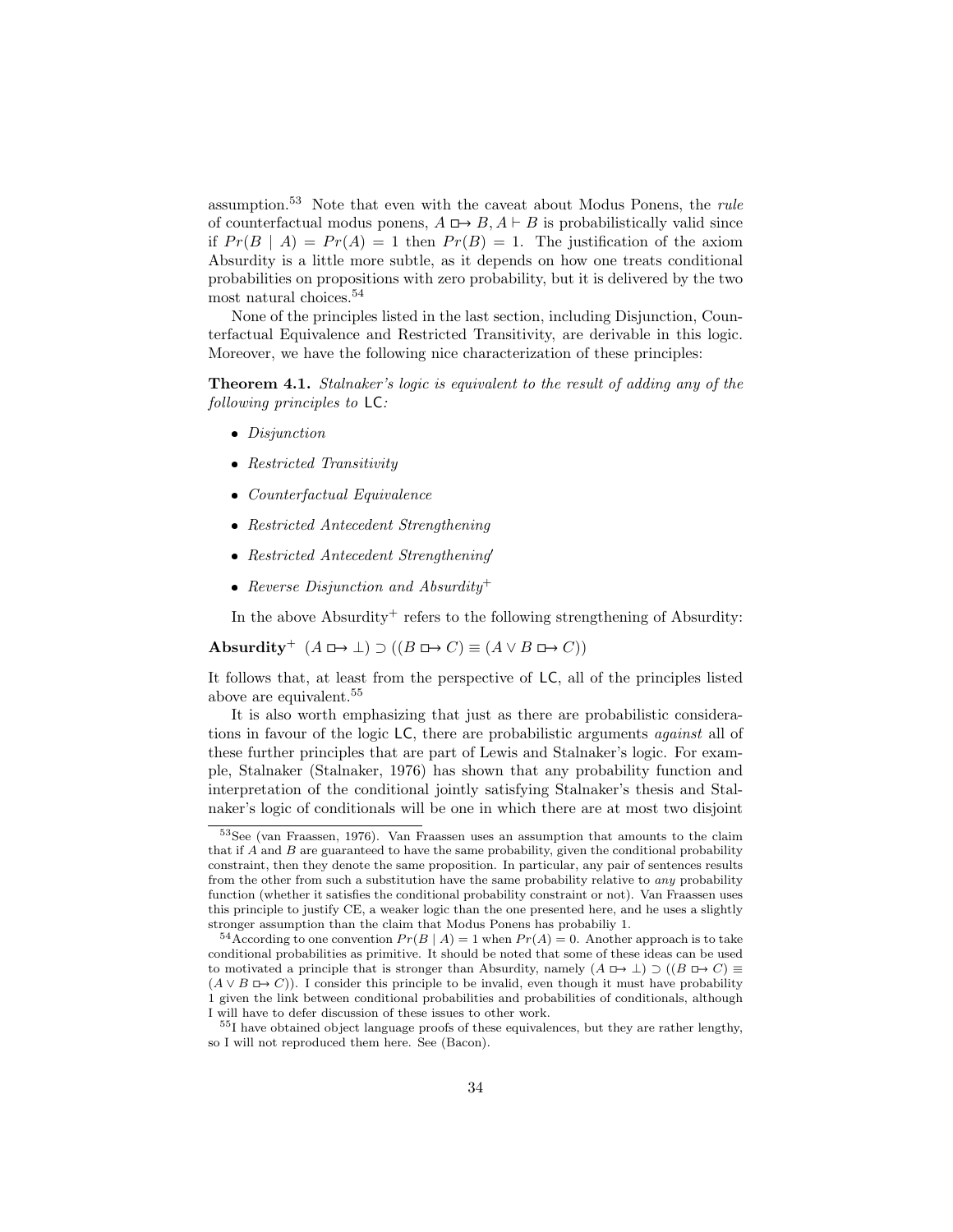assumption.[53] Note that even with the caveat about Modus Ponens, the *rule* of counterfactual modus ponens, $A \mathrel{\Box\!\!\rightarrow} B, A \vdash B$ is probabilistically valid since if $Pr(B \mid A) = Pr(A) = 1$ then $Pr(B) = 1$. The justification of the axiom Absurdity is a little more subtle, as it depends on how one treats conditional probabilities on propositions with zero probability, but it is delivered by the two most natural choices.[54]

None of the principles listed in the last section, including Disjunction, Counterfactual Equivalence and Restricted Transitivity, are derivable in this logic. Moreover, we have the following nice characterization of these principles:

**Theorem 4.1.** *Stalnaker's logic is equivalent to the result of adding any of the following principles to* LC*:*

- *Disjunction*
- *Restricted Transitivity*
- *Counterfactual Equivalence*
- *Restricted Antecedent Strengthening*
- *Restricted Antecedent Strengthening′*
- *Reverse Disjunction and Absurdity*$^+$

In the above Absurdity$^+$ refers to the following strengthening of Absurdity:

**Absurdity$^+$** $(A \mathrel{\Box\!\!\rightarrow} \bot) \supset ((B \mathrel{\Box\!\!\rightarrow} C) \equiv (A \vee B \mathrel{\Box\!\!\rightarrow} C))$

It follows that, at least from the perspective of LC, all of the principles listed above are equivalent.[55]

It is also worth emphasizing that just as there are probabilistic considerations in favour of the logic LC, there are probabilistic arguments *against* all of these further principles that are part of Lewis and Stalnaker's logic. For example, Stalnaker (Stalnaker, 1976) has shown that any probability function and interpretation of the conditional jointly satisfying Stalnaker's thesis and Stalnaker's logic of conditionals will be one in which there are at most two disjoint

---

[53] See (van Fraassen, 1976). Van Fraassen uses an assumption that amounts to the claim that if $A$ and $B$ are guaranteed to have the same probability, given the conditional probability constraint, then they denote the same proposition. In particular, any pair of sentences results from the other from such a substitution have the same probability relative to *any* probability function (whether it satisfies the conditional probability constraint or not). Van Fraassen uses this principle to justify CE, a weaker logic than the one presented here, and he uses a slightly stronger assumption than the claim that Modus Ponens has probabiliy 1.

[54] According to one convention $Pr(B \mid A) = 1$ when $Pr(A) = 0$. Another approach is to take conditional probabilities as primitive. It should be noted that some of these ideas can be used to motivated a principle that is stronger than Absurdity, namely $(A \mathrel{\Box\!\!\rightarrow} \bot) \supset ((B \mathrel{\Box\!\!\rightarrow} C) \equiv (A \vee B \mathrel{\Box\!\!\rightarrow} C))$. I consider this principle to be invalid, even though it must have probability 1 given the link between conditional probabilities and probabilities of conditionals, although I will have to defer discussion of these issues to other work.

[55] I have obtained object language proofs of these equivalences, but they are rather lengthy, so I will not reproduced them here. See (Bacon).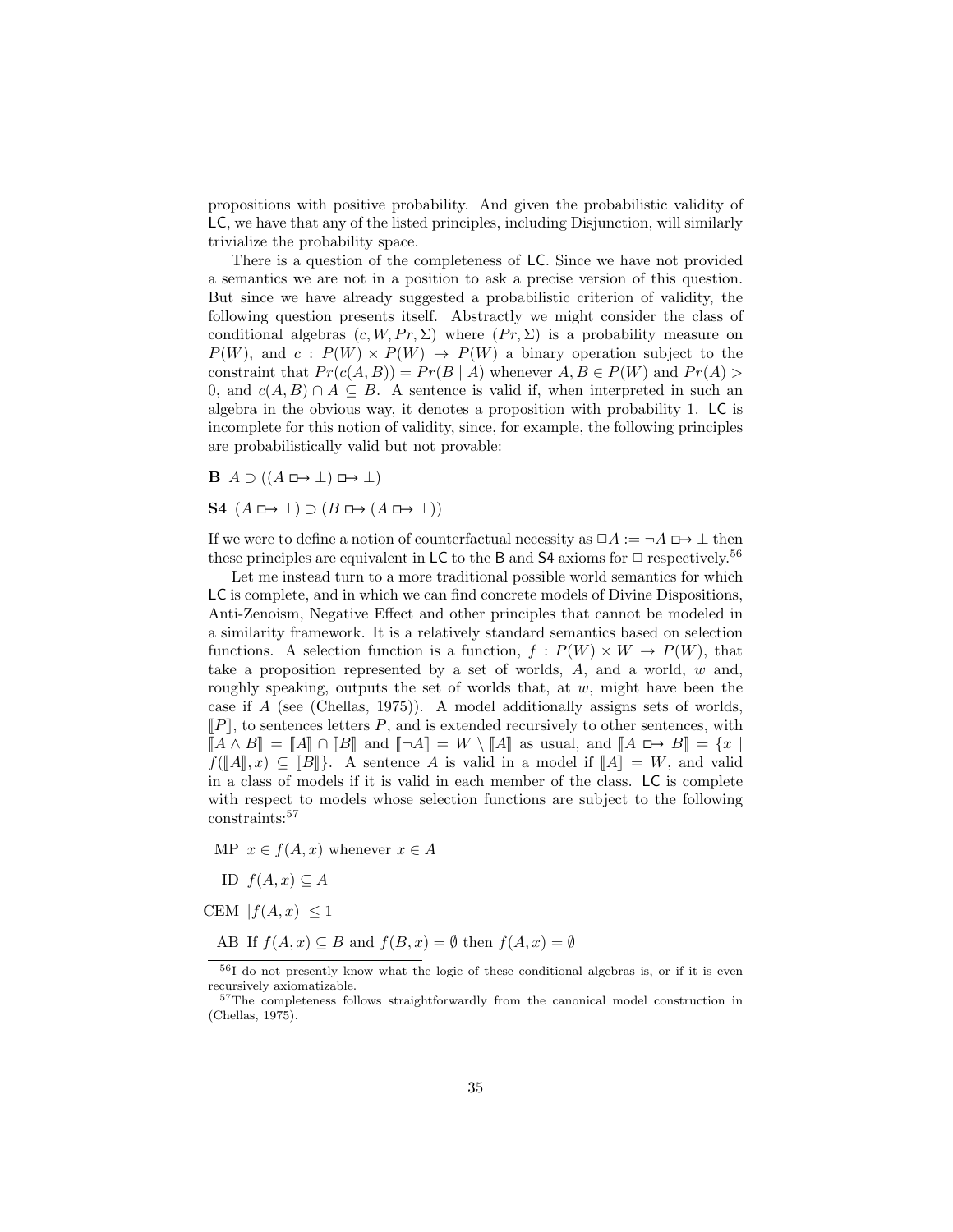propositions with positive probability. And given the probabilistic validity of LC, we have that any of the listed principles, including Disjunction, will similarly trivialize the probability space.

There is a question of the completeness of LC. Since we have not provided a semantics we are not in a position to ask a precise version of this question. But since we have already suggested a probabilistic criterion of validity, the following question presents itself. Abstractly we might consider the class of conditional algebras $(c, W, Pr, \Sigma)$ where $(Pr, \Sigma)$ is a probability measure on $P(W)$, and $c : P(W) \times P(W) \to P(W)$ a binary operation subject to the constraint that $Pr(c(A, B)) = Pr(B \mid A)$ whenever $A, B \in P(W)$ and $Pr(A) > 0$, and $c(A, B) \cap A \subseteq B$. A sentence is valid if, when interpreted in such an algebra in the obvious way, it denotes a proposition with probability 1. LC is incomplete for this notion of validity, since, for example, the following principles are probabilistically valid but not provable:

**B** $A \supset ((A \boxright \bot) \boxright \bot)$

**S4** $(A \boxright \bot) \supset (B \boxright (A \boxright \bot))$

If we were to define a notion of counterfactual necessity as $\Box A := \neg A \boxright \bot$ then these principles are equivalent in LC to the B and S4 axioms for $\Box$ respectively.[56]

Let me instead turn to a more traditional possible world semantics for which LC is complete, and in which we can find concrete models of Divine Dispositions, Anti-Zenoism, Negative Effect and other principles that cannot be modeled in a similarity framework. It is a relatively standard semantics based on selection functions. A selection function is a function, $f : P(W) \times W \to P(W)$, that take a proposition represented by a set of worlds, $A$, and a world, $w$ and, roughly speaking, outputs the set of worlds that, at $w$, might have been the case if $A$ (see (Chellas, 1975)). A model additionally assigns sets of worlds, $[\![P]\!]$, to sentences letters $P$, and is extended recursively to other sentences, with $[\![A \wedge B]\!] = [\![A]\!] \cap [\![B]\!]$ and $[\![\neg A]\!] = W \setminus [\![A]\!]$ as usual, and $[\![A \boxright B]\!] = \{x \mid f([\![A]\!], x) \subseteq [\![B]\!]\}$. A sentence $A$ is valid in a model if $[\![A]\!] = W$, and valid in a class of models if it is valid in each member of the class. LC is complete with respect to models whose selection functions are subject to the following constraints:[57]

MP $x \in f(A, x)$ whenever $x \in A$

ID $f(A, x) \subseteq A$

CEM $|f(A, x)| \leq 1$

AB If $f(A, x) \subseteq B$ and $f(B, x) = \emptyset$ then $f(A, x) = \emptyset$

[56] I do not presently know what the logic of these conditional algebras is, or if it is even recursively axiomatizable.

[57] The completeness follows straightforwardly from the canonical model construction in (Chellas, 1975).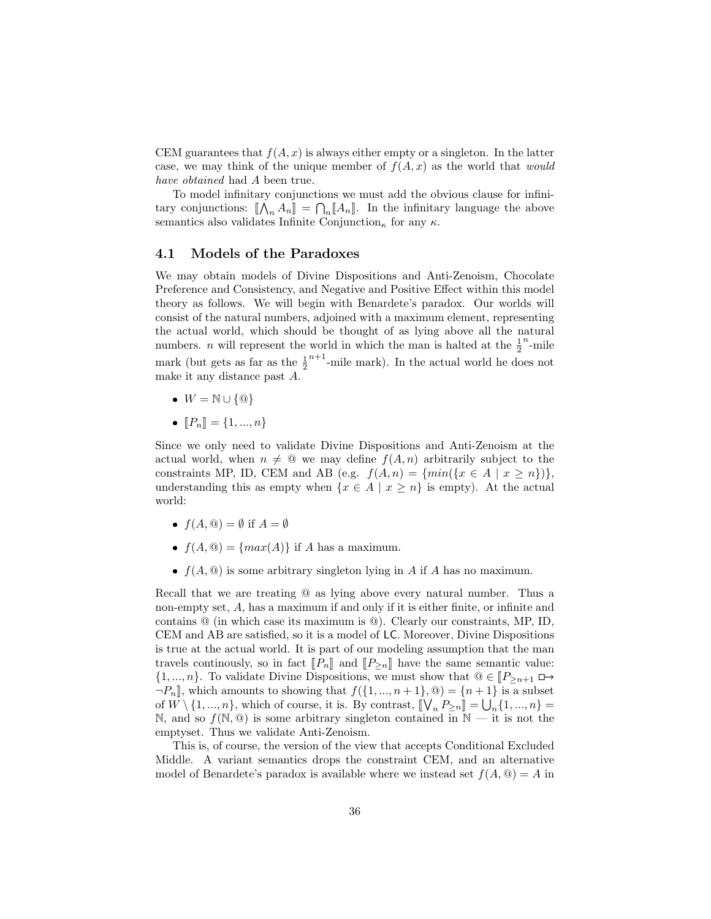CEM guarantees that $f(A, x)$ is always either empty or a singleton. In the latter case, we may think of the unique member of $f(A, x)$ as the world that *would have obtained* had $A$ been true.

To model infinitary conjunctions we must add the obvious clause for infinitary conjunctions: $[\![\bigwedge_n A_n]\!] = \bigcap_n [\![A_n]\!]$. In the infinitary language the above semantics also validates Infinite Conjunction$_\kappa$ for any $\kappa$.

## 4.1 Models of the Paradoxes

We may obtain models of Divine Dispositions and Anti-Zenoism, Chocolate Preference and Consistency, and Negative and Positive Effect within this model theory as follows. We will begin with Benardete's paradox. Our worlds will consist of the natural numbers, adjoined with a maximum element, representing the actual world, which should be thought of as lying above all the natural numbers. $n$ will represent the world in which the man is halted at the $\frac{1}{2}^n$-mile mark (but gets as far as the $\frac{1}{2}^{n+1}$-mile mark). In the actual world he does not make it any distance past $A$.

- $W = \mathbb{N} \cup \{@\}$
- $[\![P_n]\!] = \{1, ..., n\}$

Since we only need to validate Divine Dispositions and Anti-Zenoism at the actual world, when $n \neq @$ we may define $f(A, n)$ arbitrarily subject to the constraints MP, ID, CEM and AB (e.g. $f(A, n) = \{min(\{x \in A \mid x \geq n\})\}$, understanding this as empty when $\{x \in A \mid x \geq n\}$ is empty). At the actual world:

- $f(A, @) = \emptyset$ if $A = \emptyset$
- $f(A, @) = \{max(A)\}$ if $A$ has a maximum.
- $f(A, @)$ is some arbitrary singleton lying in $A$ if $A$ has no maximum.

Recall that we are treating @ as lying above every natural number. Thus a non-empty set, $A$, has a maximum if and only if it is either finite, or infinite and contains @ (in which case its maximum is @). Clearly our constraints, MP, ID, CEM and AB are satisfied, so it is a model of $\mathsf{LC}$. Moreover, Divine Dispositions is true at the actual world. It is part of our modeling assumption that the man travels continously, so in fact $[\![P_n]\!]$ and $[\![P_{\geq n}]\!]$ have the same semantic value: $\{1, ..., n\}$. To validate Divine Dispositions, we must show that $@ \in [\![P_{\geq n+1} \mathrel{\Box\!\!\rightarrow} \neg P_n]\!]$, which amounts to showing that $f(\{1, ..., n+1\}, @) = \{n+1\}$ is a subset of $W \setminus \{1, ..., n\}$, which of course, it is. By contrast, $[\![\bigvee_n P_{\geq n}]\!] = \bigcup_n \{1, ..., n\} = \mathbb{N}$, and so $f(\mathbb{N}, @)$ is some arbitrary singleton contained in $\mathbb{N}$ — it is not the emptyset. Thus we validate Anti-Zenoism.

This is, of course, the version of the view that accepts Conditional Excluded Middle. A variant semantics drops the constraint CEM, and an alternative model of Benardete's paradox is available where we instead set $f(A, @) = A$ in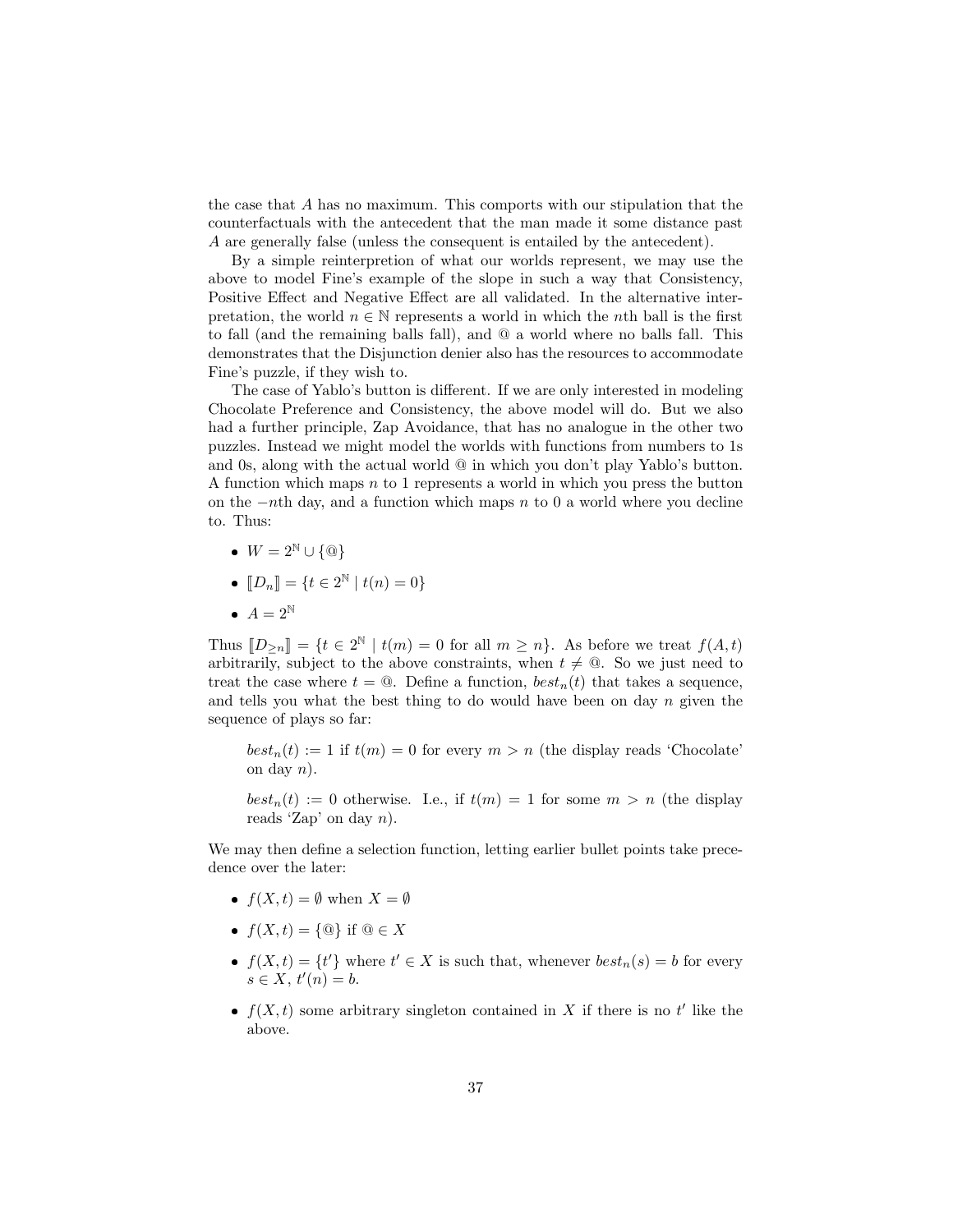the case that $A$ has no maximum. This comports with our stipulation that the counterfactuals with the antecedent that the man made it some distance past $A$ are generally false (unless the consequent is entailed by the antecedent).

By a simple reinterpretation of what our worlds represent, we may use the above to model Fine's example of the slope in such a way that Consistency, Positive Effect and Negative Effect are all validated. In the alternative interpretation, the world $n \in \mathbb{N}$ represents a world in which the $n$th ball is the first to fall (and the remaining balls fall), and @ a world where no balls fall. This demonstrates that the Disjunction denier also has the resources to accommodate Fine's puzzle, if they wish to.

The case of Yablo's button is different. If we are only interested in modeling Chocolate Preference and Consistency, the above model will do. But we also had a further principle, Zap Avoidance, that has no analogue in the other two puzzles. Instead we might model the worlds with functions from numbers to 1s and 0s, along with the actual world @ in which you don't play Yablo's button. A function which maps $n$ to 1 represents a world in which you press the button on the $-n$th day, and a function which maps $n$ to 0 a world where you decline to. Thus:

- $W = 2^{\mathbb{N}} \cup \{@\}$
- $[\![D_n]\!] = \{t \in 2^{\mathbb{N}} \mid t(n) = 0\}$
- $A = 2^{\mathbb{N}}$

Thus $[\![D_{\geq n}]\!] = \{t \in 2^{\mathbb{N}} \mid t(m) = 0 \text{ for all } m \geq n\}$. As before we treat $f(A, t)$ arbitrarily, subject to the above constraints, when $t \neq @$. So we just need to treat the case where $t = @$. Define a function, $best_n(t)$ that takes a sequence, and tells you what the best thing to do would have been on day $n$ given the sequence of plays so far:

> $best_n(t) := 1$ if $t(m) = 0$ for every $m > n$ (the display reads 'Chocolate' on day $n$).
>
> $best_n(t) := 0$ otherwise. I.e., if $t(m) = 1$ for some $m > n$ (the display reads 'Zap' on day $n$).

We may then define a selection function, letting earlier bullet points take precedence over the later:

- $f(X, t) = \emptyset$ when $X = \emptyset$
- $f(X, t) = \{@\}$ if $@ \in X$
- $f(X, t) = \{t'\}$ where $t' \in X$ is such that, whenever $best_n(s) = b$ for every $s \in X$, $t'(n) = b$.
- $f(X, t)$ some arbitrary singleton contained in $X$ if there is no $t'$ like the above.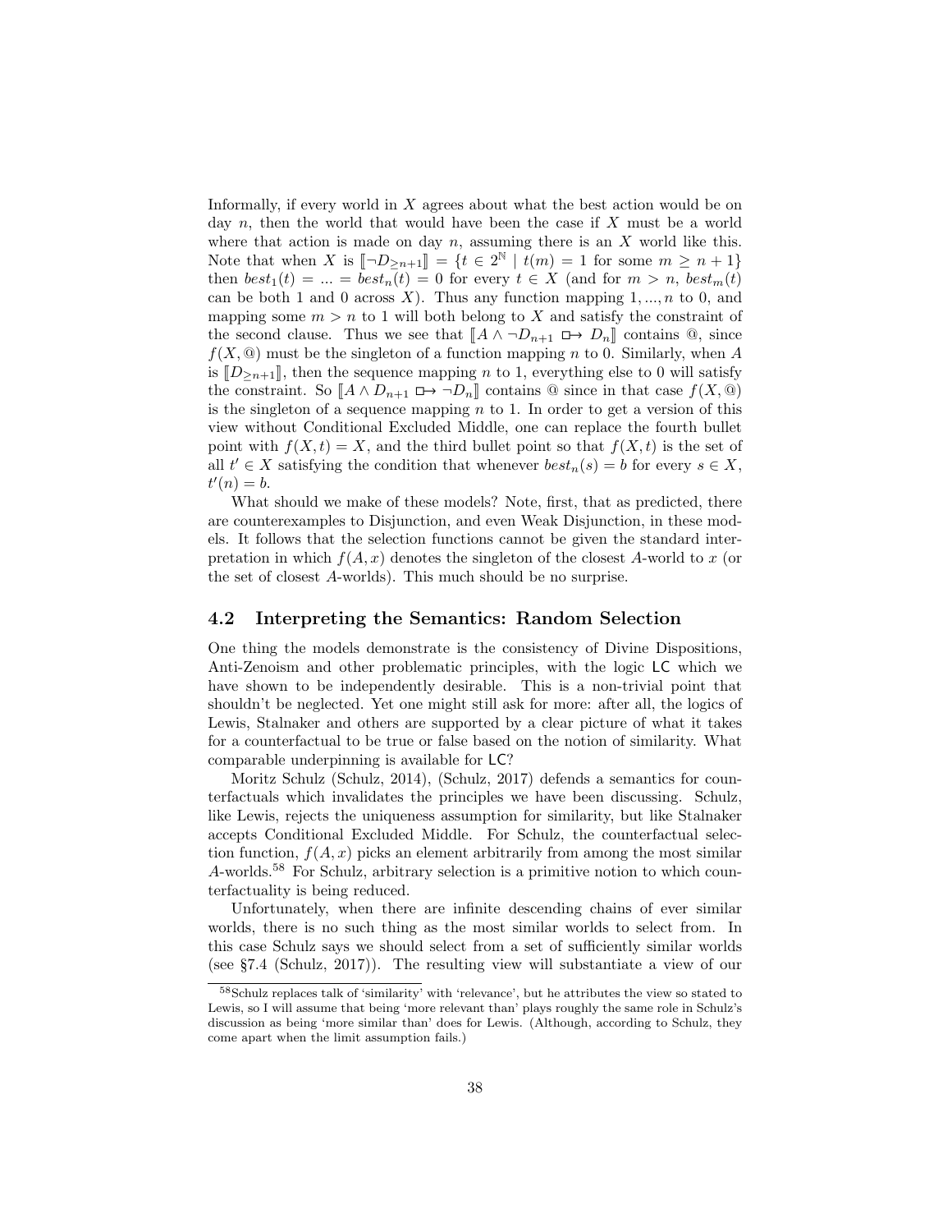Informally, if every world in $X$ agrees about what the best action would be on day $n$, then the world that would have been the case if $X$ must be a world where that action is made on day $n$, assuming there is an $X$ world like this. Note that when $X$ is $[\![\neg D_{\geq n+1}]\!] = \{t \in 2^{\mathbb{N}} \mid t(m) = 1 \text{ for some } m \geq n+1\}$ then $best_1(t) = ... = best_n(t) = 0$ for every $t \in X$ (and for $m > n$, $best_m(t)$ can be both 1 and 0 across $X$). Thus any function mapping $1, ..., n$ to 0, and mapping some $m > n$ to 1 will both belong to $X$ and satisfy the constraint of the second clause. Thus we see that $[\![A \wedge \neg D_{n+1} \mathrel{\Box\!\!\rightarrow} D_n]\!]$ contains @, since $f(X, @)$ must be the singleton of a function mapping $n$ to 0. Similarly, when $A$ is $[\![D_{\geq n+1}]\!]$, then the sequence mapping $n$ to 1, everything else to 0 will satisfy the constraint. So $[\![A \wedge D_{n+1} \mathrel{\Box\!\!\rightarrow} \neg D_n]\!]$ contains @ since in that case $f(X, @)$ is the singleton of a sequence mapping $n$ to 1. In order to get a version of this view without Conditional Excluded Middle, one can replace the fourth bullet point with $f(X, t) = X$, and the third bullet point so that $f(X, t)$ is the set of all $t' \in X$ satisfying the condition that whenever $best_n(s) = b$ for every $s \in X$, $t'(n) = b$.

What should we make of these models? Note, first, that as predicted, there are counterexamples to Disjunction, and even Weak Disjunction, in these models. It follows that the selection functions cannot be given the standard interpretation in which $f(A, x)$ denotes the singleton of the closest $A$-world to $x$ (or the set of closest $A$-worlds). This much should be no surprise.

### 4.2 Interpreting the Semantics: Random Selection

One thing the models demonstrate is the consistency of Divine Dispositions, Anti-Zenoism and other problematic principles, with the logic LC which we have shown to be independently desirable. This is a non-trivial point that shouldn't be neglected. Yet one might still ask for more: after all, the logics of Lewis, Stalnaker and others are supported by a clear picture of what it takes for a counterfactual to be true or false based on the notion of similarity. What comparable underpinning is available for LC?

Moritz Schulz (Schulz, 2014), (Schulz, 2017) defends a semantics for counterfactuals which invalidates the principles we have been discussing. Schulz, like Lewis, rejects the uniqueness assumption for similarity, but like Stalnaker accepts Conditional Excluded Middle. For Schulz, the counterfactual selection function, $f(A, x)$ picks an element arbitrarily from among the most similar $A$-worlds.[58] For Schulz, arbitrary selection is a primitive notion to which counterfactuality is being reduced.

Unfortunately, when there are infinite descending chains of ever similar worlds, there is no such thing as the most similar worlds to select from. In this case Schulz says we should select from a set of sufficiently similar worlds (see §7.4 (Schulz, 2017)). The resulting view will substantiate a view of our

[58] Schulz replaces talk of 'similarity' with 'relevance', but he attributes the view so stated to Lewis, so I will assume that being 'more relevant than' plays roughly the same role in Schulz's discussion as being 'more similar than' does for Lewis. (Although, according to Schulz, they come apart when the limit assumption fails.)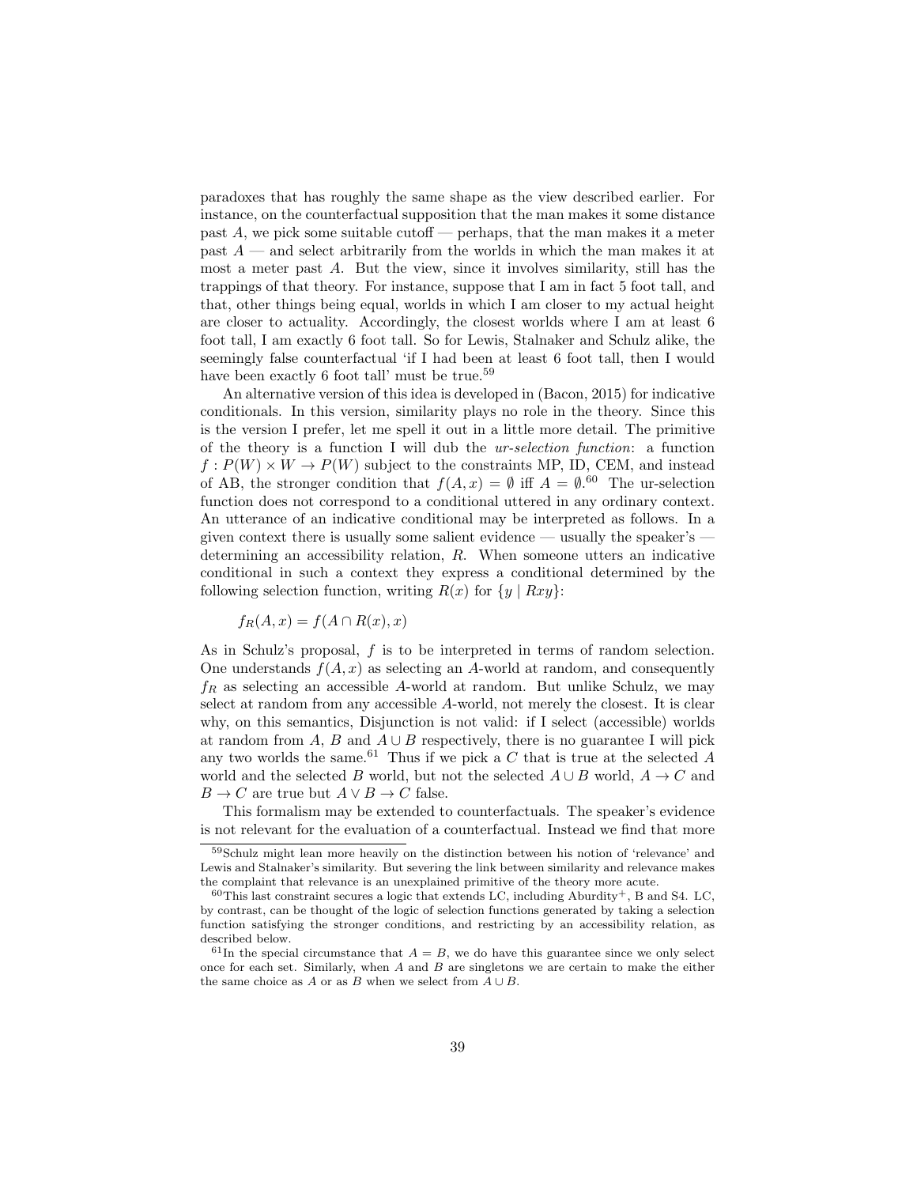paradoxes that has roughly the same shape as the view described earlier. For instance, on the counterfactual supposition that the man makes it some distance past $A$, we pick some suitable cutoff — perhaps, that the man makes it a meter past $A$ — and select arbitrarily from the worlds in which the man makes it at most a meter past $A$. But the view, since it involves similarity, still has the trappings of that theory. For instance, suppose that I am in fact 5 foot tall, and that, other things being equal, worlds in which I am closer to my actual height are closer to actuality. Accordingly, the closest worlds where I am at least 6 foot tall, I am exactly 6 foot tall. So for Lewis, Stalnaker and Schulz alike, the seemingly false counterfactual 'if I had been at least 6 foot tall, then I would have been exactly 6 foot tall' must be true.[59]

An alternative version of this idea is developed in (Bacon, 2015) for indicative conditionals. In this version, similarity plays no role in the theory. Since this is the version I prefer, let me spell it out in a little more detail. The primitive of the theory is a function I will dub the *ur-selection function*: a function $f : P(W) \times W \to P(W)$ subject to the constraints MP, ID, CEM, and instead of AB, the stronger condition that $f(A, x) = \emptyset$ iff $A = \emptyset$.[60] The ur-selection function does not correspond to a conditional uttered in any ordinary context. An utterance of an indicative conditional may be interpreted as follows. In a given context there is usually some salient evidence — usually the speaker's — determining an accessibility relation, $R$. When someone utters an indicative conditional in such a context they express a conditional determined by the following selection function, writing $R(x)$ for $\{y \mid Rxy\}$:

$$f_R(A, x) = f(A \cap R(x), x)$$

As in Schulz's proposal, $f$ is to be interpreted in terms of random selection. One understands $f(A, x)$ as selecting an $A$-world at random, and consequently $f_R$ as selecting an accessible $A$-world at random. But unlike Schulz, we may select at random from any accessible $A$-world, not merely the closest. It is clear why, on this semantics, Disjunction is not valid: if I select (accessible) worlds at random from $A$, $B$ and $A \cup B$ respectively, there is no guarantee I will pick any two worlds the same.[61] Thus if we pick a $C$ that is true at the selected $A$ world and the selected $B$ world, but not the selected $A \cup B$ world, $A \to C$ and $B \to C$ are true but $A \vee B \to C$ false.

This formalism may be extended to counterfactuals. The speaker's evidence is not relevant for the evaluation of a counterfactual. Instead we find that more

---

[59] Schulz might lean more heavily on the distinction between his notion of 'relevance' and Lewis and Stalnaker's similarity. But severing the link between similarity and relevance makes the complaint that relevance is an unexplained primitive of the theory more acute.

[60] This last constraint secures a logic that extends LC, including Aburdity$^+$, B and S4. LC, by contrast, can be thought of the logic of selection functions generated by taking a selection function satisfying the stronger conditions, and restricting by an accessibility relation, as described below.

[61] In the special circumstance that $A = B$, we do have this guarantee since we only select once for each set. Similarly, when $A$ and $B$ are singletons we are certain to make the either the same choice as $A$ or as $B$ when we select from $A \cup B$.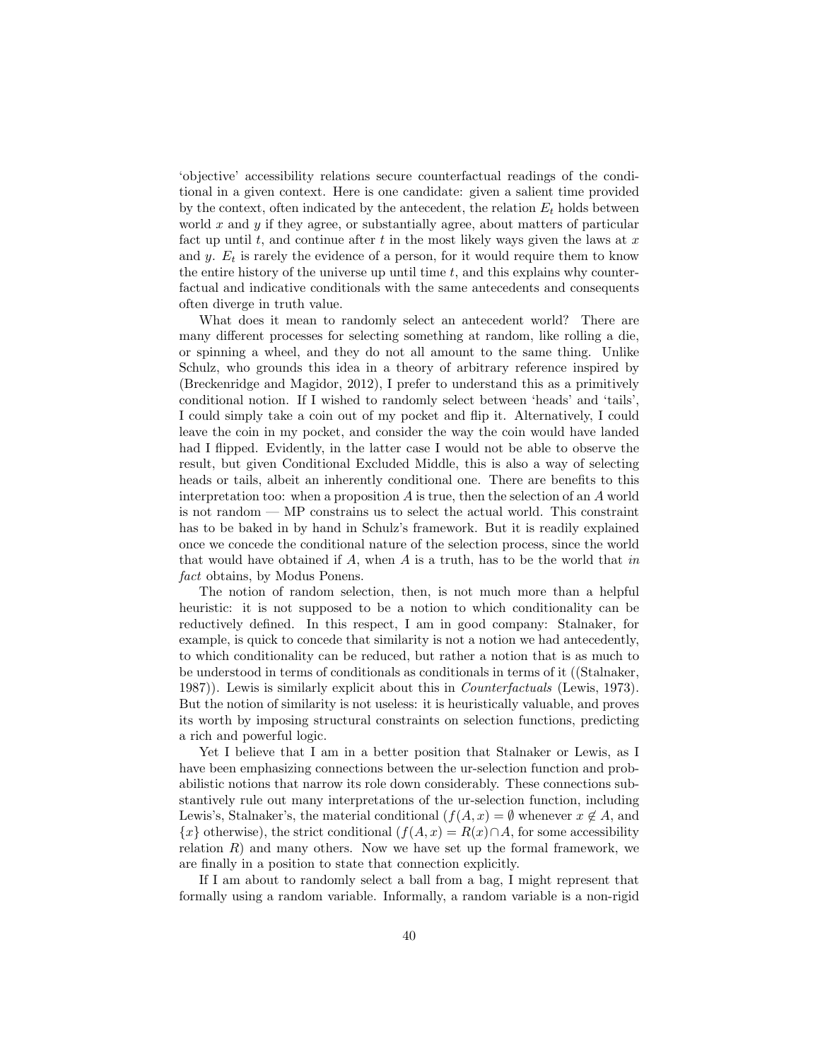'objective' accessibility relations secure counterfactual readings of the conditional in a given context. Here is one candidate: given a salient time provided by the context, often indicated by the antecedent, the relation $E_t$ holds between world $x$ and $y$ if they agree, or substantially agree, about matters of particular fact up until $t$, and continue after $t$ in the most likely ways given the laws at $x$ and $y$. $E_t$ is rarely the evidence of a person, for it would require them to know the entire history of the universe up until time $t$, and this explains why counterfactual and indicative conditionals with the same antecedents and consequents often diverge in truth value.

What does it mean to randomly select an antecedent world? There are many different processes for selecting something at random, like rolling a die, or spinning a wheel, and they do not all amount to the same thing. Unlike Schulz, who grounds this idea in a theory of arbitrary reference inspired by (Breckenridge and Magidor, 2012), I prefer to understand this as a primitively conditional notion. If I wished to randomly select between 'heads' and 'tails', I could simply take a coin out of my pocket and flip it. Alternatively, I could leave the coin in my pocket, and consider the way the coin would have landed had I flipped. Evidently, in the latter case I would not be able to observe the result, but given Conditional Excluded Middle, this is also a way of selecting heads or tails, albeit an inherently conditional one. There are benefits to this interpretation too: when a proposition $A$ is true, then the selection of an $A$ world is not random — MP constrains us to select the actual world. This constraint has to be baked in by hand in Schulz's framework. But it is readily explained once we concede the conditional nature of the selection process, since the world that would have obtained if $A$, when $A$ is a truth, has to be the world that *in fact* obtains, by Modus Ponens.

The notion of random selection, then, is not much more than a helpful heuristic: it is not supposed to be a notion to which conditionality can be reductively defined. In this respect, I am in good company: Stalnaker, for example, is quick to concede that similarity is not a notion we had antecedently, to which conditionality can be reduced, but rather a notion that is as much to be understood in terms of conditionals as conditionals in terms of it ((Stalnaker, 1987)). Lewis is similarly explicit about this in *Counterfactuals* (Lewis, 1973). But the notion of similarity is not useless: it is heuristically valuable, and proves its worth by imposing structural constraints on selection functions, predicting a rich and powerful logic.

Yet I believe that I am in a better position that Stalnaker or Lewis, as I have been emphasizing connections between the ur-selection function and probabilistic notions that narrow its role down considerably. These connections substantively rule out many interpretations of the ur-selection function, including Lewis's, Stalnaker's, the material conditional ($f(A, x) = \emptyset$ whenever $x \notin A$, and $\{x\}$ otherwise), the strict conditional ($f(A, x) = R(x) \cap A$, for some accessibility relation $R$) and many others. Now we have set up the formal framework, we are finally in a position to state that connection explicitly.

If I am about to randomly select a ball from a bag, I might represent that formally using a random variable. Informally, a random variable is a non-rigid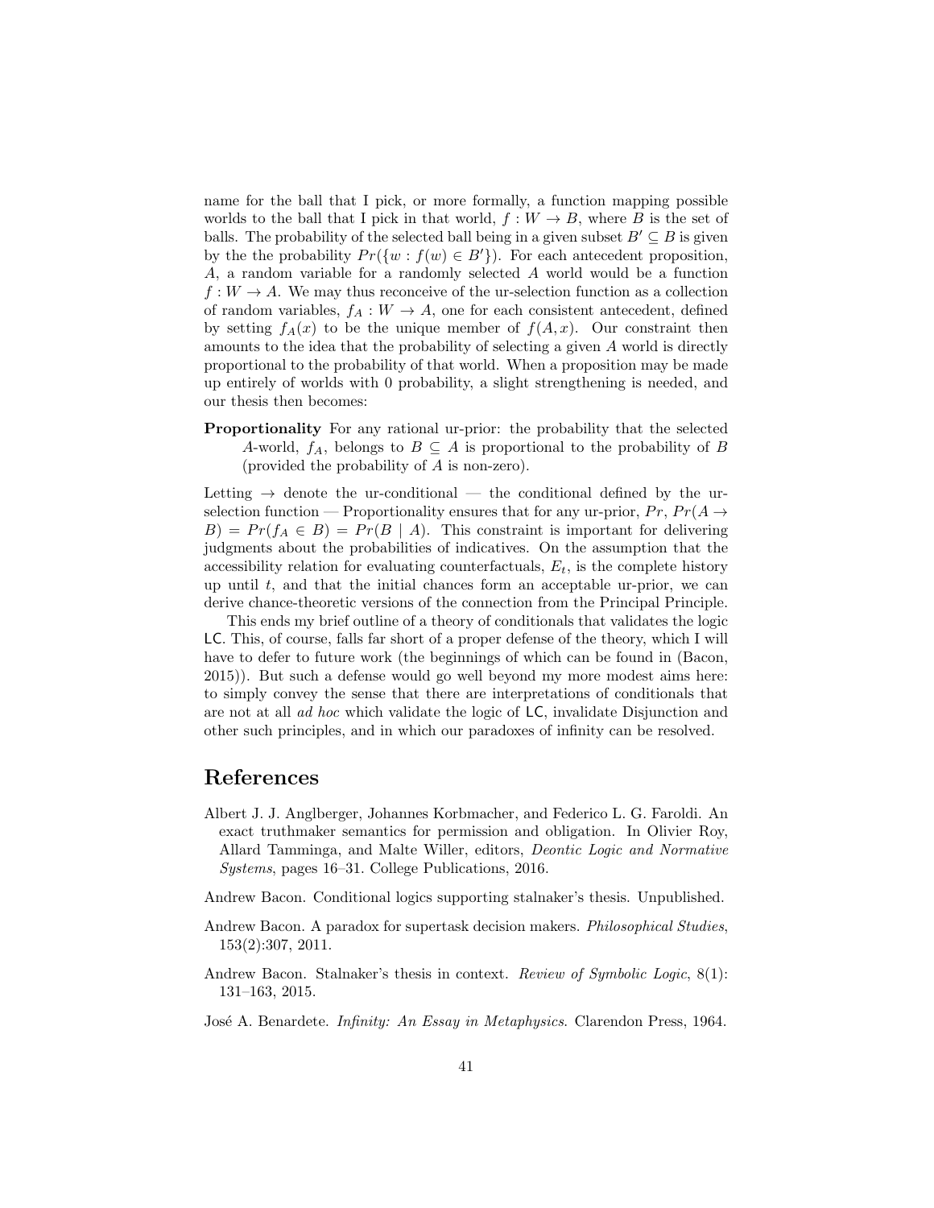name for the ball that I pick, or more formally, a function mapping possible worlds to the ball that I pick in that world, $f : W \to B$, where $B$ is the set of balls. The probability of the selected ball being in a given subset $B' \subseteq B$ is given by the the probability $Pr(\{w : f(w) \in B'\})$. For each antecedent proposition, $A$, a random variable for a randomly selected $A$ world would be a function $f : W \to A$. We may thus reconceive of the ur-selection function as a collection of random variables, $f_A : W \to A$, one for each consistent antecedent, defined by setting $f_A(x)$ to be the unique member of $f(A, x)$. Our constraint then amounts to the idea that the probability of selecting a given $A$ world is directly proportional to the probability of that world. When a proposition may be made up entirely of worlds with 0 probability, a slight strengthening is needed, and our thesis then becomes:

**Proportionality** For any rational ur-prior: the probability that the selected $A$-world, $f_A$, belongs to $B \subseteq A$ is proportional to the probability of $B$ (provided the probability of $A$ is non-zero).

Letting $\to$ denote the ur-conditional — the conditional defined by the ur-selection function — Proportionality ensures that for any ur-prior, $Pr$, $Pr(A \to B) = Pr(f_A \in B) = Pr(B \mid A)$. This constraint is important for delivering judgments about the probabilities of indicatives. On the assumption that the accessibility relation for evaluating counterfactuals, $E_t$, is the complete history up until $t$, and that the initial chances form an acceptable ur-prior, we can derive chance-theoretic versions of the connection from the Principal Principle.

This ends my brief outline of a theory of conditionals that validates the logic LC. This, of course, falls far short of a proper defense of the theory, which I will have to defer to future work (the beginnings of which can be found in (Bacon, 2015)). But such a defense would go well beyond my more modest aims here: to simply convey the sense that there are interpretations of conditionals that are not at all *ad hoc* which validate the logic of LC, invalidate Disjunction and other such principles, and in which our paradoxes of infinity can be resolved.

# References

Albert J. J. Anglberger, Johannes Korbmacher, and Federico L. G. Faroldi. An exact truthmaker semantics for permission and obligation. In Olivier Roy, Allard Tamminga, and Malte Willer, editors, *Deontic Logic and Normative Systems*, pages 16–31. College Publications, 2016.

Andrew Bacon. Conditional logics supporting stalnaker's thesis. Unpublished.

Andrew Bacon. A paradox for supertask decision makers. *Philosophical Studies*, 153(2):307, 2011.

Andrew Bacon. Stalnaker's thesis in context. *Review of Symbolic Logic*, 8(1): 131–163, 2015.

José A. Benardete. *Infinity: An Essay in Metaphysics*. Clarendon Press, 1964.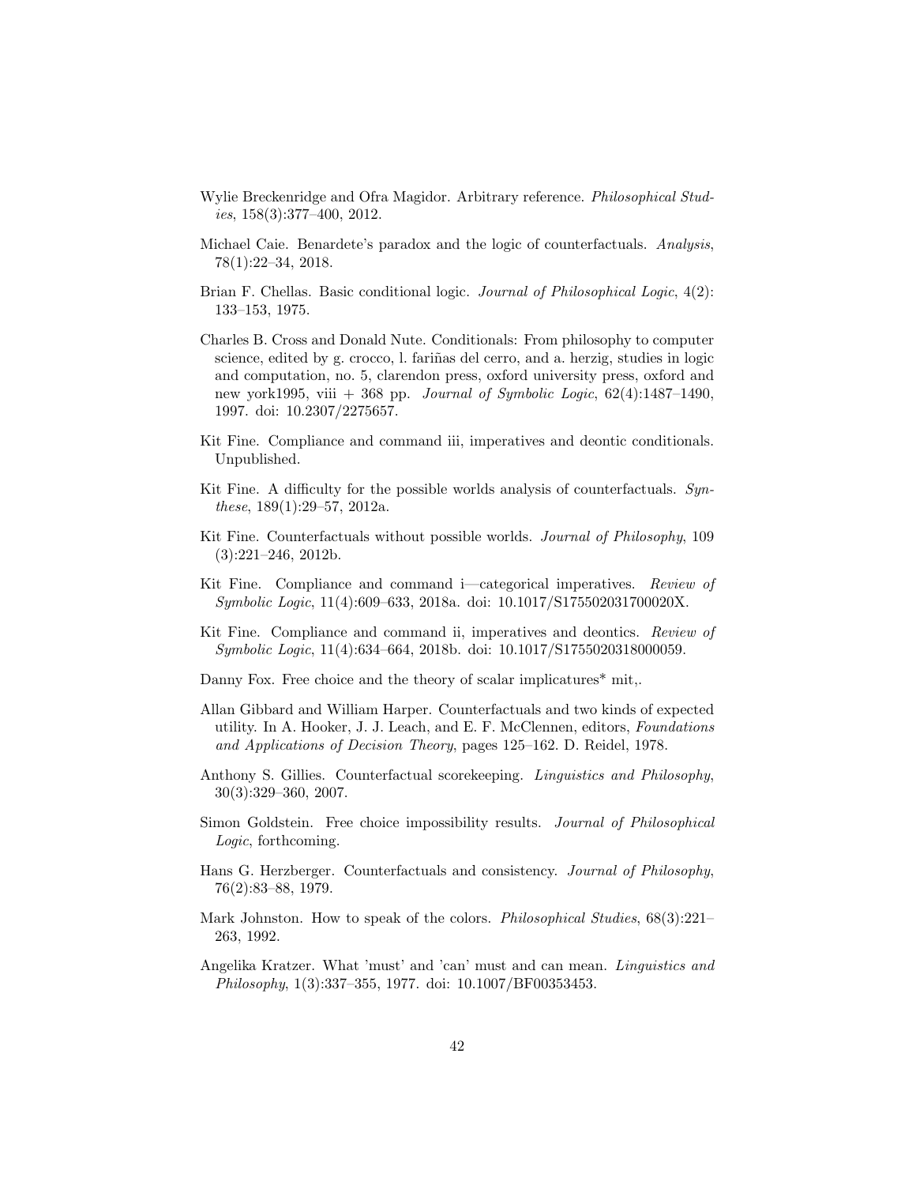Wylie Breckenridge and Ofra Magidor. Arbitrary reference. *Philosophical Studies*, 158(3):377–400, 2012.

Michael Caie. Benardete's paradox and the logic of counterfactuals. *Analysis*, 78(1):22–34, 2018.

Brian F. Chellas. Basic conditional logic. *Journal of Philosophical Logic*, 4(2): 133–153, 1975.

Charles B. Cross and Donald Nute. Conditionals: From philosophy to computer science, edited by g. crocco, l. fariñas del cerro, and a. herzig, studies in logic and computation, no. 5, clarendon press, oxford university press, oxford and new york1995, viii + 368 pp. *Journal of Symbolic Logic*, 62(4):1487–1490, 1997. doi: 10.2307/2275657.

Kit Fine. Compliance and command iii, imperatives and deontic conditionals. Unpublished.

Kit Fine. A difficulty for the possible worlds analysis of counterfactuals. *Synthese*, 189(1):29–57, 2012a.

Kit Fine. Counterfactuals without possible worlds. *Journal of Philosophy*, 109 (3):221–246, 2012b.

Kit Fine. Compliance and command i—categorical imperatives. *Review of Symbolic Logic*, 11(4):609–633, 2018a. doi: 10.1017/S175502031700020X.

Kit Fine. Compliance and command ii, imperatives and deontics. *Review of Symbolic Logic*, 11(4):634–664, 2018b. doi: 10.1017/S1755020318000059.

Danny Fox. Free choice and the theory of scalar implicatures* mit,.

Allan Gibbard and William Harper. Counterfactuals and two kinds of expected utility. In A. Hooker, J. J. Leach, and E. F. McClennen, editors, *Foundations and Applications of Decision Theory*, pages 125–162. D. Reidel, 1978.

Anthony S. Gillies. Counterfactual scorekeeping. *Linguistics and Philosophy*, 30(3):329–360, 2007.

Simon Goldstein. Free choice impossibility results. *Journal of Philosophical Logic*, forthcoming.

Hans G. Herzberger. Counterfactuals and consistency. *Journal of Philosophy*, 76(2):83–88, 1979.

Mark Johnston. How to speak of the colors. *Philosophical Studies*, 68(3):221–263, 1992.

Angelika Kratzer. What 'must' and 'can' must and can mean. *Linguistics and Philosophy*, 1(3):337–355, 1977. doi: 10.1007/BF00353453.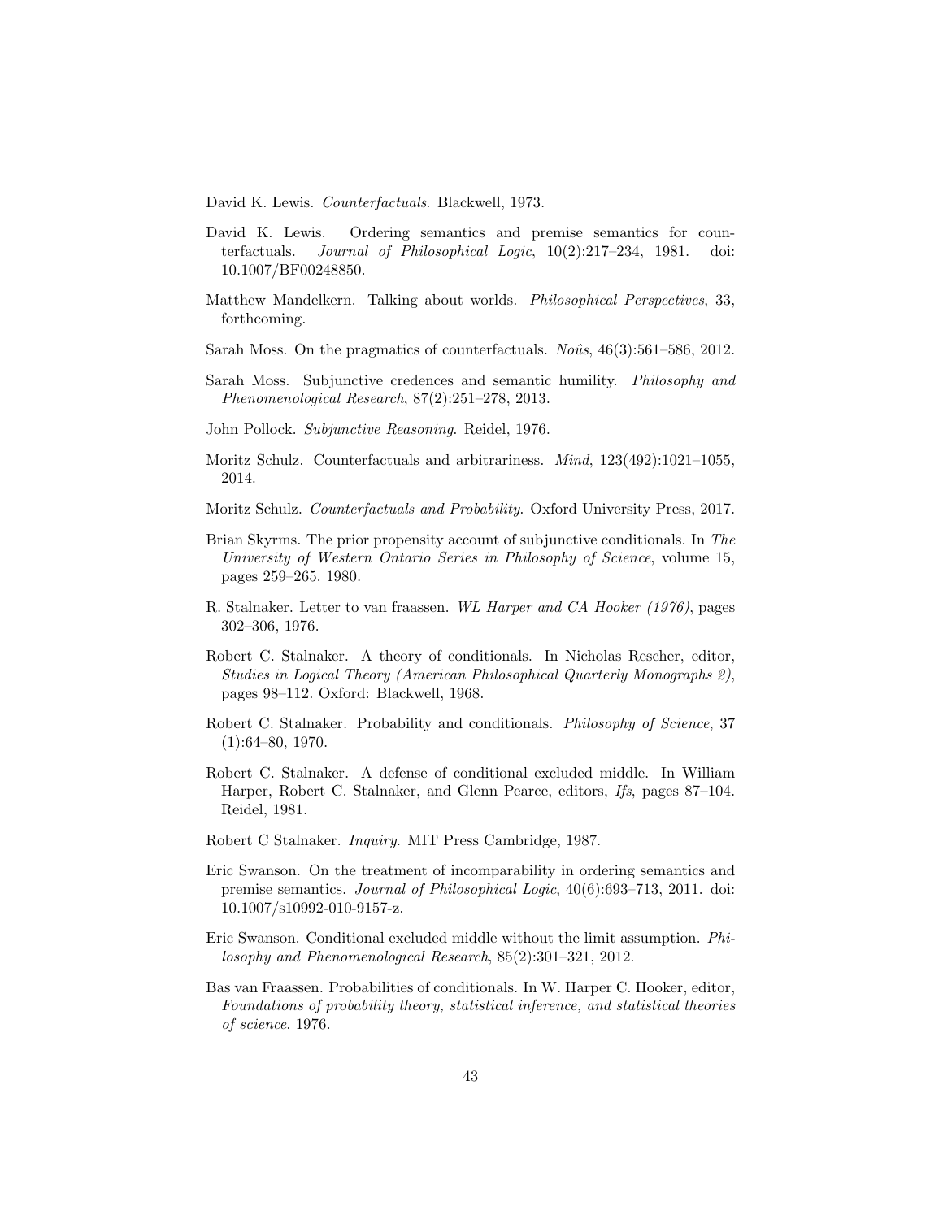David K. Lewis. *Counterfactuals*. Blackwell, 1973.

David K. Lewis. Ordering semantics and premise semantics for counterfactuals. *Journal of Philosophical Logic*, 10(2):217–234, 1981. doi: 10.1007/BF00248850.

Matthew Mandelkern. Talking about worlds. *Philosophical Perspectives*, 33, forthcoming.

Sarah Moss. On the pragmatics of counterfactuals. *Noûs*, 46(3):561–586, 2012.

Sarah Moss. Subjunctive credences and semantic humility. *Philosophy and Phenomenological Research*, 87(2):251–278, 2013.

John Pollock. *Subjunctive Reasoning*. Reidel, 1976.

Moritz Schulz. Counterfactuals and arbitrariness. *Mind*, 123(492):1021–1055, 2014.

Moritz Schulz. *Counterfactuals and Probability*. Oxford University Press, 2017.

Brian Skyrms. The prior propensity account of subjunctive conditionals. In *The University of Western Ontario Series in Philosophy of Science*, volume 15, pages 259–265. 1980.

R. Stalnaker. Letter to van fraassen. *WL Harper and CA Hooker (1976)*, pages 302–306, 1976.

Robert C. Stalnaker. A theory of conditionals. In Nicholas Rescher, editor, *Studies in Logical Theory (American Philosophical Quarterly Monographs 2)*, pages 98–112. Oxford: Blackwell, 1968.

Robert C. Stalnaker. Probability and conditionals. *Philosophy of Science*, 37 (1):64–80, 1970.

Robert C. Stalnaker. A defense of conditional excluded middle. In William Harper, Robert C. Stalnaker, and Glenn Pearce, editors, *Ifs*, pages 87–104. Reidel, 1981.

Robert C Stalnaker. *Inquiry*. MIT Press Cambridge, 1987.

Eric Swanson. On the treatment of incomparability in ordering semantics and premise semantics. *Journal of Philosophical Logic*, 40(6):693–713, 2011. doi: 10.1007/s10992-010-9157-z.

Eric Swanson. Conditional excluded middle without the limit assumption. *Philosophy and Phenomenological Research*, 85(2):301–321, 2012.

Bas van Fraassen. Probabilities of conditionals. In W. Harper C. Hooker, editor, *Foundations of probability theory, statistical inference, and statistical theories of science*. 1976.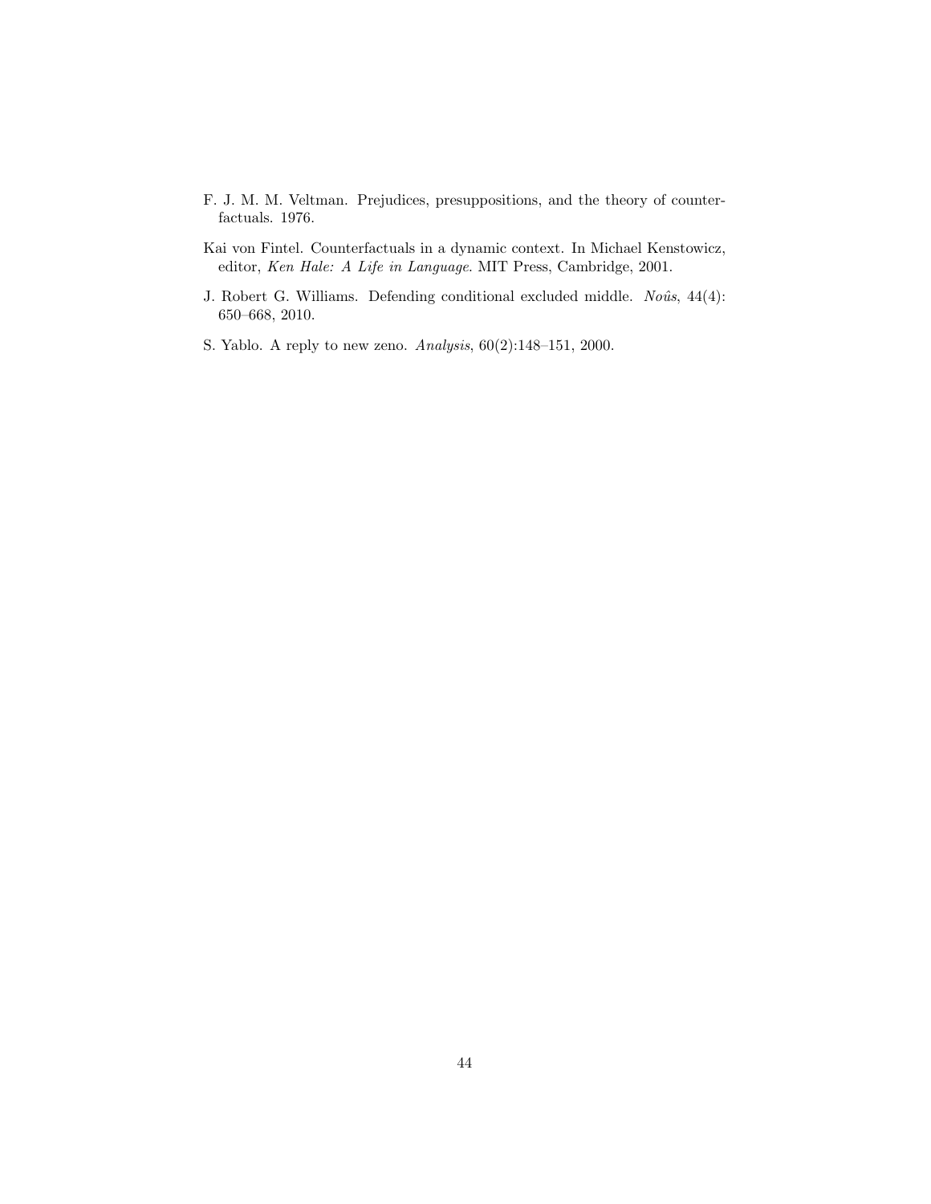F. J. M. M. Veltman. Prejudices, presuppositions, and the theory of counterfactuals. 1976.

Kai von Fintel. Counterfactuals in a dynamic context. In Michael Kenstowicz, editor, *Ken Hale: A Life in Language*. MIT Press, Cambridge, 2001.

J. Robert G. Williams. Defending conditional excluded middle. *Noûs*, 44(4): 650–668, 2010.

S. Yablo. A reply to new zeno. *Analysis*, 60(2):148–151, 2000.